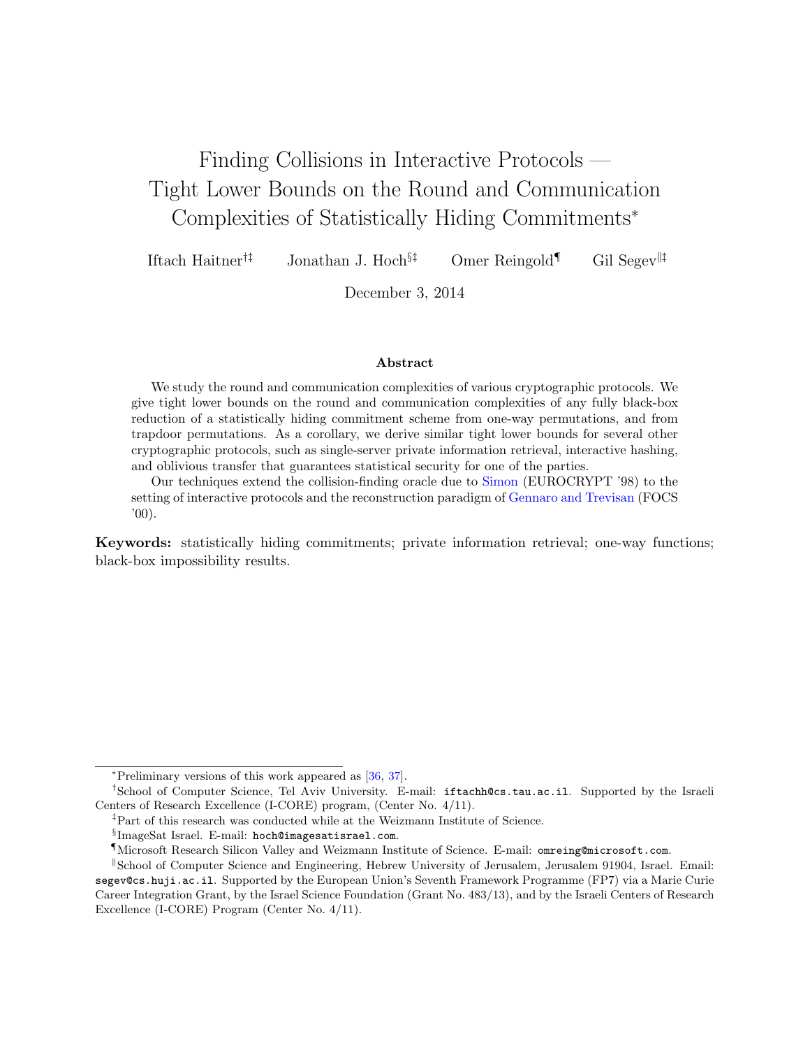# Finding Collisions in Interactive Protocols — Tight Lower Bounds on the Round and Communication Complexities of Statistically Hiding Commitments*

Iftach Haitner[†‡] Jonathan J. Hoch[§‡] Omer Reingold[¶] Gil Segev[‖‡]

December 3, 2014

### Abstract

We study the round and communication complexities of various cryptographic protocols. We give tight lower bounds on the round and communication complexities of any fully black-box reduction of a statistically hiding commitment scheme from one-way permutations, and from trapdoor permutations. As a corollary, we derive similar tight lower bounds for several other cryptographic protocols, such as single-server private information retrieval, interactive hashing, and oblivious transfer that guarantees statistical security for one of the parties.

Our techniques extend the collision-finding oracle due to Simon (EUROCRYPT '98) to the setting of interactive protocols and the reconstruction paradigm of Gennaro and Trevisan (FOCS '00).

**Keywords:** statistically hiding commitments; private information retrieval; one-way functions; black-box impossibility results.

---

*Preliminary versions of this work appeared as [36, 37].

†School of Computer Science, Tel Aviv University. E-mail: `iftachh@cs.tau.ac.il`. Supported by the Israeli Centers of Research Excellence (I-CORE) program, (Center No. 4/11).

‡Part of this research was conducted while at the Weizmann Institute of Science.

§ImageSat Israel. E-mail: `hoch@imagesatisrael.com`.

¶Microsoft Research Silicon Valley and Weizmann Institute of Science. E-mail: `omreing@microsoft.com`.

‖School of Computer Science and Engineering, Hebrew University of Jerusalem, Jerusalem 91904, Israel. Email: `segev@cs.huji.ac.il`. Supported by the European Union's Seventh Framework Programme (FP7) via a Marie Curie Career Integration Grant, by the Israel Science Foundation (Grant No. 483/13), and by the Israeli Centers of Research Excellence (I-CORE) Program (Center No. 4/11).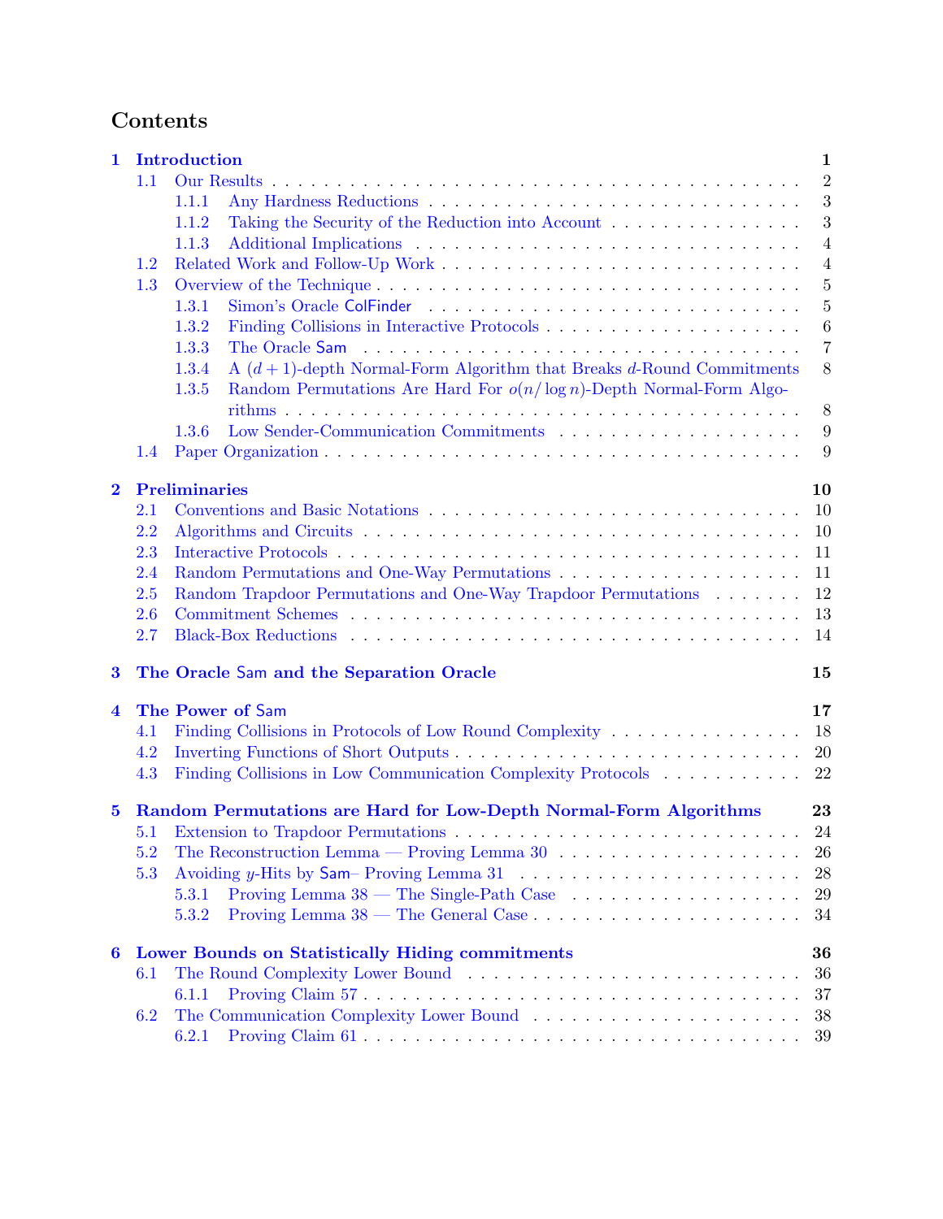# Contents

- **1 Introduction** — 1
  - 1.1 Our Results — 2
    - 1.1.1 Any Hardness Reductions — 3
    - 1.1.2 Taking the Security of the Reduction into Account — 3
    - 1.1.3 Additional Implications — 4
  - 1.2 Related Work and Follow-Up Work — 4
  - 1.3 Overview of the Technique — 5
    - 1.3.1 Simon's Oracle ColFinder — 5
    - 1.3.2 Finding Collisions in Interactive Protocols — 6
    - 1.3.3 The Oracle Sam — 7
    - 1.3.4 A $(d+1)$-depth Normal-Form Algorithm that Breaks $d$-Round Commitments — 8
    - 1.3.5 Random Permutations Are Hard For $o(n/\log n)$-Depth Normal-Form Algorithms — 8
    - 1.3.6 Low Sender-Communication Commitments — 9
  - 1.4 Paper Organization — 9
- **2 Preliminaries** — 10
  - 2.1 Conventions and Basic Notations — 10
  - 2.2 Algorithms and Circuits — 10
  - 2.3 Interactive Protocols — 11
  - 2.4 Random Permutations and One-Way Permutations — 11
  - 2.5 Random Trapdoor Permutations and One-Way Trapdoor Permutations — 12
  - 2.6 Commitment Schemes — 13
  - 2.7 Black-Box Reductions — 14
- **3 The Oracle Sam and the Separation Oracle** — 15
- **4 The Power of Sam** — 17
  - 4.1 Finding Collisions in Protocols of Low Round Complexity — 18
  - 4.2 Inverting Functions of Short Outputs — 20
  - 4.3 Finding Collisions in Low Communication Complexity Protocols — 22
- **5 Random Permutations are Hard for Low-Depth Normal-Form Algorithms** — 23
  - 5.1 Extension to Trapdoor Permutations — 24
  - 5.2 The Reconstruction Lemma — Proving Lemma 30 — 26
  - 5.3 Avoiding $y$-Hits by Sam– Proving Lemma 31 — 28
    - 5.3.1 Proving Lemma 38 — The Single-Path Case — 29
    - 5.3.2 Proving Lemma 38 — The General Case — 34
- **6 Lower Bounds on Statistically Hiding commitments** — 36
  - 6.1 The Round Complexity Lower Bound — 36
    - 6.1.1 Proving Claim 57 — 37
  - 6.2 The Communication Complexity Lower Bound — 38
    - 6.2.1 Proving Claim 61 — 39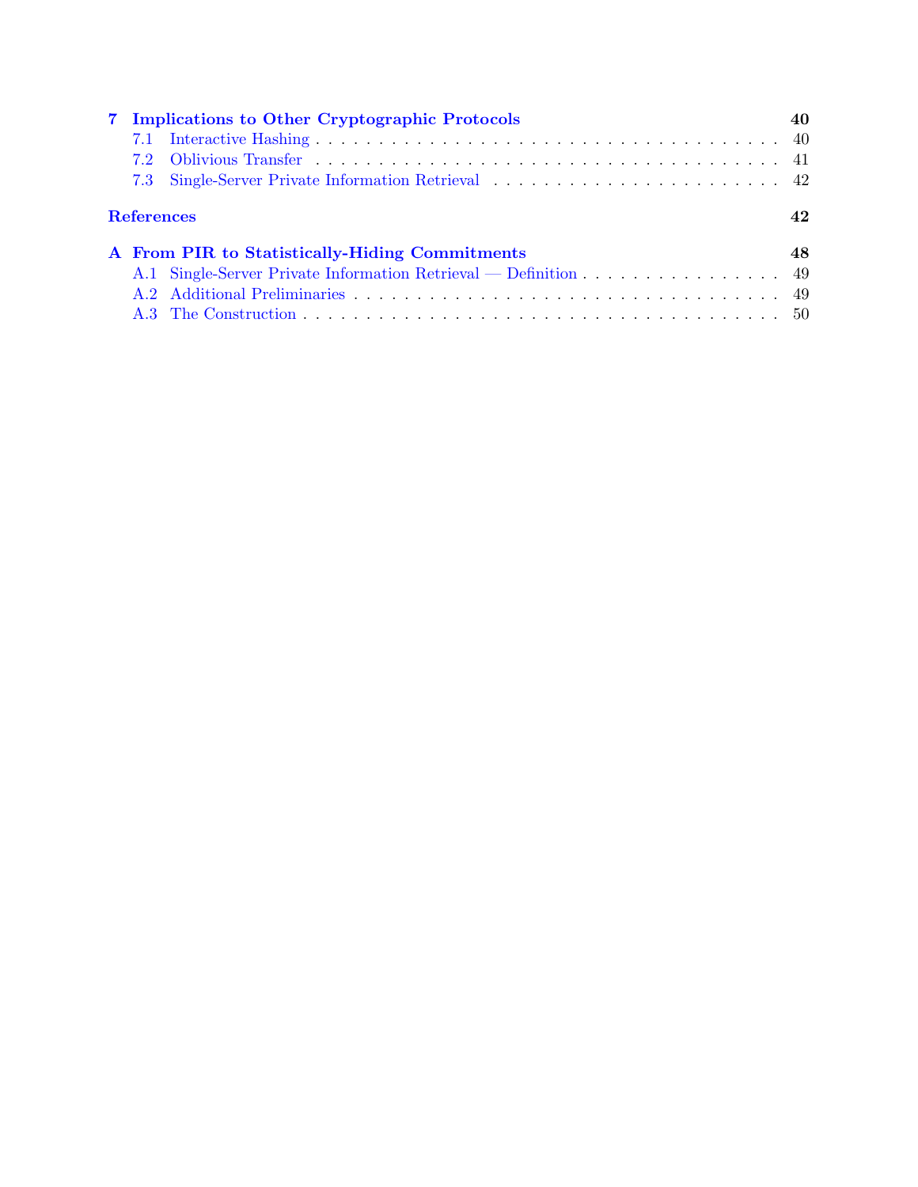**7 Implications to Other Cryptographic Protocols** — 40

- 7.1 Interactive Hashing — 40
- 7.2 Oblivious Transfer — 41
- 7.3 Single-Server Private Information Retrieval — 42

**References** — 42

**A From PIR to Statistically-Hiding Commitments** — 48

- A.1 Single-Server Private Information Retrieval — Definition — 49
- A.2 Additional Preliminaries — 49
- A.3 The Construction — 50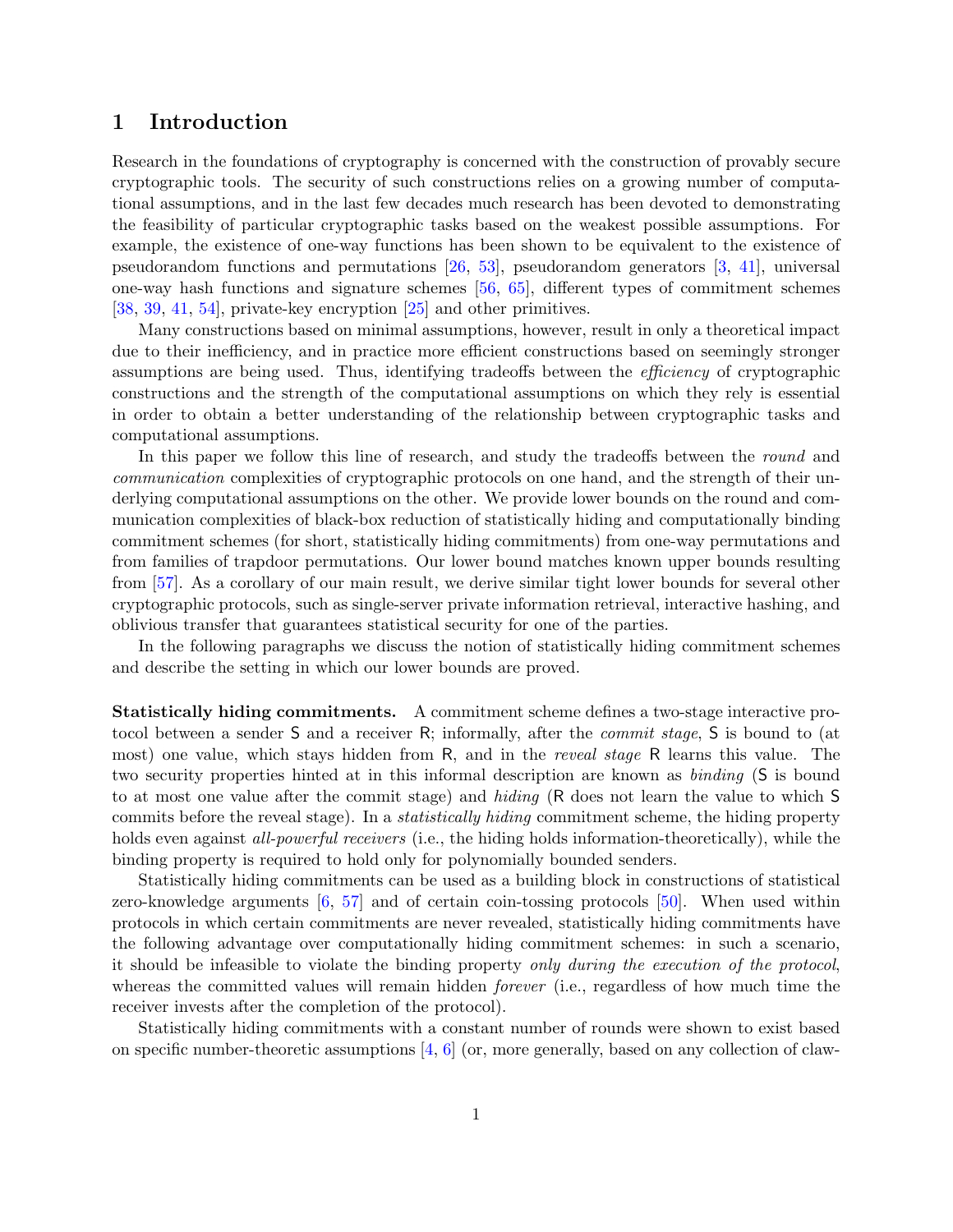# 1 Introduction

Research in the foundations of cryptography is concerned with the construction of provably secure cryptographic tools. The security of such constructions relies on a growing number of computational assumptions, and in the last few decades much research has been devoted to demonstrating the feasibility of particular cryptographic tasks based on the weakest possible assumptions. For example, the existence of one-way functions has been shown to be equivalent to the existence of pseudorandom functions and permutations [26, 53], pseudorandom generators [3, 41], universal one-way hash functions and signature schemes [56, 65], different types of commitment schemes [38, 39, 41, 54], private-key encryption [25] and other primitives.

Many constructions based on minimal assumptions, however, result in only a theoretical impact due to their inefficiency, and in practice more efficient constructions based on seemingly stronger assumptions are being used. Thus, identifying tradeoffs between the *efficiency* of cryptographic constructions and the strength of the computational assumptions on which they rely is essential in order to obtain a better understanding of the relationship between cryptographic tasks and computational assumptions.

In this paper we follow this line of research, and study the tradeoffs between the *round* and *communication* complexities of cryptographic protocols on one hand, and the strength of their underlying computational assumptions on the other. We provide lower bounds on the round and communication complexities of black-box reduction of statistically hiding and computationally binding commitment schemes (for short, statistically hiding commitments) from one-way permutations and from families of trapdoor permutations. Our lower bound matches known upper bounds resulting from [57]. As a corollary of our main result, we derive similar tight lower bounds for several other cryptographic protocols, such as single-server private information retrieval, interactive hashing, and oblivious transfer that guarantees statistical security for one of the parties.

In the following paragraphs we discuss the notion of statistically hiding commitment schemes and describe the setting in which our lower bounds are proved.

**Statistically hiding commitments.** A commitment scheme defines a two-stage interactive protocol between a sender S and a receiver R; informally, after the *commit stage*, S is bound to (at most) one value, which stays hidden from R, and in the *reveal stage* R learns this value. The two security properties hinted at in this informal description are known as *binding* (S is bound to at most one value after the commit stage) and *hiding* (R does not learn the value to which S commits before the reveal stage). In a *statistically hiding* commitment scheme, the hiding property holds even against *all-powerful receivers* (i.e., the hiding holds information-theoretically), while the binding property is required to hold only for polynomially bounded senders.

Statistically hiding commitments can be used as a building block in constructions of statistical zero-knowledge arguments [6, 57] and of certain coin-tossing protocols [50]. When used within protocols in which certain commitments are never revealed, statistically hiding commitments have the following advantage over computationally hiding commitment schemes: in such a scenario, it should be infeasible to violate the binding property *only during the execution of the protocol*, whereas the committed values will remain hidden *forever* (i.e., regardless of how much time the receiver invests after the completion of the protocol).

Statistically hiding commitments with a constant number of rounds were shown to exist based on specific number-theoretic assumptions [4, 6] (or, more generally, based on any collection of claw-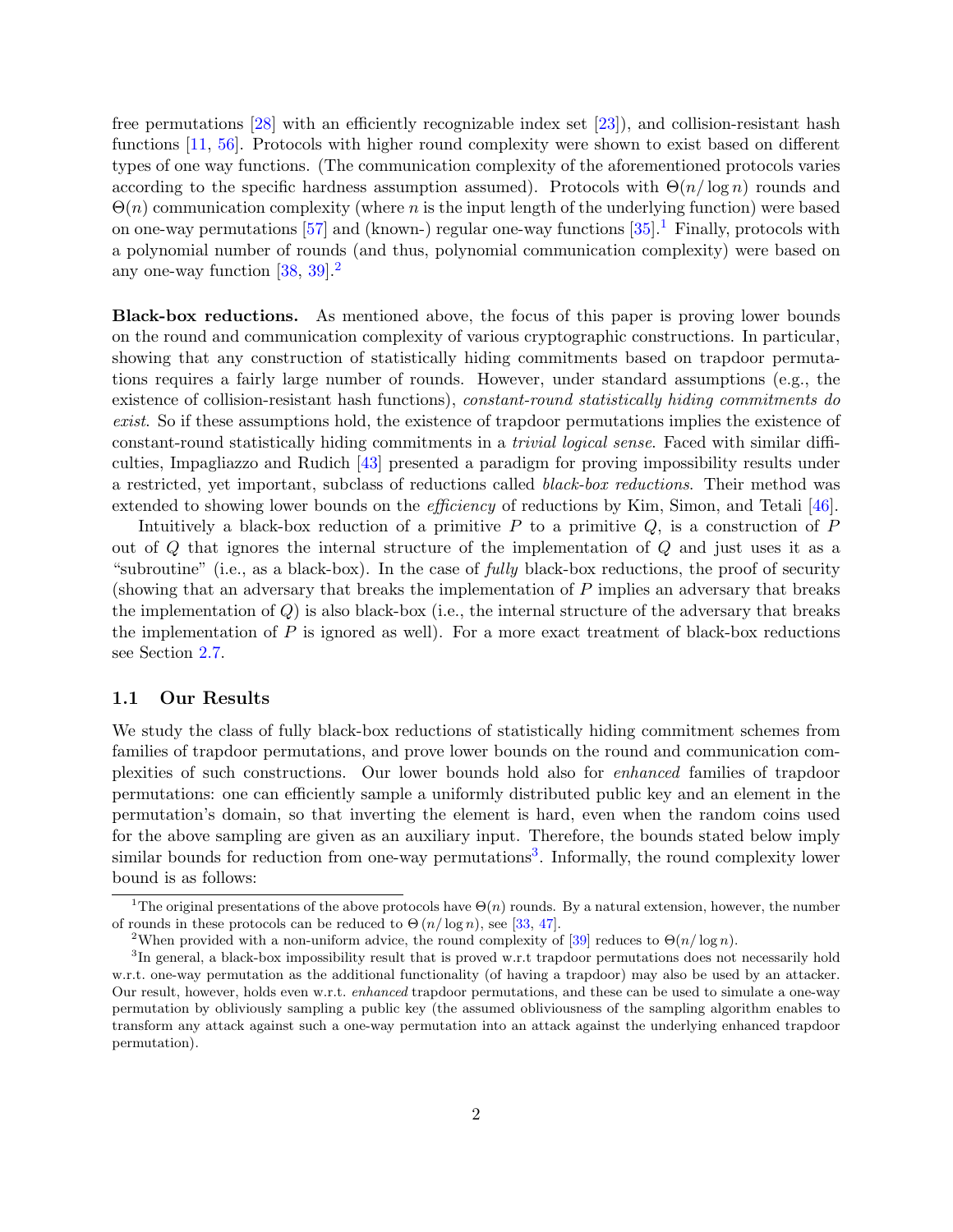free permutations [28] with an efficiently recognizable index set [23]), and collision-resistant hash functions [11, 56]. Protocols with higher round complexity were shown to exist based on different types of one way functions. (The communication complexity of the aforementioned protocols varies according to the specific hardness assumption assumed). Protocols with $\Theta(n/\log n)$ rounds and $\Theta(n)$ communication complexity (where $n$ is the input length of the underlying function) were based on one-way permutations [57] and (known-) regular one-way functions [35].[1] Finally, protocols with a polynomial number of rounds (and thus, polynomial communication complexity) were based on any one-way function [38, 39].[2]

**Black-box reductions.** As mentioned above, the focus of this paper is proving lower bounds on the round and communication complexity of various cryptographic constructions. In particular, showing that any construction of statistically hiding commitments based on trapdoor permutations requires a fairly large number of rounds. However, under standard assumptions (e.g., the existence of collision-resistant hash functions), *constant-round statistically hiding commitments do exist*. So if these assumptions hold, the existence of trapdoor permutations implies the existence of constant-round statistically hiding commitments in a *trivial logical sense*. Faced with similar difficulties, Impagliazzo and Rudich [43] presented a paradigm for proving impossibility results under a restricted, yet important, subclass of reductions called *black-box reductions*. Their method was extended to showing lower bounds on the *efficiency* of reductions by Kim, Simon, and Tetali [46].

Intuitively a black-box reduction of a primitive $P$ to a primitive $Q$, is a construction of $P$ out of $Q$ that ignores the internal structure of the implementation of $Q$ and just uses it as a "subroutine" (i.e., as a black-box). In the case of *fully* black-box reductions, the proof of security (showing that an adversary that breaks the implementation of $P$ implies an adversary that breaks the implementation of $Q$) is also black-box (i.e., the internal structure of the adversary that breaks the implementation of $P$ is ignored as well). For a more exact treatment of black-box reductions see Section 2.7.

## 1.1 Our Results

We study the class of fully black-box reductions of statistically hiding commitment schemes from families of trapdoor permutations, and prove lower bounds on the round and communication complexities of such constructions. Our lower bounds hold also for *enhanced* families of trapdoor permutations: one can efficiently sample a uniformly distributed public key and an element in the permutation's domain, so that inverting the element is hard, even when the random coins used for the above sampling are given as an auxiliary input. Therefore, the bounds stated below imply similar bounds for reduction from one-way permutations[3]. Informally, the round complexity lower bound is as follows:

[1] The original presentations of the above protocols have $\Theta(n)$ rounds. By a natural extension, however, the number of rounds in these protocols can be reduced to $\Theta(n/\log n)$, see [33, 47].

[2] When provided with a non-uniform advice, the round complexity of [39] reduces to $\Theta(n/\log n)$.

[3] In general, a black-box impossibility result that is proved w.r.t trapdoor permutations does not necessarily hold w.r.t. one-way permutation as the additional functionality (of having a trapdoor) may also be used by an attacker. Our result, however, holds even w.r.t. *enhanced* trapdoor permutations, and these can be used to simulate a one-way permutation by obliviously sampling a public key (the assumed obliviousness of the sampling algorithm enables to transform any attack against such a one-way permutation into an attack against the underlying enhanced trapdoor permutation).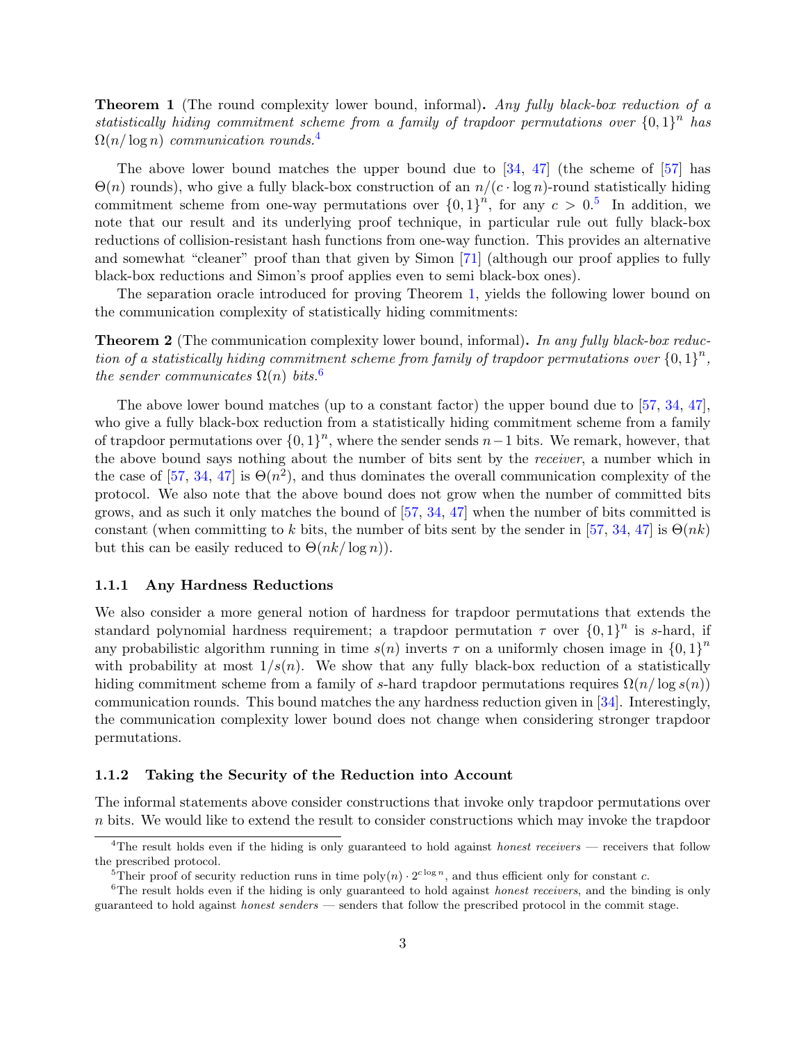**Theorem 1** (The round complexity lower bound, informal)**.** *Any fully black-box reduction of a statistically hiding commitment scheme from a family of trapdoor permutations over $\{0,1\}^n$ has $\Omega(n/\log n)$ communication rounds.*[4]

The above lower bound matches the upper bound due to [34, 47] (the scheme of [57] has $\Theta(n)$ rounds), who give a fully black-box construction of an $n/(c \cdot \log n)$-round statistically hiding commitment scheme from one-way permutations over $\{0,1\}^n$, for any $c > 0$.[5] In addition, we note that our result and its underlying proof technique, in particular rule out fully black-box reductions of collision-resistant hash functions from one-way function. This provides an alternative and somewhat "cleaner" proof than that given by Simon [71] (although our proof applies to fully black-box reductions and Simon's proof applies even to semi black-box ones).

The separation oracle introduced for proving Theorem 1, yields the following lower bound on the communication complexity of statistically hiding commitments:

**Theorem 2** (The communication complexity lower bound, informal)**.** *In any fully black-box reduction of a statistically hiding commitment scheme from family of trapdoor permutations over $\{0,1\}^n$, the sender communicates $\Omega(n)$ bits.*[6]

The above lower bound matches (up to a constant factor) the upper bound due to [57, 34, 47], who give a fully black-box reduction from a statistically hiding commitment scheme from a family of trapdoor permutations over $\{0,1\}^n$, where the sender sends $n-1$ bits. We remark, however, that the above bound says nothing about the number of bits sent by the *receiver*, a number which in the case of [57, 34, 47] is $\Theta(n^2)$, and thus dominates the overall communication complexity of the protocol. We also note that the above bound does not grow when the number of committed bits grows, and as such it only matches the bound of [57, 34, 47] when the number of bits committed is constant (when committing to $k$ bits, the number of bits sent by the sender in [57, 34, 47] is $\Theta(nk)$ but this can be easily reduced to $\Theta(nk/\log n)$).

### 1.1.1 Any Hardness Reductions

We also consider a more general notion of hardness for trapdoor permutations that extends the standard polynomial hardness requirement; a trapdoor permutation $\tau$ over $\{0,1\}^n$ is $s$-hard, if any probabilistic algorithm running in time $s(n)$ inverts $\tau$ on a uniformly chosen image in $\{0,1\}^n$ with probability at most $1/s(n)$. We show that any fully black-box reduction of a statistically hiding commitment scheme from a family of $s$-hard trapdoor permutations requires $\Omega(n/\log s(n))$ communication rounds. This bound matches the any hardness reduction given in [34]. Interestingly, the communication complexity lower bound does not change when considering stronger trapdoor permutations.

### 1.1.2 Taking the Security of the Reduction into Account

The informal statements above consider constructions that invoke only trapdoor permutations over $n$ bits. We would like to extend the result to consider constructions which may invoke the trapdoor

[4]The result holds even if the hiding is only guaranteed to hold against *honest receivers* — receivers that follow the prescribed protocol.

[5]Their proof of security reduction runs in time $\mathrm{poly}(n) \cdot 2^{c \log n}$, and thus efficient only for constant $c$.

[6]The result holds even if the hiding is only guaranteed to hold against *honest receivers*, and the binding is only guaranteed to hold against *honest senders* — senders that follow the prescribed protocol in the commit stage.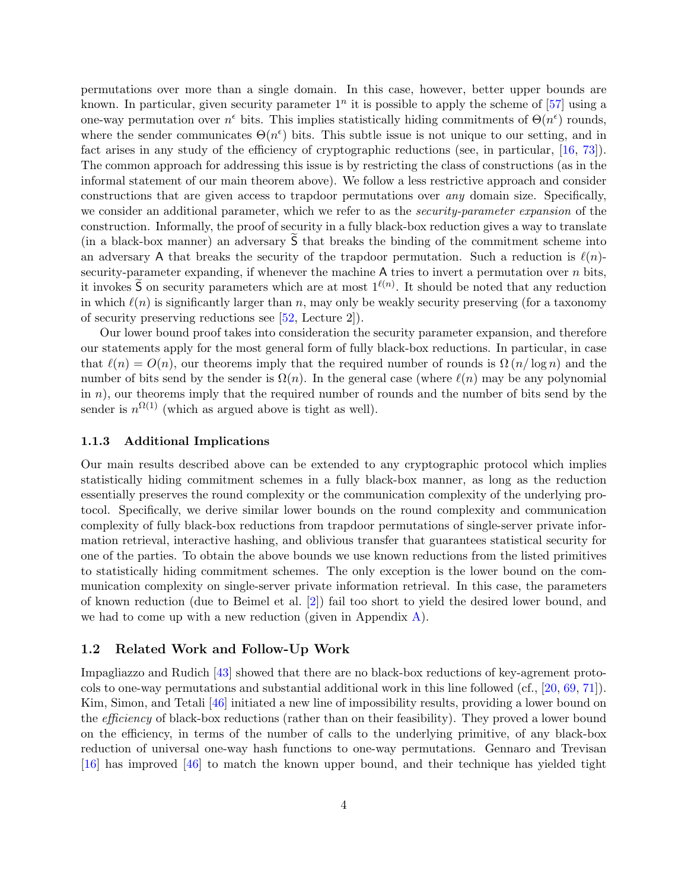permutations over more than a single domain. In this case, however, better upper bounds are known. In particular, given security parameter $1^n$ it is possible to apply the scheme of [57] using a one-way permutation over $n^\epsilon$ bits. This implies statistically hiding commitments of $\Theta(n^\epsilon)$ rounds, where the sender communicates $\Theta(n^\epsilon)$ bits. This subtle issue is not unique to our setting, and in fact arises in any study of the efficiency of cryptographic reductions (see, in particular, [16, 73]). The common approach for addressing this issue is by restricting the class of constructions (as in the informal statement of our main theorem above). We follow a less restrictive approach and consider constructions that are given access to trapdoor permutations over *any* domain size. Specifically, we consider an additional parameter, which we refer to as the *security-parameter expansion* of the construction. Informally, the proof of security in a fully black-box reduction gives a way to translate (in a black-box manner) an adversary $\widetilde{\mathsf{S}}$ that breaks the binding of the commitment scheme into an adversary $\mathsf{A}$ that breaks the security of the trapdoor permutation. Such a reduction is $\ell(n)$-security-parameter expanding, if whenever the machine $\mathsf{A}$ tries to invert a permutation over $n$ bits, it invokes $\widetilde{\mathsf{S}}$ on security parameters which are at most $1^{\ell(n)}$. It should be noted that any reduction in which $\ell(n)$ is significantly larger than $n$, may only be weakly security preserving (for a taxonomy of security preserving reductions see [52, Lecture 2]).

Our lower bound proof takes into consideration the security parameter expansion, and therefore our statements apply for the most general form of fully black-box reductions. In particular, in case that $\ell(n) = O(n)$, our theorems imply that the required number of rounds is $\Omega(n/\log n)$ and the number of bits send by the sender is $\Omega(n)$. In the general case (where $\ell(n)$ may be any polynomial in $n$), our theorems imply that the required number of rounds and the number of bits send by the sender is $n^{\Omega(1)}$ (which as argued above is tight as well).

### 1.1.3 Additional Implications

Our main results described above can be extended to any cryptographic protocol which implies statistically hiding commitment schemes in a fully black-box manner, as long as the reduction essentially preserves the round complexity or the communication complexity of the underlying protocol. Specifically, we derive similar lower bounds on the round complexity and communication complexity of fully black-box reductions from trapdoor permutations of single-server private information retrieval, interactive hashing, and oblivious transfer that guarantees statistical security for one of the parties. To obtain the above bounds we use known reductions from the listed primitives to statistically hiding commitment schemes. The only exception is the lower bound on the communication complexity on single-server private information retrieval. In this case, the parameters of known reduction (due to Beimel et al. [2]) fail too short to yield the desired lower bound, and we had to come up with a new reduction (given in Appendix A).

## 1.2 Related Work and Follow-Up Work

Impagliazzo and Rudich [43] showed that there are no black-box reductions of key-agrement protocols to one-way permutations and substantial additional work in this line followed (cf., [20, 69, 71]). Kim, Simon, and Tetali [46] initiated a new line of impossibility results, providing a lower bound on the *efficiency* of black-box reductions (rather than on their feasibility). They proved a lower bound on the efficiency, in terms of the number of calls to the underlying primitive, of any black-box reduction of universal one-way hash functions to one-way permutations. Gennaro and Trevisan [16] has improved [46] to match the known upper bound, and their technique has yielded tight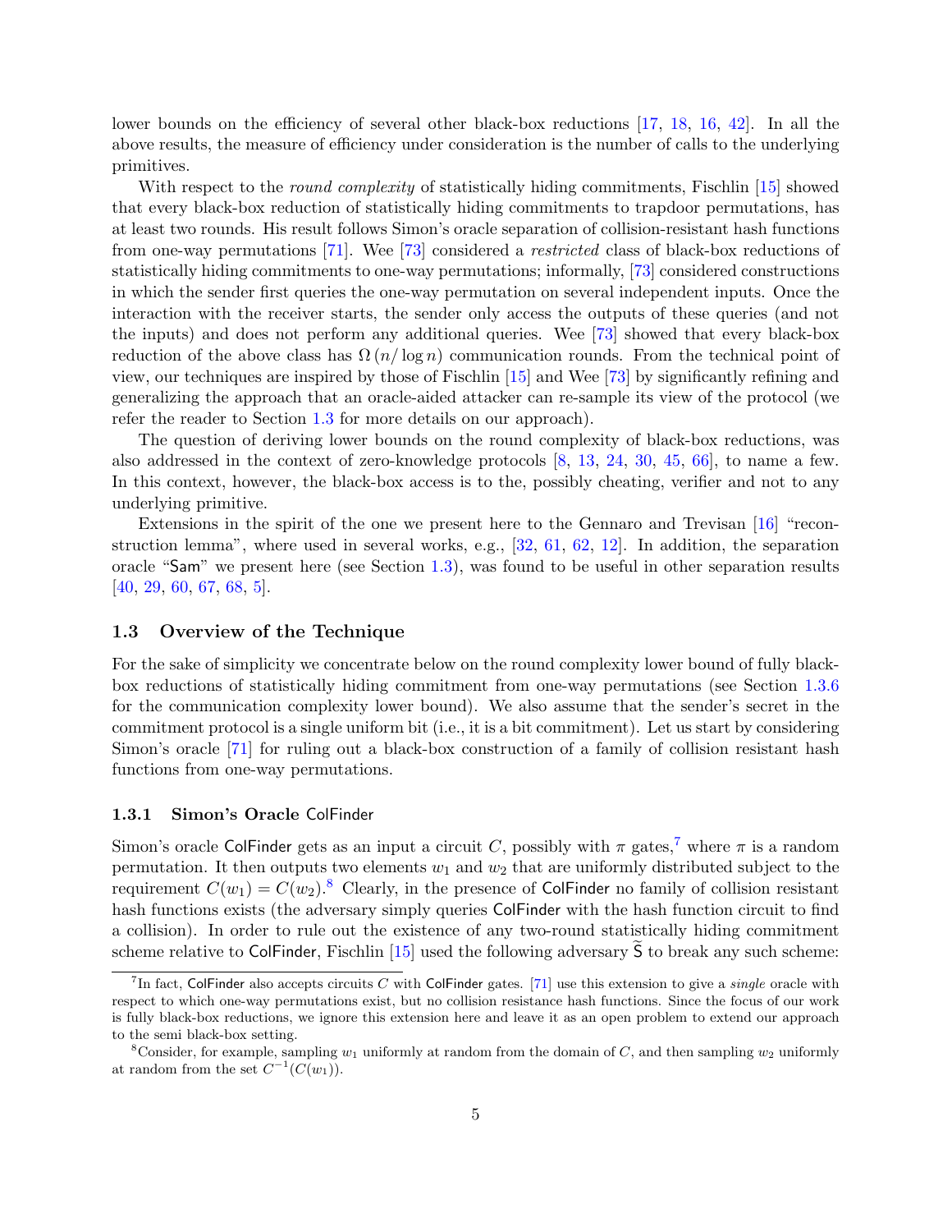lower bounds on the efficiency of several other black-box reductions [17, 18, 16, 42]. In all the above results, the measure of efficiency under consideration is the number of calls to the underlying primitives.

With respect to the *round complexity* of statistically hiding commitments, Fischlin [15] showed that every black-box reduction of statistically hiding commitments to trapdoor permutations, has at least two rounds. His result follows Simon's oracle separation of collision-resistant hash functions from one-way permutations [71]. Wee [73] considered a *restricted* class of black-box reductions of statistically hiding commitments to one-way permutations; informally, [73] considered constructions in which the sender first queries the one-way permutation on several independent inputs. Once the interaction with the receiver starts, the sender only access the outputs of these queries (and not the inputs) and does not perform any additional queries. Wee [73] showed that every black-box reduction of the above class has $\Omega(n/\log n)$ communication rounds. From the technical point of view, our techniques are inspired by those of Fischlin [15] and Wee [73] by significantly refining and generalizing the approach that an oracle-aided attacker can re-sample its view of the protocol (we refer the reader to Section 1.3 for more details on our approach).

The question of deriving lower bounds on the round complexity of black-box reductions, was also addressed in the context of zero-knowledge protocols [8, 13, 24, 30, 45, 66], to name a few. In this context, however, the black-box access is to the, possibly cheating, verifier and not to any underlying primitive.

Extensions in the spirit of the one we present here to the Gennaro and Trevisan [16] "reconstruction lemma", where used in several works, e.g., [32, 61, 62, 12]. In addition, the separation oracle "Sam" we present here (see Section 1.3), was found to be useful in other separation results [40, 29, 60, 67, 68, 5].

### 1.3 Overview of the Technique

For the sake of simplicity we concentrate below on the round complexity lower bound of fully black-box reductions of statistically hiding commitment from one-way permutations (see Section 1.3.6 for the communication complexity lower bound). We also assume that the sender's secret in the commitment protocol is a single uniform bit (i.e., it is a bit commitment). Let us start by considering Simon's oracle [71] for ruling out a black-box construction of a family of collision resistant hash functions from one-way permutations.

#### 1.3.1 Simon's Oracle ColFinder

Simon's oracle ColFinder gets as an input a circuit $C$, possibly with $\pi$ gates,[7] where $\pi$ is a random permutation. It then outputs two elements $w_1$ and $w_2$ that are uniformly distributed subject to the requirement $C(w_1) = C(w_2)$.[8] Clearly, in the presence of ColFinder no family of collision resistant hash functions exists (the adversary simply queries ColFinder with the hash function circuit to find a collision). In order to rule out the existence of any two-round statistically hiding commitment scheme relative to ColFinder, Fischlin [15] used the following adversary $\widetilde{\mathsf{S}}$ to break any such scheme:

[7] In fact, ColFinder also accepts circuits $C$ with ColFinder gates. [71] use this extension to give a *single* oracle with respect to which one-way permutations exist, but no collision resistance hash functions. Since the focus of our work is fully black-box reductions, we ignore this extension here and leave it as an open problem to extend our approach to the semi black-box setting.

[8] Consider, for example, sampling $w_1$ uniformly at random from the domain of $C$, and then sampling $w_2$ uniformly at random from the set $C^{-1}(C(w_1))$.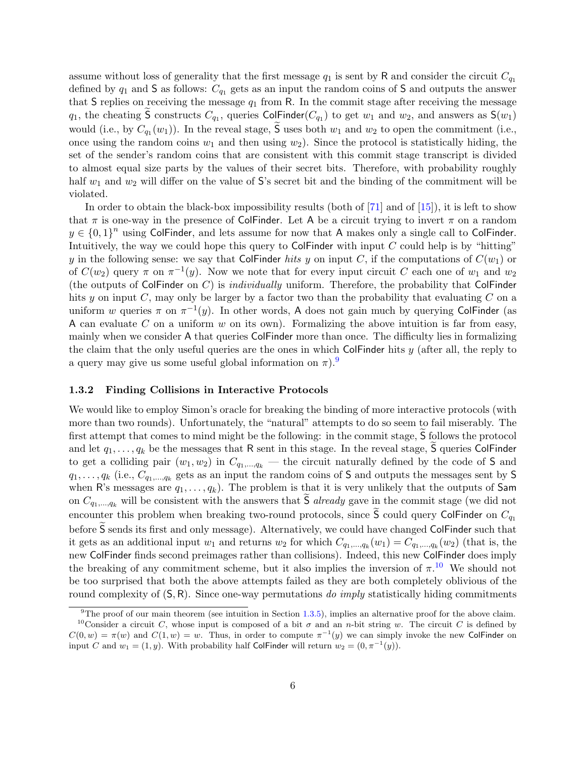assume without loss of generality that the first message $q_1$ is sent by R and consider the circuit $C_{q_1}$ defined by $q_1$ and S as follows: $C_{q_1}$ gets as an input the random coins of S and outputs the answer that S replies on receiving the message $q_1$ from R. In the commit stage after receiving the message $q_1$, the cheating $\widetilde{\mathsf{S}}$ constructs $C_{q_1}$, queries $\mathsf{ColFinder}(C_{q_1})$ to get $w_1$ and $w_2$, and answers as $\mathsf{S}(w_1)$ would (i.e., by $C_{q_1}(w_1)$). In the reveal stage, $\widetilde{\mathsf{S}}$ uses both $w_1$ and $w_2$ to open the commitment (i.e., once using the random coins $w_1$ and then using $w_2$). Since the protocol is statistically hiding, the set of the sender's random coins that are consistent with this commit stage transcript is divided to almost equal size parts by the values of their secret bits. Therefore, with probability roughly half $w_1$ and $w_2$ will differ on the value of S's secret bit and the binding of the commitment will be violated.

In order to obtain the black-box impossibility results (both of [71] and of [15]), it is left to show that $\pi$ is one-way in the presence of ColFinder. Let A be a circuit trying to invert $\pi$ on a random $y \in \{0,1\}^n$ using ColFinder, and lets assume for now that A makes only a single call to ColFinder. Intuitively, the way we could hope this query to ColFinder with input $C$ could help is by "hitting" $y$ in the following sense: we say that ColFinder *hits* $y$ on input $C$, if the computations of $C(w_1)$ or of $C(w_2)$ query $\pi$ on $\pi^{-1}(y)$. Now we note that for every input circuit $C$ each one of $w_1$ and $w_2$ (the outputs of ColFinder on $C$) is *individually* uniform. Therefore, the probability that ColFinder hits $y$ on input $C$, may only be larger by a factor two than the probability that evaluating $C$ on a uniform $w$ queries $\pi$ on $\pi^{-1}(y)$. In other words, A does not gain much by querying ColFinder (as A can evaluate $C$ on a uniform $w$ on its own). Formalizing the above intuition is far from easy, mainly when we consider A that queries ColFinder more than once. The difficulty lies in formalizing the claim that the only useful queries are the ones in which ColFinder hits $y$ (after all, the reply to a query may give us some useful global information on $\pi$).[9]

### 1.3.2 Finding Collisions in Interactive Protocols

We would like to employ Simon's oracle for breaking the binding of more interactive protocols (with more than two rounds). Unfortunately, the "natural" attempts to do so seem to fail miserably. The first attempt that comes to mind might be the following: in the commit stage, $\widetilde{\mathsf{S}}$ follows the protocol and let $q_1, \ldots, q_k$ be the messages that R sent in this stage. In the reveal stage, $\widetilde{\mathsf{S}}$ queries ColFinder to get a colliding pair $(w_1, w_2)$ in $C_{q_1,\ldots,q_k}$ — the circuit naturally defined by the code of S and $q_1, \ldots, q_k$ (i.e., $C_{q_1,\ldots,q_k}$ gets as an input the random coins of S and outputs the messages sent by S when R's messages are $q_1, \ldots, q_k$). The problem is that it is very unlikely that the outputs of Sam on $C_{q_1,\ldots,q_k}$ will be consistent with the answers that $\widetilde{\mathsf{S}}$ *already* gave in the commit stage (we did not encounter this problem when breaking two-round protocols, since $\widetilde{\mathsf{S}}$ could query ColFinder on $C_{q_1}$ before $\widetilde{\mathsf{S}}$ sends its first and only message). Alternatively, we could have changed ColFinder such that it gets as an additional input $w_1$ and returns $w_2$ for which $C_{q_1,\ldots,q_k}(w_1) = C_{q_1,\ldots,q_k}(w_2)$ (that is, the new ColFinder finds second preimages rather than collisions). Indeed, this new ColFinder does imply the breaking of any commitment scheme, but it also implies the inversion of $\pi$.[10] We should not be too surprised that both the above attempts failed as they are both completely oblivious of the round complexity of $(\mathsf{S}, \mathsf{R})$. Since one-way permutations *do imply* statistically hiding commitments

[9] The proof of our main theorem (see intuition in Section 1.3.5), implies an alternative proof for the above claim.

[10] Consider a circuit $C$, whose input is composed of a bit $\sigma$ and an $n$-bit string $w$. The circuit $C$ is defined by $C(0, w) = \pi(w)$ and $C(1, w) = w$. Thus, in order to compute $\pi^{-1}(y)$ we can simply invoke the new ColFinder on input $C$ and $w_1 = (1, y)$. With probability half ColFinder will return $w_2 = (0, \pi^{-1}(y))$.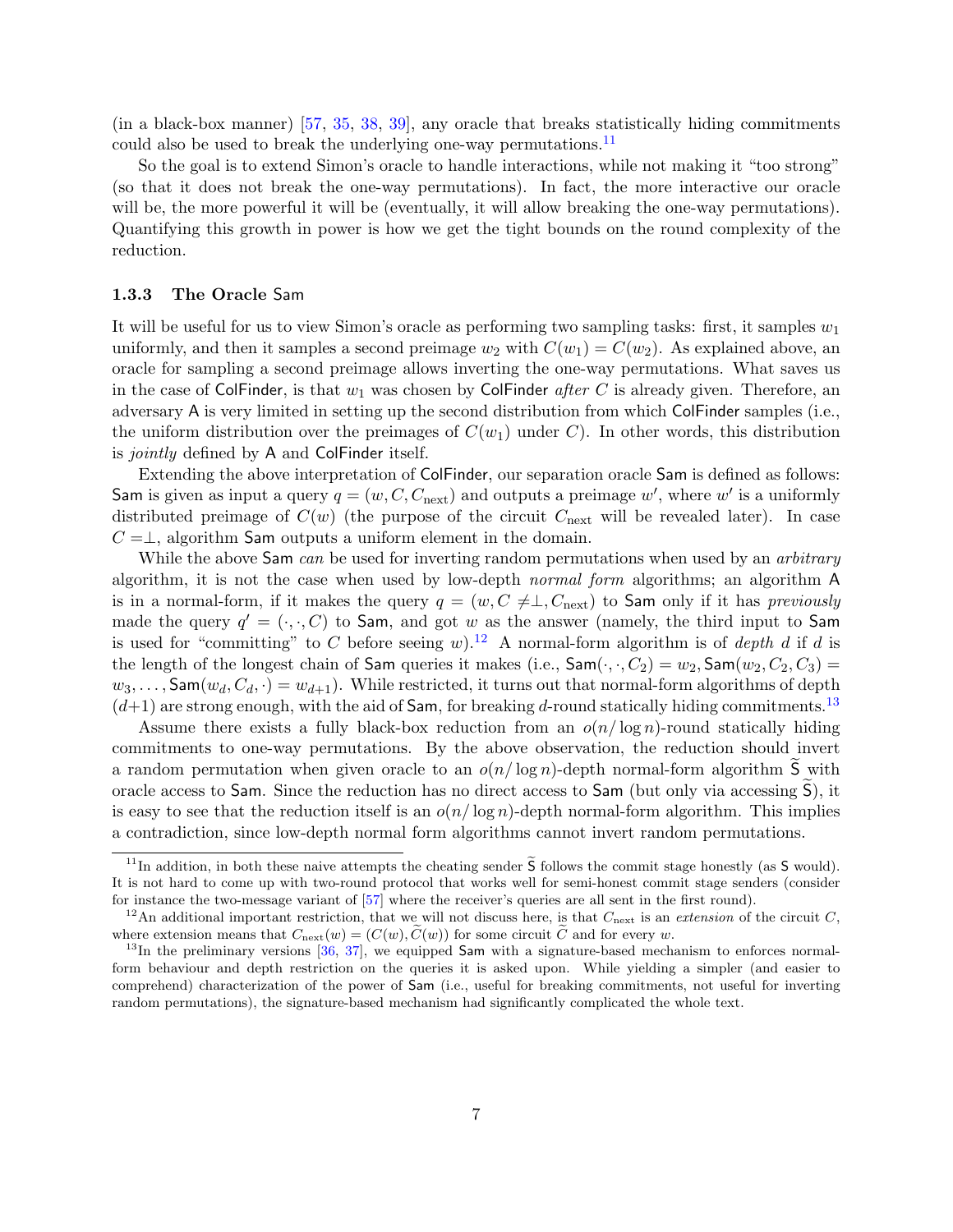(in a black-box manner) [57, 35, 38, 39], any oracle that breaks statistically hiding commitments could also be used to break the underlying one-way permutations.[11]

So the goal is to extend Simon's oracle to handle interactions, while not making it "too strong" (so that it does not break the one-way permutations). In fact, the more interactive our oracle will be, the more powerful it will be (eventually, it will allow breaking the one-way permutations). Quantifying this growth in power is how we get the tight bounds on the round complexity of the reduction.

### 1.3.3 The Oracle Sam

It will be useful for us to view Simon's oracle as performing two sampling tasks: first, it samples $w_1$ uniformly, and then it samples a second preimage $w_2$ with $C(w_1) = C(w_2)$. As explained above, an oracle for sampling a second preimage allows inverting the one-way permutations. What saves us in the case of ColFinder, is that $w_1$ was chosen by ColFinder *after* $C$ is already given. Therefore, an adversary A is very limited in setting up the second distribution from which ColFinder samples (i.e., the uniform distribution over the preimages of $C(w_1)$ under $C$). In other words, this distribution is *jointly* defined by A and ColFinder itself.

Extending the above interpretation of ColFinder, our separation oracle Sam is defined as follows: Sam is given as input a query $q = (w, C, C_{\text{next}})$ and outputs a preimage $w'$, where $w'$ is a uniformly distributed preimage of $C(w)$ (the purpose of the circuit $C_{\text{next}}$ will be revealed later). In case $C = \perp$, algorithm Sam outputs a uniform element in the domain.

While the above Sam *can* be used for inverting random permutations when used by an *arbitrary* algorithm, it is not the case when used by low-depth *normal form* algorithms; an algorithm A is in a normal-form, if it makes the query $q = (w, C \neq \perp, C_{\text{next}})$ to Sam only if it has *previously* made the query $q' = (\cdot, \cdot, C)$ to Sam, and got $w$ as the answer (namely, the third input to Sam is used for "committing" to $C$ before seeing $w$).[12] A normal-form algorithm is of *depth* $d$ if $d$ is the length of the longest chain of Sam queries it makes (i.e., $\mathsf{Sam}(\cdot, \cdot, C_2) = w_2, \mathsf{Sam}(w_2, C_2, C_3) = w_3, \ldots, \mathsf{Sam}(w_d, C_d, \cdot) = w_{d+1}$). While restricted, it turns out that normal-form algorithms of depth $(d+1)$ are strong enough, with the aid of Sam, for breaking $d$-round statically hiding commitments.[13]

Assume there exists a fully black-box reduction from an $o(n/\log n)$-round statically hiding commitments to one-way permutations. By the above observation, the reduction should invert a random permutation when given oracle to an $o(n/\log n)$-depth normal-form algorithm $\widetilde{\mathsf{S}}$ with oracle access to Sam. Since the reduction has no direct access to Sam (but only via accessing $\widetilde{\mathsf{S}}$), it is easy to see that the reduction itself is an $o(n/\log n)$-depth normal-form algorithm. This implies a contradiction, since low-depth normal form algorithms cannot invert random permutations.

---

[11] In addition, in both these naive attempts the cheating sender $\widetilde{\mathsf{S}}$ follows the commit stage honestly (as S would). It is not hard to come up with two-round protocol that works well for semi-honest commit stage senders (consider for instance the two-message variant of [57] where the receiver's queries are all sent in the first round).

[12] An additional important restriction, that we will not discuss here, is that $C_{\text{next}}$ is an *extension* of the circuit $C$, where extension means that $C_{\text{next}}(w) = (C(w), \widetilde{C}(w))$ for some circuit $\widetilde{C}$ and for every $w$.

[13] In the preliminary versions [36, 37], we equipped Sam with a signature-based mechanism to enforces normal-form behaviour and depth restriction on the queries it is asked upon. While yielding a simpler (and easier to comprehend) characterization of the power of Sam (i.e., useful for breaking commitments, not useful for inverting random permutations), the signature-based mechanism had significantly complicated the whole text.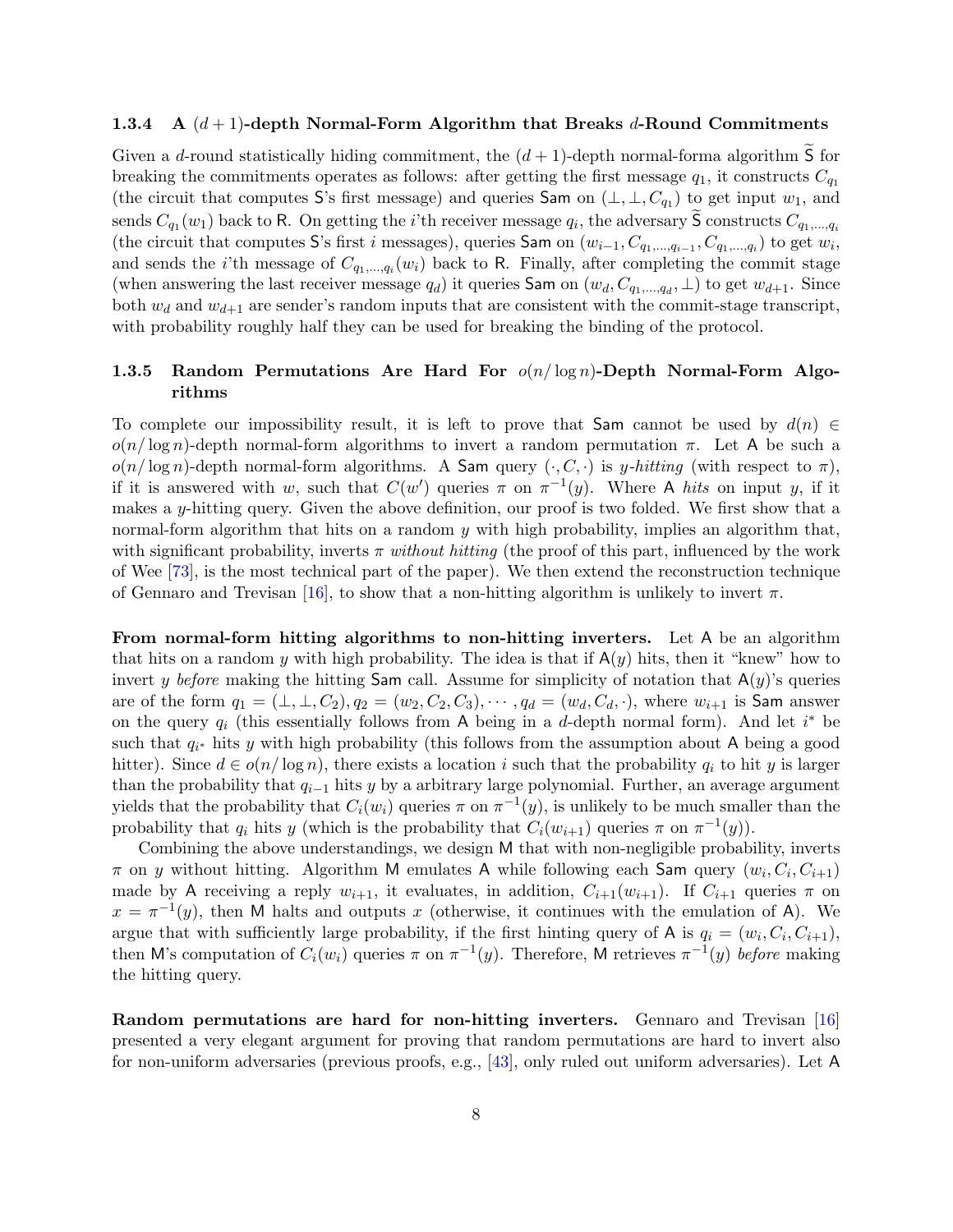#### 1.3.4 A $(d+1)$-depth Normal-Form Algorithm that Breaks $d$-Round Commitments

Given a $d$-round statistically hiding commitment, the $(d+1)$-depth normal-forma algorithm $\widetilde{\mathsf{S}}$ for breaking the commitments operates as follows: after getting the first message $q_1$, it constructs $C_{q_1}$ (the circuit that computes $\mathsf{S}$'s first message) and queries $\mathsf{Sam}$ on $(\perp, \perp, C_{q_1})$ to get input $w_1$, and sends $C_{q_1}(w_1)$ back to $\mathsf{R}$. On getting the $i$'th receiver message $q_i$, the adversary $\widetilde{\mathsf{S}}$ constructs $C_{q_1,\ldots,q_i}$ (the circuit that computes $\mathsf{S}$'s first $i$ messages), queries $\mathsf{Sam}$ on $(w_{i-1}, C_{q_1,\ldots,q_{i-1}}, C_{q_1,\ldots,q_i})$ to get $w_i$, and sends the $i$'th message of $C_{q_1,\ldots,q_i}(w_i)$ back to $\mathsf{R}$. Finally, after completing the commit stage (when answering the last receiver message $q_d$) it queries $\mathsf{Sam}$ on $(w_d, C_{q_1,\ldots,q_d}, \perp)$ to get $w_{d+1}$. Since both $w_d$ and $w_{d+1}$ are sender's random inputs that are consistent with the commit-stage transcript, with probability roughly half they can be used for breaking the binding of the protocol.

#### 1.3.5 Random Permutations Are Hard For $o(n/\log n)$-Depth Normal-Form Algorithms

To complete our impossibility result, it is left to prove that $\mathsf{Sam}$ cannot be used by $d(n) \in o(n/\log n)$-depth normal-form algorithms to invert a random permutation $\pi$. Let $\mathsf{A}$ be such a $o(n/\log n)$-depth normal-form algorithms. A $\mathsf{Sam}$ query $(\cdot, C, \cdot)$ is *$y$-hitting* (with respect to $\pi$), if it is answered with $w$, such that $C(w')$ queries $\pi$ on $\pi^{-1}(y)$. Where $\mathsf{A}$ *hits* on input $y$, if it makes a $y$-hitting query. Given the above definition, our proof is two folded. We first show that a normal-form algorithm that hits on a random $y$ with high probability, implies an algorithm that, with significant probability, inverts $\pi$ *without hitting* (the proof of this part, influenced by the work of Wee [73], is the most technical part of the paper). We then extend the reconstruction technique of Gennaro and Trevisan [16], to show that a non-hitting algorithm is unlikely to invert $\pi$.

**From normal-form hitting algorithms to non-hitting inverters.** Let $\mathsf{A}$ be an algorithm that hits on a random $y$ with high probability. The idea is that if $\mathsf{A}(y)$ hits, then it "knew" how to invert $y$ *before* making the hitting $\mathsf{Sam}$ call. Assume for simplicity of notation that $\mathsf{A}(y)$'s queries are of the form $q_1 = (\perp, \perp, C_2), q_2 = (w_2, C_2, C_3), \cdots, q_d = (w_d, C_d, \cdot)$, where $w_{i+1}$ is $\mathsf{Sam}$ answer on the query $q_i$ (this essentially follows from $\mathsf{A}$ being in a $d$-depth normal form). And let $i^*$ be such that $q_{i^*}$ hits $y$ with high probability (this follows from the assumption about $\mathsf{A}$ being a good hitter). Since $d \in o(n/\log n)$, there exists a location $i$ such that the probability $q_i$ to hit $y$ is larger than the probability that $q_{i-1}$ hits $y$ by a arbitrary large polynomial. Further, an average argument yields that the probability that $C_i(w_i)$ queries $\pi$ on $\pi^{-1}(y)$, is unlikely to be much smaller than the probability that $q_i$ hits $y$ (which is the probability that $C_i(w_{i+1})$ queries $\pi$ on $\pi^{-1}(y)$).

Combining the above understandings, we design $\mathsf{M}$ that with non-negligible probability, inverts $\pi$ on $y$ without hitting. Algorithm $\mathsf{M}$ emulates $\mathsf{A}$ while following each $\mathsf{Sam}$ query $(w_i, C_i, C_{i+1})$ made by $\mathsf{A}$ receiving a reply $w_{i+1}$, it evaluates, in addition, $C_{i+1}(w_{i+1})$. If $C_{i+1}$ queries $\pi$ on $x = \pi^{-1}(y)$, then $\mathsf{M}$ halts and outputs $x$ (otherwise, it continues with the emulation of $\mathsf{A}$). We argue that with sufficiently large probability, if the first hinting query of $\mathsf{A}$ is $q_i = (w_i, C_i, C_{i+1})$, then $\mathsf{M}$'s computation of $C_i(w_i)$ queries $\pi$ on $\pi^{-1}(y)$. Therefore, $\mathsf{M}$ retrieves $\pi^{-1}(y)$ *before* making the hitting query.

**Random permutations are hard for non-hitting inverters.** Gennaro and Trevisan [16] presented a very elegant argument for proving that random permutations are hard to invert also for non-uniform adversaries (previous proofs, e.g., [43], only ruled out uniform adversaries). Let $\mathsf{A}$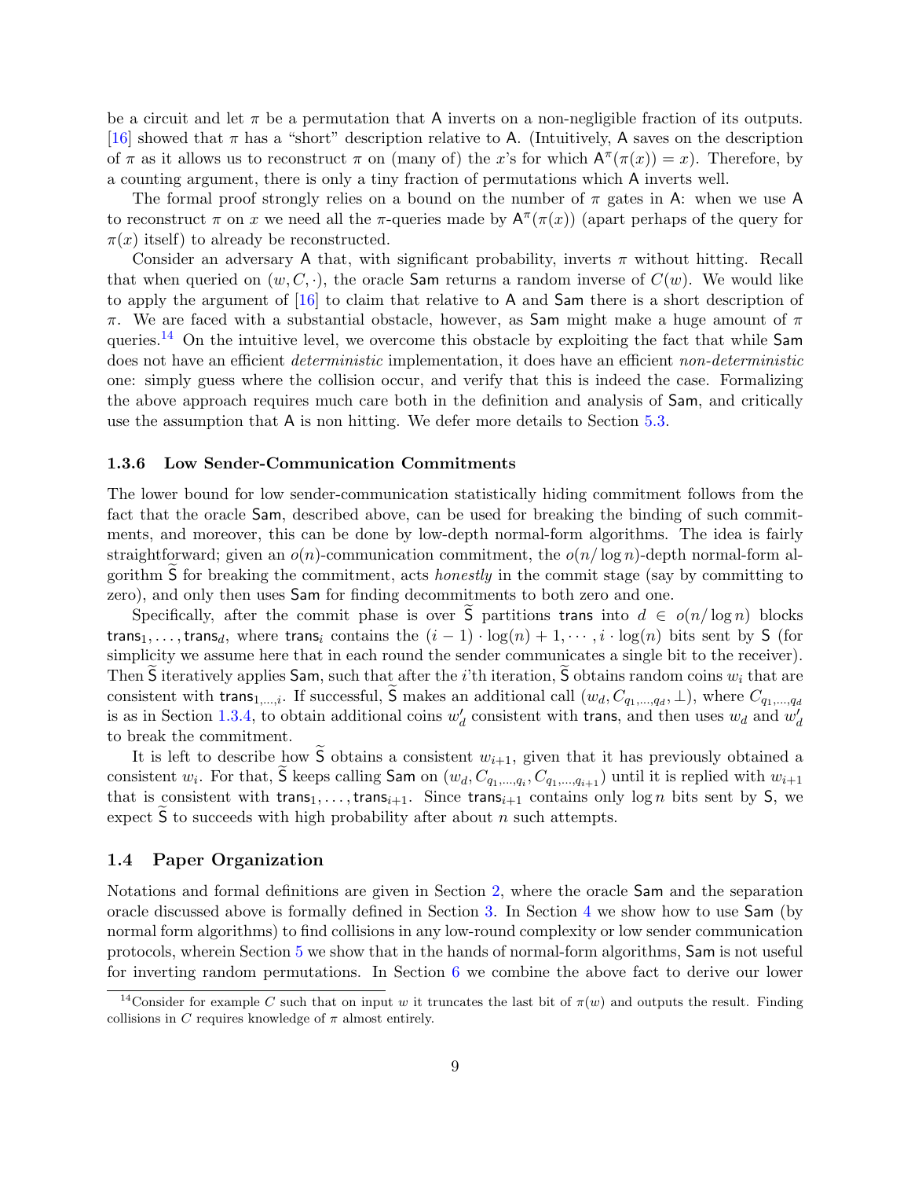be a circuit and let $\pi$ be a permutation that A inverts on a non-negligible fraction of its outputs. [16] showed that $\pi$ has a "short" description relative to A. (Intuitively, A saves on the description of $\pi$ as it allows us to reconstruct $\pi$ on (many of) the $x$'s for which $\mathsf{A}^{\pi}(\pi(x)) = x$). Therefore, by a counting argument, there is only a tiny fraction of permutations which A inverts well.

The formal proof strongly relies on a bound on the number of $\pi$ gates in A: when we use A to reconstruct $\pi$ on $x$ we need all the $\pi$-queries made by $\mathsf{A}^{\pi}(\pi(x))$ (apart perhaps of the query for $\pi(x)$ itself) to already be reconstructed.

Consider an adversary A that, with significant probability, inverts $\pi$ without hitting. Recall that when queried on $(w, C, \cdot)$, the oracle Sam returns a random inverse of $C(w)$. We would like to apply the argument of [16] to claim that relative to A and Sam there is a short description of $\pi$. We are faced with a substantial obstacle, however, as Sam might make a huge amount of $\pi$ queries.[14] On the intuitive level, we overcome this obstacle by exploiting the fact that while Sam does not have an efficient *deterministic* implementation, it does have an efficient *non-deterministic* one: simply guess where the collision occur, and verify that this is indeed the case. Formalizing the above approach requires much care both in the definition and analysis of Sam, and critically use the assumption that A is non hitting. We defer more details to Section 5.3.

### 1.3.6 Low Sender-Communication Commitments

The lower bound for low sender-communication statistically hiding commitment follows from the fact that the oracle Sam, described above, can be used for breaking the binding of such commitments, and moreover, this can be done by low-depth normal-form algorithms. The idea is fairly straightforward; given an $o(n)$-communication commitment, the $o(n/\log n)$-depth normal-form algorithm $\widetilde{\mathsf{S}}$ for breaking the commitment, acts *honestly* in the commit stage (say by committing to zero), and only then uses Sam for finding decommitments to both zero and one.

Specifically, after the commit phase is over $\widetilde{\mathsf{S}}$ partitions $\mathsf{trans}$ into $d \in o(n/\log n)$ blocks $\mathsf{trans}_1, \ldots, \mathsf{trans}_d$, where $\mathsf{trans}_i$ contains the $(i-1)\cdot\log(n)+1, \cdots, i\cdot\log(n)$ bits sent by S (for simplicity we assume here that in each round the sender communicates a single bit to the receiver). Then $\widetilde{\mathsf{S}}$ iteratively applies Sam, such that after the $i$'th iteration, $\widetilde{\mathsf{S}}$ obtains random coins $w_i$ that are consistent with $\mathsf{trans}_{1,\ldots,i}$. If successful, $\widetilde{\mathsf{S}}$ makes an additional call $(w_d, C_{q_1,\ldots,q_d}, \perp)$, where $C_{q_1,\ldots,q_d}$ is as in Section 1.3.4, to obtain additional coins $w'_d$ consistent with $\mathsf{trans}$, and then uses $w_d$ and $w'_d$ to break the commitment.

It is left to describe how $\widetilde{\mathsf{S}}$ obtains a consistent $w_{i+1}$, given that it has previously obtained a consistent $w_i$. For that, $\widetilde{\mathsf{S}}$ keeps calling Sam on $(w_d, C_{q_1,\ldots,q_i}, C_{q_1,\ldots,q_{i+1}})$ until it is replied with $w_{i+1}$ that is consistent with $\mathsf{trans}_1, \ldots, \mathsf{trans}_{i+1}$. Since $\mathsf{trans}_{i+1}$ contains only $\log n$ bits sent by S, we expect $\widetilde{\mathsf{S}}$ to succeeds with high probability after about $n$ such attempts.

## 1.4 Paper Organization

Notations and formal definitions are given in Section 2, where the oracle Sam and the separation oracle discussed above is formally defined in Section 3. In Section 4 we show how to use Sam (by normal form algorithms) to find collisions in any low-round complexity or low sender communication protocols, wherein Section 5 we show that in the hands of normal-form algorithms, Sam is not useful for inverting random permutations. In Section 6 we combine the above fact to derive our lower

[14] Consider for example $C$ such that on input $w$ it truncates the last bit of $\pi(w)$ and outputs the result. Finding collisions in $C$ requires knowledge of $\pi$ almost entirely.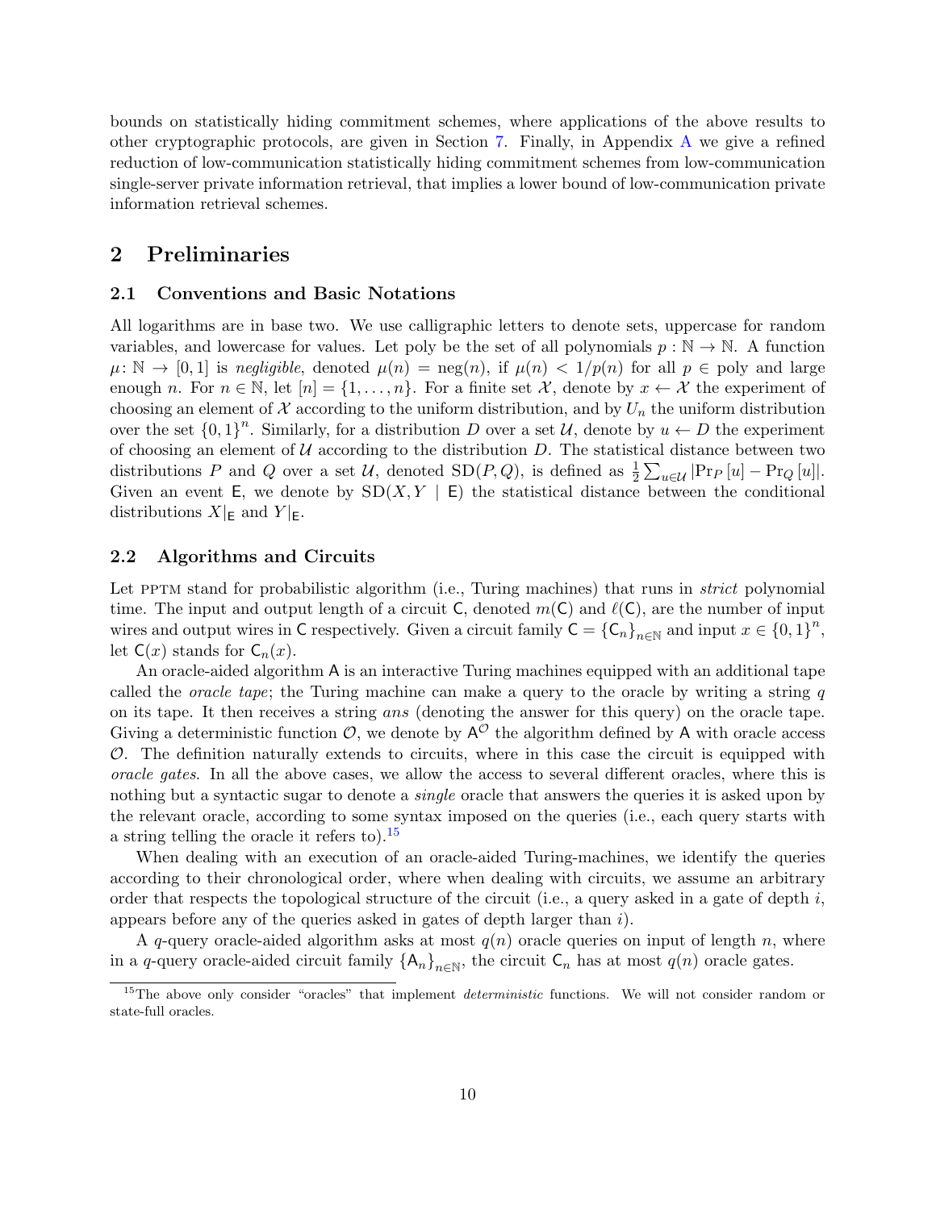bounds on statistically hiding commitment schemes, where applications of the above results to other cryptographic protocols, are given in Section 7. Finally, in Appendix A we give a refined reduction of low-communication statistically hiding commitment schemes from low-communication single-server private information retrieval, that implies a lower bound of low-communication private information retrieval schemes.

# 2 Preliminaries

## 2.1 Conventions and Basic Notations

All logarithms are in base two. We use calligraphic letters to denote sets, uppercase for random variables, and lowercase for values. Let poly be the set of all polynomials $p : \mathbb{N} \to \mathbb{N}$. A function $\mu \colon \mathbb{N} \to [0,1]$ is *negligible*, denoted $\mu(n) = \operatorname{neg}(n)$, if $\mu(n) < 1/p(n)$ for all $p \in \text{poly}$ and large enough $n$. For $n \in \mathbb{N}$, let $[n] = \{1, \ldots, n\}$. For a finite set $\mathcal{X}$, denote by $x \leftarrow \mathcal{X}$ the experiment of choosing an element of $\mathcal{X}$ according to the uniform distribution, and by $U_n$ the uniform distribution over the set $\{0,1\}^n$. Similarly, for a distribution $D$ over a set $\mathcal{U}$, denote by $u \leftarrow D$ the experiment of choosing an element of $\mathcal{U}$ according to the distribution $D$. The statistical distance between two distributions $P$ and $Q$ over a set $\mathcal{U}$, denoted $\operatorname{SD}(P,Q)$, is defined as $\frac{1}{2}\sum_{u \in \mathcal{U}} |\Pr_P[u] - \Pr_Q[u]|$. Given an event $\mathsf{E}$, we denote by $\operatorname{SD}(X, Y \mid \mathsf{E})$ the statistical distance between the conditional distributions $X|_{\mathsf{E}}$ and $Y|_{\mathsf{E}}$.

## 2.2 Algorithms and Circuits

Let PPTM stand for probabilistic algorithm (i.e., Turing machines) that runs in *strict* polynomial time. The input and output length of a circuit $\mathsf{C}$, denoted $m(\mathsf{C})$ and $\ell(\mathsf{C})$, are the number of input wires and output wires in $\mathsf{C}$ respectively. Given a circuit family $\mathsf{C} = \{\mathsf{C}_n\}_{n \in \mathbb{N}}$ and input $x \in \{0,1\}^n$, let $\mathsf{C}(x)$ stands for $\mathsf{C}_n(x)$.

An oracle-aided algorithm $\mathsf{A}$ is an interactive Turing machines equipped with an additional tape called the *oracle tape*; the Turing machine can make a query to the oracle by writing a string $q$ on its tape. It then receives a string *ans* (denoting the answer for this query) on the oracle tape. Giving a deterministic function $\mathcal{O}$, we denote by $\mathsf{A}^{\mathcal{O}}$ the algorithm defined by $\mathsf{A}$ with oracle access $\mathcal{O}$. The definition naturally extends to circuits, where in this case the circuit is equipped with *oracle gates*. In all the above cases, we allow the access to several different oracles, where this is nothing but a syntactic sugar to denote a *single* oracle that answers the queries it is asked upon by the relevant oracle, according to some syntax imposed on the queries (i.e., each query starts with a string telling the oracle it refers to).[15]

When dealing with an execution of an oracle-aided Turing-machines, we identify the queries according to their chronological order, where when dealing with circuits, we assume an arbitrary order that respects the topological structure of the circuit (i.e., a query asked in a gate of depth $i$, appears before any of the queries asked in gates of depth larger than $i$).

A $q$-query oracle-aided algorithm asks at most $q(n)$ oracle queries on input of length $n$, where in a $q$-query oracle-aided circuit family $\{\mathsf{A}_n\}_{n \in \mathbb{N}}$, the circuit $\mathsf{C}_n$ has at most $q(n)$ oracle gates.

[15] The above only consider "oracles" that implement *deterministic* functions. We will not consider random or state-full oracles.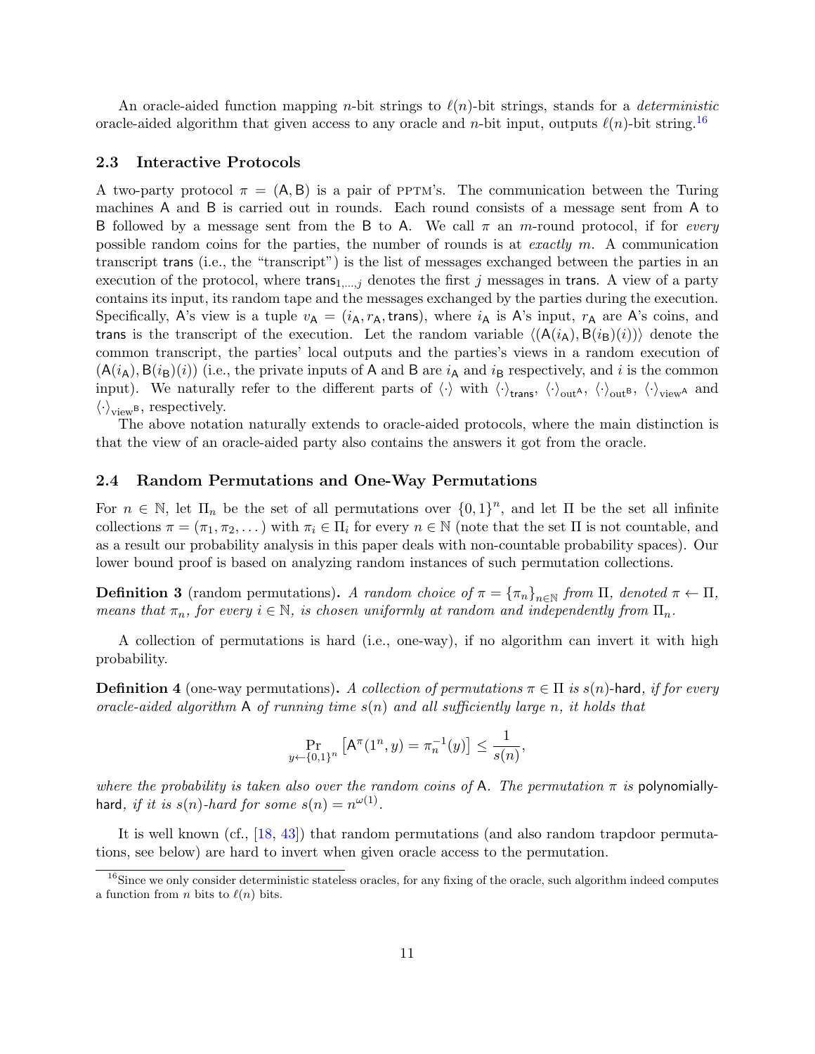An oracle-aided function mapping $n$-bit strings to $\ell(n)$-bit strings, stands for a *deterministic* oracle-aided algorithm that given access to any oracle and $n$-bit input, outputs $\ell(n)$-bit string.[16]

### 2.3 Interactive Protocols

A two-party protocol $\pi = (\mathsf{A}, \mathsf{B})$ is a pair of PPTM's. The communication between the Turing machines $\mathsf{A}$ and $\mathsf{B}$ is carried out in rounds. Each round consists of a message sent from $\mathsf{A}$ to $\mathsf{B}$ followed by a message sent from the $\mathsf{B}$ to $\mathsf{A}$. We call $\pi$ an $m$-round protocol, if for *every* possible random coins for the parties, the number of rounds is at *exactly* $m$. A communication transcript $\mathsf{trans}$ (i.e., the "transcript") is the list of messages exchanged between the parties in an execution of the protocol, where $\mathsf{trans}_{1,\dots,j}$ denotes the first $j$ messages in $\mathsf{trans}$. A view of a party contains its input, its random tape and the messages exchanged by the parties during the execution. Specifically, $\mathsf{A}$'s view is a tuple $v_{\mathsf{A}} = (i_{\mathsf{A}}, r_{\mathsf{A}}, \mathsf{trans})$, where $i_{\mathsf{A}}$ is $\mathsf{A}$'s input, $r_{\mathsf{A}}$ are $\mathsf{A}$'s coins, and $\mathsf{trans}$ is the transcript of the execution. Let the random variable $\langle(\mathsf{A}(i_{\mathsf{A}}), \mathsf{B}(i_{\mathsf{B}})(i))\rangle$ denote the common transcript, the parties' local outputs and the parties's views in a random execution of $(\mathsf{A}(i_{\mathsf{A}}), \mathsf{B}(i_{\mathsf{B}})(i))$ (i.e., the private inputs of $\mathsf{A}$ and $\mathsf{B}$ are $i_{\mathsf{A}}$ and $i_{\mathsf{B}}$ respectively, and $i$ is the common input). We naturally refer to the different parts of $\langle\cdot\rangle$ with $\langle\cdot\rangle_{\mathsf{trans}}$, $\langle\cdot\rangle_{\mathrm{out}^{\mathsf{A}}}$, $\langle\cdot\rangle_{\mathrm{out}^{\mathsf{B}}}$, $\langle\cdot\rangle_{\mathrm{view}^{\mathsf{A}}}$ and $\langle\cdot\rangle_{\mathrm{view}^{\mathsf{B}}}$, respectively.

The above notation naturally extends to oracle-aided protocols, where the main distinction is that the view of an oracle-aided party also contains the answers it got from the oracle.

### 2.4 Random Permutations and One-Way Permutations

For $n \in \mathbb{N}$, let $\Pi_n$ be the set of all permutations over $\{0,1\}^n$, and let $\Pi$ be the set all infinite collections $\pi = (\pi_1, \pi_2, \dots)$ with $\pi_i \in \Pi_i$ for every $n \in \mathbb{N}$ (note that the set $\Pi$ is not countable, and as a result our probability analysis in this paper deals with non-countable probability spaces). Our lower bound proof is based on analyzing random instances of such permutation collections.

**Definition 3** (random permutations)**.** *A random choice of $\pi = \{\pi_n\}_{n\in\mathbb{N}}$ from $\Pi$, denoted $\pi \leftarrow \Pi$, means that $\pi_n$, for every $i \in \mathbb{N}$, is chosen uniformly at random and independently from $\Pi_n$.*

A collection of permutations is hard (i.e., one-way), if no algorithm can invert it with high probability.

**Definition 4** (one-way permutations)**.** *A collection of permutations $\pi \in \Pi$ is $s(n)$-*$\mathsf{hard}$*, if for every oracle-aided algorithm $\mathsf{A}$ of running time $s(n)$ and all sufficiently large $n$, it holds that*

$$\Pr_{y\leftarrow\{0,1\}^n}\left[\mathsf{A}^{\pi}(1^n, y) = \pi_n^{-1}(y)\right] \le \frac{1}{s(n)},$$

*where the probability is taken also over the random coins of $\mathsf{A}$. The permutation $\pi$ is* $\mathsf{polynomially\text{-}hard}$*, if it is $s(n)$-hard for some $s(n) = n^{\omega(1)}$.*

It is well known (cf., [18, 43]) that random permutations (and also random trapdoor permutations, see below) are hard to invert when given oracle access to the permutation.

[16] Since we only consider deterministic stateless oracles, for any fixing of the oracle, such algorithm indeed computes a function from $n$ bits to $\ell(n)$ bits.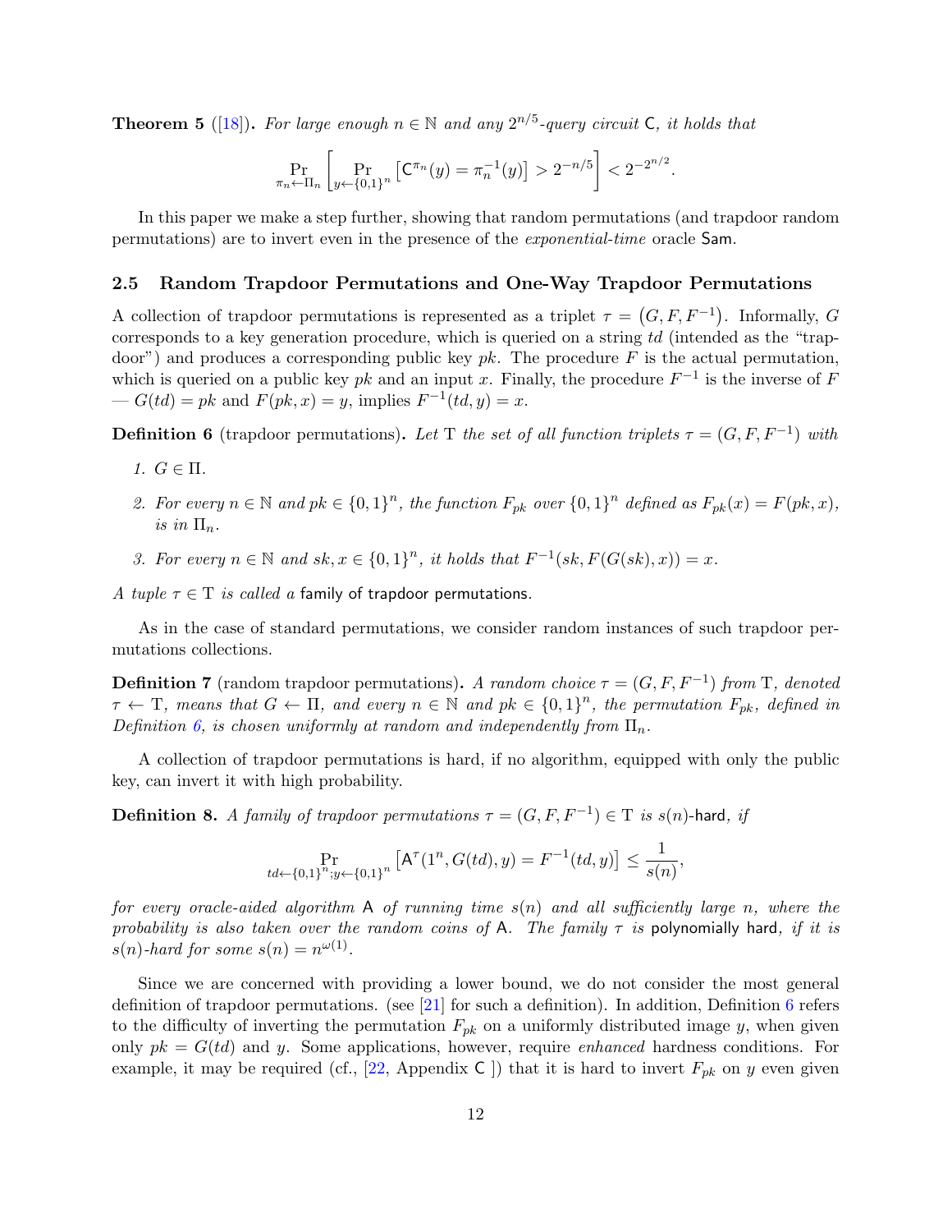**Theorem 5** ([18]). *For large enough $n \in \mathbb{N}$ and any $2^{n/5}$-query circuit $\mathsf{C}$, it holds that*

$$\Pr_{\pi_n \leftarrow \Pi_n}\left[\Pr_{y \leftarrow \{0,1\}^n}\left[\mathsf{C}^{\pi_n}(y) = \pi_n^{-1}(y)\right] > 2^{-n/5}\right] < 2^{-2^{n/2}}.$$

In this paper we make a step further, showing that random permutations (and trapdoor random permutations) are to invert even in the presence of the *exponential-time* oracle $\mathsf{Sam}$.

## 2.5 Random Trapdoor Permutations and One-Way Trapdoor Permutations

A collection of trapdoor permutations is represented as a triplet $\tau = (G, F, F^{-1})$. Informally, $G$ corresponds to a key generation procedure, which is queried on a string $td$ (intended as the "trapdoor") and produces a corresponding public key $pk$. The procedure $F$ is the actual permutation, which is queried on a public key $pk$ and an input $x$. Finally, the procedure $F^{-1}$ is the inverse of $F$ — $G(td) = pk$ and $F(pk, x) = y$, implies $F^{-1}(td, y) = x$.

**Definition 6** (trapdoor permutations). *Let $\mathrm{T}$ the set of all function triplets $\tau = (G, F, F^{-1})$ with*

1. *$G \in \Pi$.*
2. *For every $n \in \mathbb{N}$ and $pk \in \{0,1\}^n$, the function $F_{pk}$ over $\{0,1\}^n$ defined as $F_{pk}(x) = F(pk, x)$, is in $\Pi_n$.*
3. *For every $n \in \mathbb{N}$ and $sk, x \in \{0,1\}^n$, it holds that $F^{-1}(sk, F(G(sk), x)) = x$.*

*A tuple $\tau \in \mathrm{T}$ is called a* family of trapdoor permutations*.*

As in the case of standard permutations, we consider random instances of such trapdoor permutations collections.

**Definition 7** (random trapdoor permutations). *A random choice $\tau = (G, F, F^{-1})$ from $\mathrm{T}$, denoted $\tau \leftarrow \mathrm{T}$, means that $G \leftarrow \Pi$, and every $n \in \mathbb{N}$ and $pk \in \{0,1\}^n$, the permutation $F_{pk}$, defined in Definition 6, is chosen uniformly at random and independently from $\Pi_n$.*

A collection of trapdoor permutations is hard, if no algorithm, equipped with only the public key, can invert it with high probability.

**Definition 8.** *A family of trapdoor permutations $\tau = (G, F, F^{-1}) \in \mathrm{T}$ is $s(n)$-*hard*, if*

$$\Pr_{td \leftarrow \{0,1\}^n; y \leftarrow \{0,1\}^n}\left[\mathsf{A}^{\tau}(1^n, G(td), y) = F^{-1}(td, y)\right] \le \frac{1}{s(n)},$$

*for every oracle-aided algorithm $\mathsf{A}$ of running time $s(n)$ and all sufficiently large $n$, where the probability is also taken over the random coins of $\mathsf{A}$. The family $\tau$ is* polynomially hard*, if it is $s(n)$-hard for some $s(n) = n^{\omega(1)}$.*

Since we are concerned with providing a lower bound, we do not consider the most general definition of trapdoor permutations. (see [21] for such a definition). In addition, Definition 6 refers to the difficulty of inverting the permutation $F_{pk}$ on a uniformly distributed image $y$, when given only $pk = G(td)$ and $y$. Some applications, however, require *enhanced* hardness conditions. For example, it may be required (cf., [22, Appendix C ]) that it is hard to invert $F_{pk}$ on $y$ even given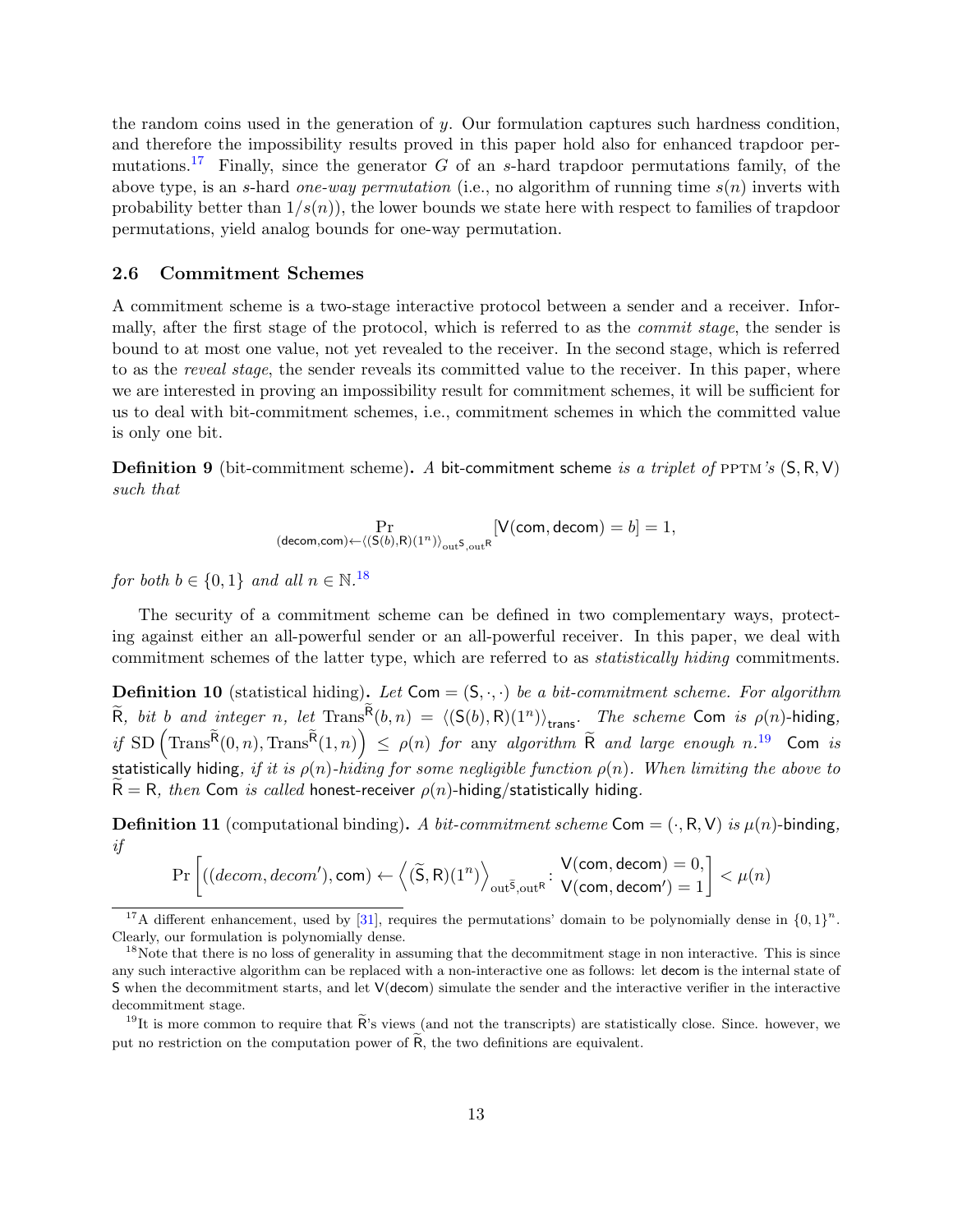the random coins used in the generation of $y$. Our formulation captures such hardness condition, and therefore the impossibility results proved in this paper hold also for enhanced trapdoor permutations.[17] Finally, since the generator $G$ of an $s$-hard trapdoor permutations family, of the above type, is an $s$-hard *one-way permutation* (i.e., no algorithm of running time $s(n)$ inverts with probability better than $1/s(n)$), the lower bounds we state here with respect to families of trapdoor permutations, yield analog bounds for one-way permutation.

### 2.6 Commitment Schemes

A commitment scheme is a two-stage interactive protocol between a sender and a receiver. Informally, after the first stage of the protocol, which is referred to as the *commit stage*, the sender is bound to at most one value, not yet revealed to the receiver. In the second stage, which is referred to as the *reveal stage*, the sender reveals its committed value to the receiver. In this paper, where we are interested in proving an impossibility result for commitment schemes, it will be sufficient for us to deal with bit-commitment schemes, i.e., commitment schemes in which the committed value is only one bit.

**Definition 9** (bit-commitment scheme)**.** *A* bit-commitment scheme *is a triplet of* PPTM*'s* $(\mathsf{S}, \mathsf{R}, \mathsf{V})$ *such that*

$$\Pr_{(\mathsf{decom},\mathsf{com}) \leftarrow \langle (\mathsf{S}(b),\mathsf{R})(1^n) \rangle_{\mathrm{out}^{\mathsf{S}},\mathrm{out}^{\mathsf{R}}}}[\mathsf{V}(\mathsf{com},\mathsf{decom}) = b] = 1,$$

*for both $b \in \{0,1\}$ and all $n \in \mathbb{N}$.*[18]

The security of a commitment scheme can be defined in two complementary ways, protecting against either an all-powerful sender or an all-powerful receiver. In this paper, we deal with commitment schemes of the latter type, which are referred to as *statistically hiding* commitments.

**Definition 10** (statistical hiding)**.** *Let* $\mathsf{Com} = (\mathsf{S}, \cdot, \cdot)$ *be a bit-commitment scheme. For algorithm* $\widetilde{\mathsf{R}}$*, bit* $b$ *and integer* $n$*, let* $\mathrm{Trans}^{\widetilde{\mathsf{R}}}(b, n) = \langle (\mathsf{S}(b), \mathsf{R})(1^n) \rangle_{\mathsf{trans}}$*. The scheme* $\mathsf{Com}$ *is* $\rho(n)$-hiding*, if* $\mathrm{SD}\left(\mathrm{Trans}^{\widetilde{\mathsf{R}}}(0, n), \mathrm{Trans}^{\widetilde{\mathsf{R}}}(1, n)\right) \leq \rho(n)$ *for* any *algorithm* $\widetilde{\mathsf{R}}$ *and large enough* $n$*.*[19] $\mathsf{Com}$ *is* statistically hiding*, if it is* $\rho(n)$*-hiding for some negligible function* $\rho(n)$*. When limiting the above to* $\widetilde{\mathsf{R}} = \mathsf{R}$*, then* $\mathsf{Com}$ *is called* honest-receiver $\rho(n)$-hiding/statistically hiding.

**Definition 11** (computational binding)**.** *A bit-commitment scheme* $\mathsf{Com} = (\cdot, \mathsf{R}, \mathsf{V})$ *is* $\mu(n)$-binding*, if*

$$\Pr\left[((decom, decom'), \mathsf{com}) \leftarrow \left\langle (\widetilde{\mathsf{S}}, \mathsf{R})(1^n) \right\rangle_{\mathrm{out}^{\widetilde{\mathsf{S}}},\mathrm{out}^{\mathsf{R}}} : \begin{array}{l} \mathsf{V}(\mathsf{com}, \mathsf{decom}) = 0, \\ \mathsf{V}(\mathsf{com}, \mathsf{decom}') = 1 \end{array}\right] < \mu(n)$$

[17] A different enhancement, used by [31], requires the permutations' domain to be polynomially dense in $\{0,1\}^n$. Clearly, our formulation is polynomially dense.

[18] Note that there is no loss of generality in assuming that the decommitment stage in non interactive. This is since any such interactive algorithm can be replaced with a non-interactive one as follows: let $\mathsf{decom}$ is the internal state of $\mathsf{S}$ when the decommitment starts, and let $\mathsf{V}(\mathsf{decom})$ simulate the sender and the interactive verifier in the interactive decommitment stage.

[19] It is more common to require that $\widetilde{\mathsf{R}}$'s views (and not the transcripts) are statistically close. Since. however, we put no restriction on the computation power of $\widetilde{\mathsf{R}}$, the two definitions are equivalent.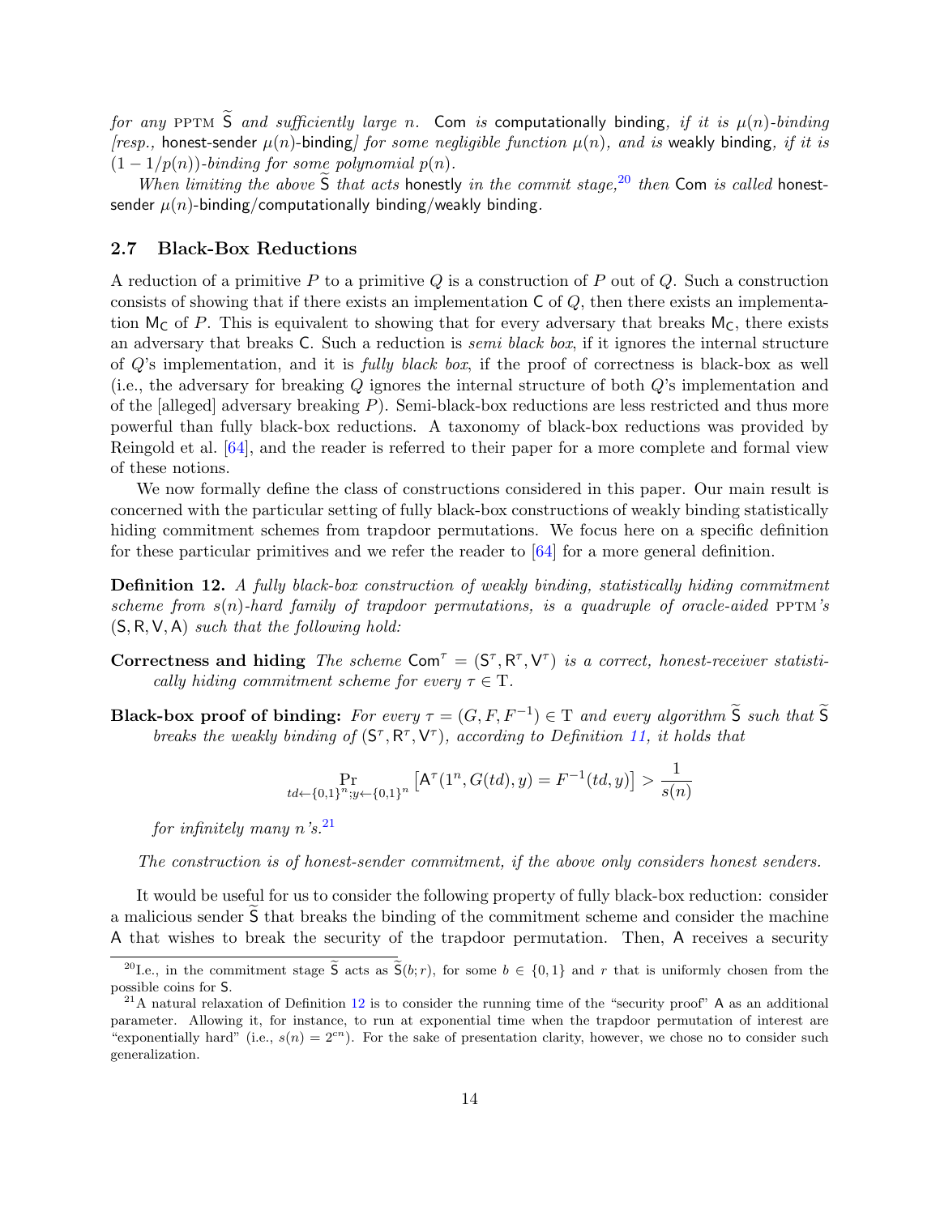*for any* PPTM $\widetilde{\mathsf{S}}$ *and sufficiently large* $n$. Com *is* computationally binding, *if it is* $\mu(n)$*-binding [resp.,* honest-sender $\mu(n)$-binding*] for some negligible function* $\mu(n)$*, and is* weakly binding, *if it is* $(1 - 1/p(n))$*-binding for some polynomial* $p(n)$.

*When limiting the above* $\widetilde{\mathsf{S}}$ *that acts* honestly *in the commit stage,*[20] *then* Com *is called* honest-sender $\mu(n)$-binding/computationally binding/weakly binding.

### 2.7 Black-Box Reductions

A reduction of a primitive $P$ to a primitive $Q$ is a construction of $P$ out of $Q$. Such a construction consists of showing that if there exists an implementation $\mathsf{C}$ of $Q$, then there exists an implementation $\mathsf{M_C}$ of $P$. This is equivalent to showing that for every adversary that breaks $\mathsf{M_C}$, there exists an adversary that breaks $\mathsf{C}$. Such a reduction is *semi black box*, if it ignores the internal structure of $Q$'s implementation, and it is *fully black box*, if the proof of correctness is black-box as well (i.e., the adversary for breaking $Q$ ignores the internal structure of both $Q$'s implementation and of the [alleged] adversary breaking $P$). Semi-black-box reductions are less restricted and thus more powerful than fully black-box reductions. A taxonomy of black-box reductions was provided by Reingold et al. [64], and the reader is referred to their paper for a more complete and formal view of these notions.

We now formally define the class of constructions considered in this paper. Our main result is concerned with the particular setting of fully black-box constructions of weakly binding statistically hiding commitment schemes from trapdoor permutations. We focus here on a specific definition for these particular primitives and we refer the reader to [64] for a more general definition.

**Definition 12.** *A fully black-box construction of weakly binding, statistically hiding commitment scheme from* $s(n)$*-hard family of trapdoor permutations, is a quadruple of oracle-aided* PPTM*'s* $(\mathsf{S}, \mathsf{R}, \mathsf{V}, \mathsf{A})$ *such that the following hold:*

**Correctness and hiding** *The scheme* $\mathsf{Com}^\tau = (\mathsf{S}^\tau, \mathsf{R}^\tau, \mathsf{V}^\tau)$ *is a correct, honest-receiver statistically hiding commitment scheme for every* $\tau \in \mathrm{T}$.

**Black-box proof of binding:** *For every* $\tau = (G, F, F^{-1}) \in \mathrm{T}$ *and every algorithm* $\widetilde{\mathsf{S}}$ *such that* $\widetilde{\mathsf{S}}$ *breaks the weakly binding of* $(\mathsf{S}^\tau, \mathsf{R}^\tau, \mathsf{V}^\tau)$*, according to Definition 11, it holds that*

$$\Pr_{td \leftarrow \{0,1\}^n; y \leftarrow \{0,1\}^n}\left[\mathsf{A}^\tau(1^n, G(td), y) = F^{-1}(td, y)\right] > \frac{1}{s(n)}$$

*for infinitely many* $n$*'s.*[21]

*The construction is of honest-sender commitment, if the above only considers honest senders.*

It would be useful for us to consider the following property of fully black-box reduction: consider a malicious sender $\widetilde{\mathsf{S}}$ that breaks the binding of the commitment scheme and consider the machine $\mathsf{A}$ that wishes to break the security of the trapdoor permutation. Then, $\mathsf{A}$ receives a security

---

[20] I.e., in the commitment stage $\widetilde{\mathsf{S}}$ acts as $\widetilde{\mathsf{S}}(b; r)$, for some $b \in \{0, 1\}$ and $r$ that is uniformly chosen from the possible coins for $\mathsf{S}$.

[21] A natural relaxation of Definition 12 is to consider the running time of the "security proof" $\mathsf{A}$ as an additional parameter. Allowing it, for instance, to run at exponential time when the trapdoor permutation of interest are "exponentially hard" (i.e., $s(n) = 2^{cn}$). For the sake of presentation clarity, however, we chose no to consider such generalization.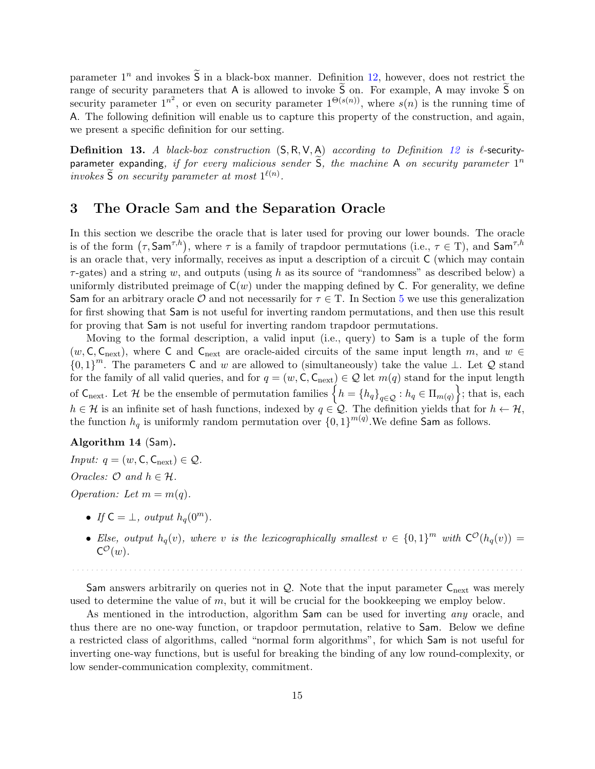parameter $1^n$ and invokes $\widetilde{\mathsf{S}}$ in a black-box manner. Definition 12, however, does not restrict the range of security parameters that $\mathsf{A}$ is allowed to invoke $\widetilde{\mathsf{S}}$ on. For example, $\mathsf{A}$ may invoke $\widetilde{\mathsf{S}}$ on security parameter $1^{n^2}$, or even on security parameter $1^{\Theta(s(n))}$, where $s(n)$ is the running time of $\mathsf{A}$. The following definition will enable us to capture this property of the construction, and again, we present a specific definition for our setting.

**Definition 13.** *A black-box construction* $(\mathsf{S}, \mathsf{R}, \mathsf{V}, \mathsf{A})$ *according to Definition 12 is* $\ell$-security-parameter expanding*, if for every malicious sender* $\widetilde{\mathsf{S}}$*, the machine* $\mathsf{A}$ *on security parameter* $1^n$ *invokes* $\widetilde{\mathsf{S}}$ *on security parameter at most* $1^{\ell(n)}$*.*

## 3 The Oracle Sam and the Separation Oracle

In this section we describe the oracle that is later used for proving our lower bounds. The oracle is of the form $(\tau, \mathsf{Sam}^{\tau,h})$, where $\tau$ is a family of trapdoor permutations (i.e., $\tau \in \mathrm{T}$), and $\mathsf{Sam}^{\tau,h}$ is an oracle that, very informally, receives as input a description of a circuit $\mathsf{C}$ (which may contain $\tau$-gates) and a string $w$, and outputs (using $h$ as its source of "randomness" as described below) a uniformly distributed preimage of $\mathsf{C}(w)$ under the mapping defined by $\mathsf{C}$. For generality, we define $\mathsf{Sam}$ for an arbitrary oracle $\mathcal{O}$ and not necessarily for $\tau \in \mathrm{T}$. In Section 5 we use this generalization for first showing that $\mathsf{Sam}$ is not useful for inverting random permutations, and then use this result for proving that $\mathsf{Sam}$ is not useful for inverting random trapdoor permutations.

Moving to the formal description, a valid input (i.e., query) to $\mathsf{Sam}$ is a tuple of the form $(w, \mathsf{C}, \mathsf{C}_{\mathrm{next}})$, where $\mathsf{C}$ and $\mathsf{C}_{\mathrm{next}}$ are oracle-aided circuits of the same input length $m$, and $w \in \{0,1\}^m$. The parameters $\mathsf{C}$ and $w$ are allowed to (simultaneously) take the value $\perp$. Let $\mathcal{Q}$ stand for the family of all valid queries, and for $q = (w, \mathsf{C}, \mathsf{C}_{\mathrm{next}}) \in \mathcal{Q}$ let $m(q)$ stand for the input length of $\mathsf{C}_{\mathrm{next}}$. Let $\mathcal{H}$ be the ensemble of permutation families $\left\{h = \{h_q\}_{q \in \mathcal{Q}} : h_q \in \Pi_{m(q)}\right\}$; that is, each $h \in \mathcal{H}$ is an infinite set of hash functions, indexed by $q \in \mathcal{Q}$. The definition yields that for $h \leftarrow \mathcal{H}$, the function $h_q$ is uniformly random permutation over $\{0,1\}^{m(q)}$.We define $\mathsf{Sam}$ as follows.

**Algorithm 14** ($\mathsf{Sam}$)**.**

*Input:* $q = (w, \mathsf{C}, \mathsf{C}_{\mathrm{next}}) \in \mathcal{Q}$.

*Oracles:* $\mathcal{O}$ *and* $h \in \mathcal{H}$.

*Operation: Let* $m = m(q)$.

- *If* $\mathsf{C} = \perp$*, output* $h_q(0^m)$.
- *Else, output* $h_q(v)$*, where* $v$ *is the lexicographically smallest* $v \in \{0,1\}^m$ *with* $\mathsf{C}^{\mathcal{O}}(h_q(v)) = \mathsf{C}^{\mathcal{O}}(w)$.

$\mathsf{Sam}$ answers arbitrarily on queries not in $\mathcal{Q}$. Note that the input parameter $\mathsf{C}_{\mathrm{next}}$ was merely used to determine the value of $m$, but it will be crucial for the bookkeeping we employ below.

As mentioned in the introduction, algorithm $\mathsf{Sam}$ can be used for inverting *any* oracle, and thus there are no one-way function, or trapdoor permutation, relative to $\mathsf{Sam}$. Below we define a restricted class of algorithms, called "normal form algorithms", for which $\mathsf{Sam}$ is not useful for inverting one-way functions, but is useful for breaking the binding of any low round-complexity, or low sender-communication complexity, commitment.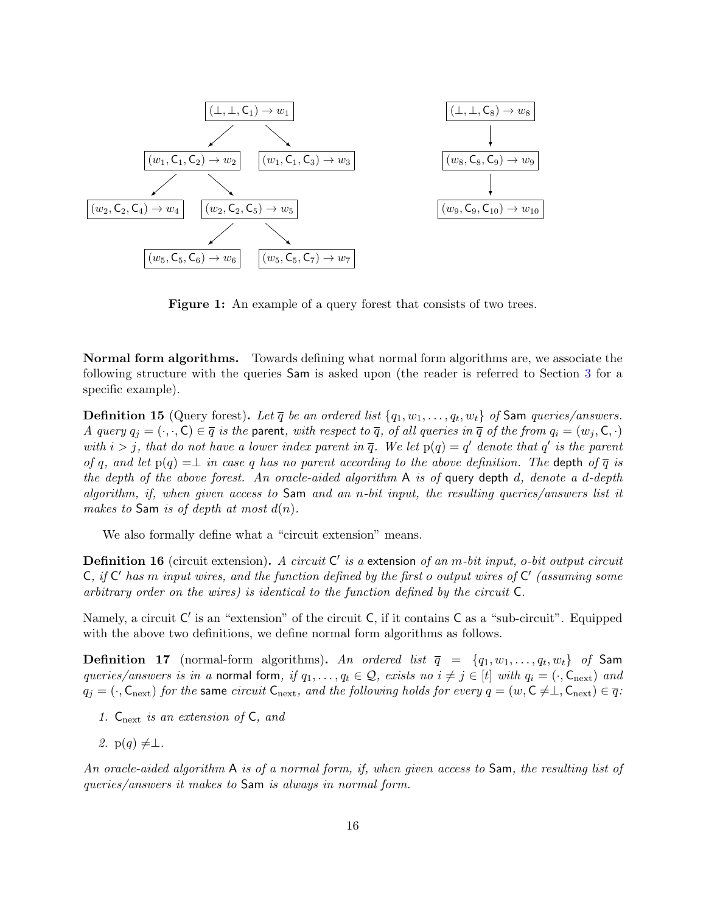Figure 1: An example of a query forest that consists of two trees.

**Normal form algorithms.** Towards defining what normal form algorithms are, we associate the following structure with the queries Sam is asked upon (the reader is referred to Section 3 for a specific example).

**Definition 15** (Query forest). *Let $\overline{q}$ be an ordered list $\{q_1, w_1, \ldots, q_t, w_t\}$ of* Sam *queries/answers. A query $q_j = (\cdot, \cdot, \mathsf{C}) \in \overline{q}$ is the* parent*, with respect to $\overline{q}$, of all queries in $\overline{q}$ of the from $q_i = (w_j, \mathsf{C}, \cdot)$ with $i > j$, that do not have a lower index parent in $\overline{q}$. We let $\mathrm{p}(q) = q'$ denote that $q'$ is the parent of $q$, and let $\mathrm{p}(q) = \perp$ in case $q$ has no parent according to the above definition. The* depth *of $\overline{q}$ is the depth of the above forest. An oracle-aided algorithm* A *is of* query depth *$d$, denote a $d$-depth algorithm, if, when given access to* Sam *and an $n$-bit input, the resulting queries/answers list it makes to* Sam *is of depth at most $d(n)$.*

We also formally define what a "circuit extension" means.

**Definition 16** (circuit extension). *A circuit $\mathsf{C}'$ is a* extension *of an $m$-bit input, $o$-bit output circuit $\mathsf{C}$, if $\mathsf{C}'$ has $m$ input wires, and the function defined by the first $o$ output wires of $\mathsf{C}'$ (assuming some arbitrary order on the wires) is identical to the function defined by the circuit $\mathsf{C}$.*

Namely, a circuit $\mathsf{C}'$ is an "extension" of the circuit $\mathsf{C}$, if it contains $\mathsf{C}$ as a "sub-circuit". Equipped with the above two definitions, we define normal form algorithms as follows.

**Definition 17** (normal-form algorithms). *An ordered list $\overline{q} = \{q_1, w_1, \ldots, q_t, w_t\}$ of* Sam *queries/answers is in a* normal form*, if $q_1, \ldots, q_t \in \mathcal{Q}$, exists no $i \neq j \in [t]$ with $q_i = (\cdot, \mathsf{C}_{\mathrm{next}})$ and $q_j = (\cdot, \mathsf{C}_{\mathrm{next}})$ for the* same *circuit $\mathsf{C}_{\mathrm{next}}$, and the following holds for every $q = (w, \mathsf{C} \neq \perp, \mathsf{C}_{\mathrm{next}}) \in \overline{q}$:*

1. *$\mathsf{C}_{\mathrm{next}}$ is an extension of $\mathsf{C}$, and*
2. *$\mathrm{p}(q) \neq \perp$.*

*An oracle-aided algorithm* A *is of a normal form, if, when given access to* Sam*, the resulting list of queries/answers it makes to* Sam *is always in normal form.*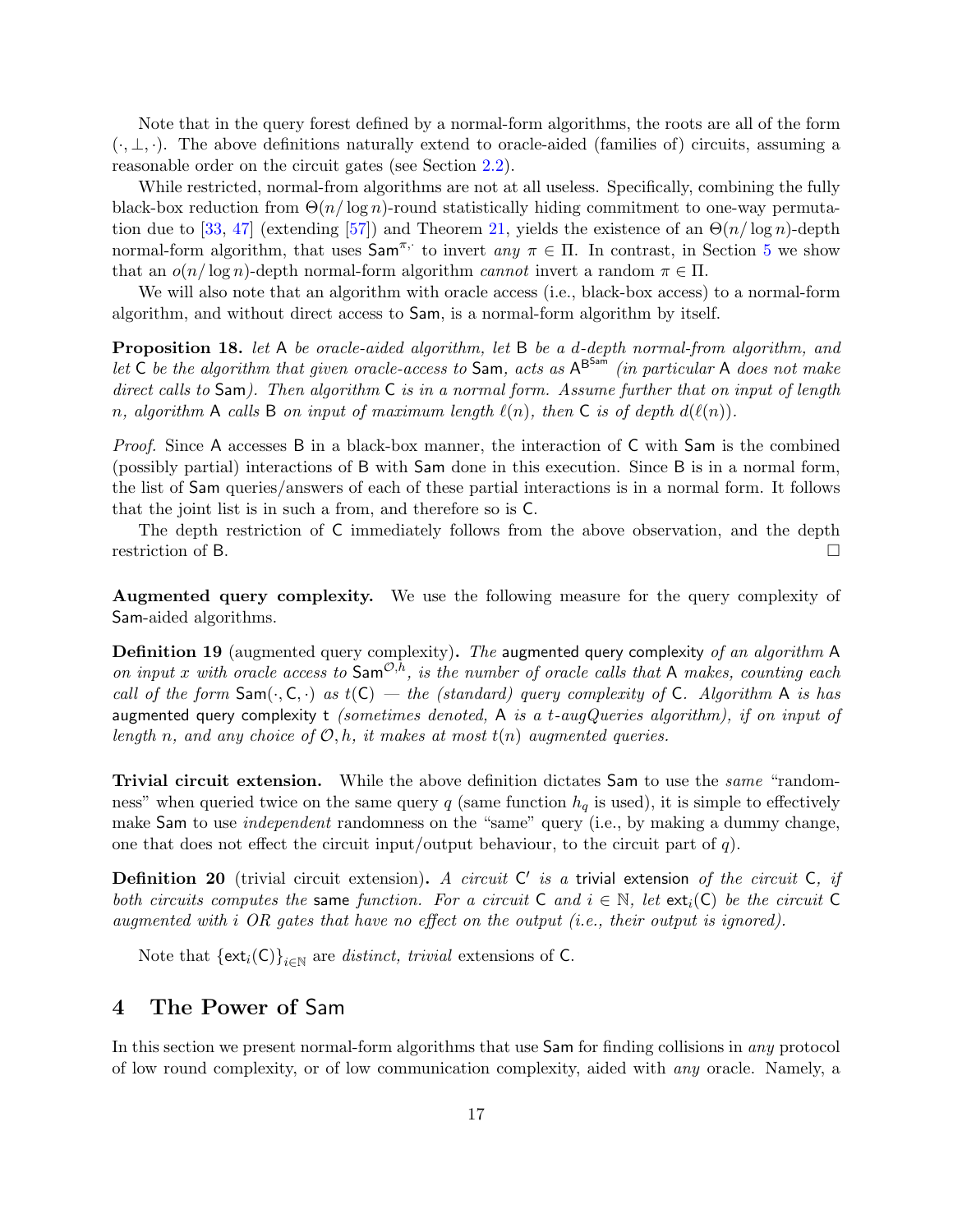Note that in the query forest defined by a normal-form algorithms, the roots are all of the form $(\cdot, \perp, \cdot)$. The above definitions naturally extend to oracle-aided (families of) circuits, assuming a reasonable order on the circuit gates (see Section 2.2).

While restricted, normal-from algorithms are not at all useless. Specifically, combining the fully black-box reduction from $\Theta(n/\log n)$-round statistically hiding commitment to one-way permutation due to [33, 47] (extending [57]) and Theorem 21, yields the existence of an $\Theta(n/\log n)$-depth normal-form algorithm, that uses $\mathsf{Sam}^{\pi,\cdot}$ to invert *any* $\pi \in \Pi$. In contrast, in Section 5 we show that an $o(n/\log n)$-depth normal-form algorithm *cannot* invert a random $\pi \in \Pi$.

We will also note that an algorithm with oracle access (i.e., black-box access) to a normal-form algorithm, and without direct access to $\mathsf{Sam}$, is a normal-form algorithm by itself.

**Proposition 18.** *let* $\mathsf{A}$ *be oracle-aided algorithm, let* $\mathsf{B}$ *be a* $d$*-depth normal-from algorithm, and let* $\mathsf{C}$ *be the algorithm that given oracle-access to* $\mathsf{Sam}$*, acts as* $\mathsf{A}^{\mathsf{B}^{\mathsf{Sam}}}$ *(in particular* $\mathsf{A}$ *does not make direct calls to* $\mathsf{Sam}$*). Then algorithm* $\mathsf{C}$ *is in a normal form. Assume further that on input of length* $n$*, algorithm* $\mathsf{A}$ *calls* $\mathsf{B}$ *on input of maximum length* $\ell(n)$*, then* $\mathsf{C}$ *is of depth* $d(\ell(n))$*.*

*Proof.* Since $\mathsf{A}$ accesses $\mathsf{B}$ in a black-box manner, the interaction of $\mathsf{C}$ with $\mathsf{Sam}$ is the combined (possibly partial) interactions of $\mathsf{B}$ with $\mathsf{Sam}$ done in this execution. Since $\mathsf{B}$ is in a normal form, the list of $\mathsf{Sam}$ queries/answers of each of these partial interactions is in a normal form. It follows that the joint list is in such a from, and therefore so is $\mathsf{C}$.

The depth restriction of $\mathsf{C}$ immediately follows from the above observation, and the depth restriction of $\mathsf{B}$. □

**Augmented query complexity.** We use the following measure for the query complexity of $\mathsf{Sam}$-aided algorithms.

**Definition 19** (augmented query complexity)**.** *The* augmented query complexity *of an algorithm* $\mathsf{A}$ *on input* $x$ *with oracle access to* $\mathsf{Sam}^{\mathcal{O},h}$*, is the number of oracle calls that* $\mathsf{A}$ *makes, counting each call of the form* $\mathsf{Sam}(\cdot, \mathsf{C}, \cdot)$ *as* $t(\mathsf{C})$ *— the (standard) query complexity of* $\mathsf{C}$*. Algorithm* $\mathsf{A}$ *is has* augmented query complexity $t$ *(sometimes denoted,* $\mathsf{A}$ *is a* $t$*-augQueries algorithm), if on input of length* $n$*, and any choice of* $\mathcal{O}, h$*, it makes at most* $t(n)$ *augmented queries.*

**Trivial circuit extension.** While the above definition dictates $\mathsf{Sam}$ to use the *same* "randomness" when queried twice on the same query $q$ (same function $h_q$ is used), it is simple to effectively make $\mathsf{Sam}$ to use *independent* randomness on the "same" query (i.e., by making a dummy change, one that does not effect the circuit input/output behaviour, to the circuit part of $q$).

**Definition 20** (trivial circuit extension)**.** *A circuit* $\mathsf{C}'$ *is a* trivial extension *of the circuit* $\mathsf{C}$*, if both circuits computes the* same *function. For a circuit* $\mathsf{C}$ *and* $i \in \mathbb{N}$*, let* $\mathsf{ext}_i(\mathsf{C})$ *be the circuit* $\mathsf{C}$ *augmented with* $i$ *OR gates that have no effect on the output (i.e., their output is ignored).*

Note that $\{\mathsf{ext}_i(\mathsf{C})\}_{i \in \mathbb{N}}$ are *distinct, trivial* extensions of $\mathsf{C}$.

# 4 The Power of Sam

In this section we present normal-form algorithms that use $\mathsf{Sam}$ for finding collisions in *any* protocol of low round complexity, or of low communication complexity, aided with *any* oracle. Namely, a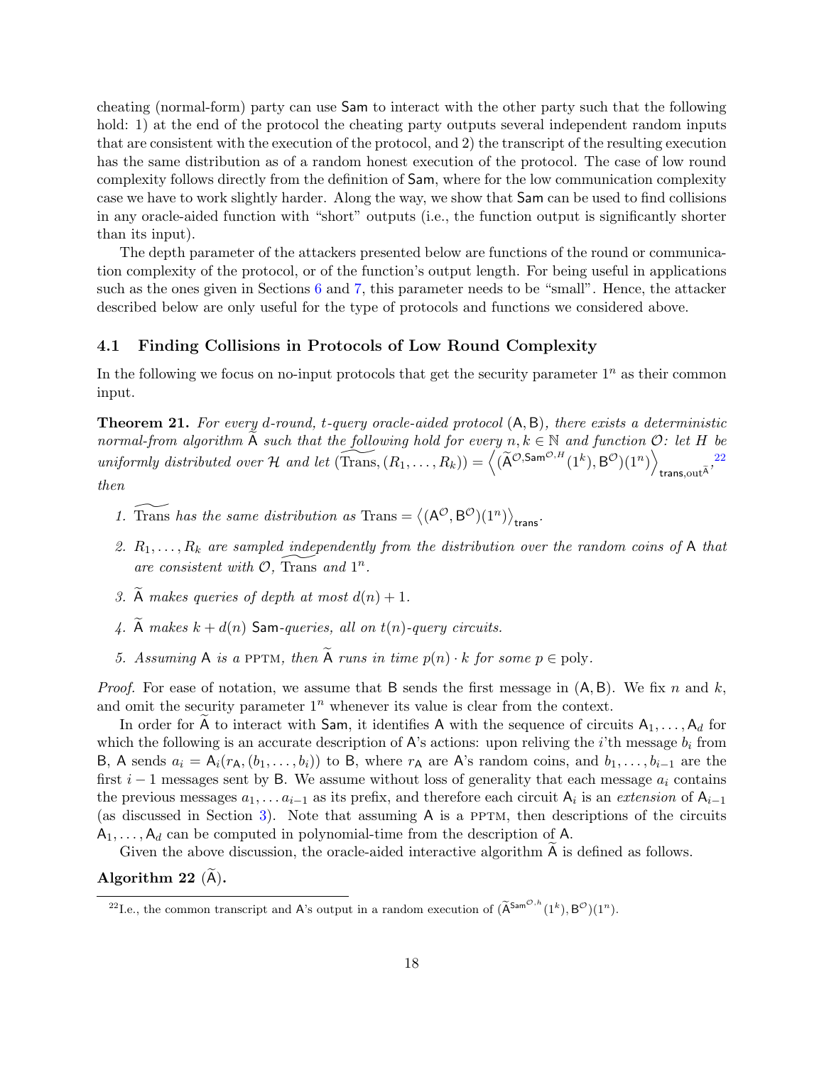cheating (normal-form) party can use Sam to interact with the other party such that the following hold: 1) at the end of the protocol the cheating party outputs several independent random inputs that are consistent with the execution of the protocol, and 2) the transcript of the resulting execution has the same distribution as of a random honest execution of the protocol. The case of low round complexity follows directly from the definition of Sam, where for the low communication complexity case we have to work slightly harder. Along the way, we show that Sam can be used to find collisions in any oracle-aided function with "short" outputs (i.e., the function output is significantly shorter than its input).

The depth parameter of the attackers presented below are functions of the round or communication complexity of the protocol, or of the function's output length. For being useful in applications such as the ones given in Sections 6 and 7, this parameter needs to be "small". Hence, the attacker described below are only useful for the type of protocols and functions we considered above.

## 4.1 Finding Collisions in Protocols of Low Round Complexity

In the following we focus on no-input protocols that get the security parameter $1^n$ as their common input.

**Theorem 21.** *For every $d$-round, $t$-query oracle-aided protocol $(\mathsf{A},\mathsf{B})$, there exists a deterministic normal-from algorithm $\widetilde{\mathsf{A}}$ such that the following hold for every $n,k \in \mathbb{N}$ and function $\mathcal{O}$: let $H$ be uniformly distributed over $\mathcal{H}$ and let $(\widetilde{\text{Trans}},(R_1,\ldots,R_k)) = \left\langle (\widetilde{\mathsf{A}}^{\mathcal{O},\mathsf{Sam}^{\mathcal{O},H}}(1^k),\mathsf{B}^{\mathcal{O}})(1^n)\right\rangle_{\mathsf{trans},\text{out}^{\bar{\mathsf{A}}}}$,[22] then*

1. *$\widetilde{\text{Trans}}$ has the same distribution as $\text{Trans} = \left\langle (\mathsf{A}^{\mathcal{O}},\mathsf{B}^{\mathcal{O}})(1^n)\right\rangle_{\mathsf{trans}}$.*
2. *$R_1,\ldots,R_k$ are sampled independently from the distribution over the random coins of $\mathsf{A}$ that are consistent with $\mathcal{O}$, $\widetilde{\text{Trans}}$ and $1^n$.*
3. *$\widetilde{\mathsf{A}}$ makes queries of depth at most $d(n)+1$.*
4. *$\widetilde{\mathsf{A}}$ makes $k+d(n)$ Sam-queries, all on $t(n)$-query circuits.*
5. *Assuming $\mathsf{A}$ is a PPTM, then $\widetilde{\mathsf{A}}$ runs in time $p(n)\cdot k$ for some $p \in \text{poly}$.*

*Proof.* For ease of notation, we assume that $\mathsf{B}$ sends the first message in $(\mathsf{A},\mathsf{B})$. We fix $n$ and $k$, and omit the security parameter $1^n$ whenever its value is clear from the context.

In order for $\widetilde{\mathsf{A}}$ to interact with Sam, it identifies $\mathsf{A}$ with the sequence of circuits $\mathsf{A}_1,\ldots,\mathsf{A}_d$ for which the following is an accurate description of $\mathsf{A}$'s actions: upon reliving the $i$'th message $b_i$ from $\mathsf{B}$, $\mathsf{A}$ sends $a_i = \mathsf{A}_i(r_{\mathsf{A}},(b_1,\ldots,b_i))$ to $\mathsf{B}$, where $r_{\mathsf{A}}$ are $\mathsf{A}$'s random coins, and $b_1,\ldots,b_{i-1}$ are the first $i-1$ messages sent by $\mathsf{B}$. We assume without loss of generality that each message $a_i$ contains the previous messages $a_1,\ldots a_{i-1}$ as its prefix, and therefore each circuit $\mathsf{A}_i$ is an *extension* of $\mathsf{A}_{i-1}$ (as discussed in Section 3). Note that assuming $\mathsf{A}$ is a PPTM, then descriptions of the circuits $\mathsf{A}_1,\ldots,\mathsf{A}_d$ can be computed in polynomial-time from the description of $\mathsf{A}$.

Given the above discussion, the oracle-aided interactive algorithm $\widetilde{\mathsf{A}}$ is defined as follows.

**Algorithm 22** ($\widetilde{\mathsf{A}}$)**.**

[22] I.e., the common transcript and A's output in a random execution of $(\widetilde{\mathsf{A}}^{\mathsf{Sam}^{\mathcal{O},h}}(1^k),\mathsf{B}^{\mathcal{O}})(1^n)$.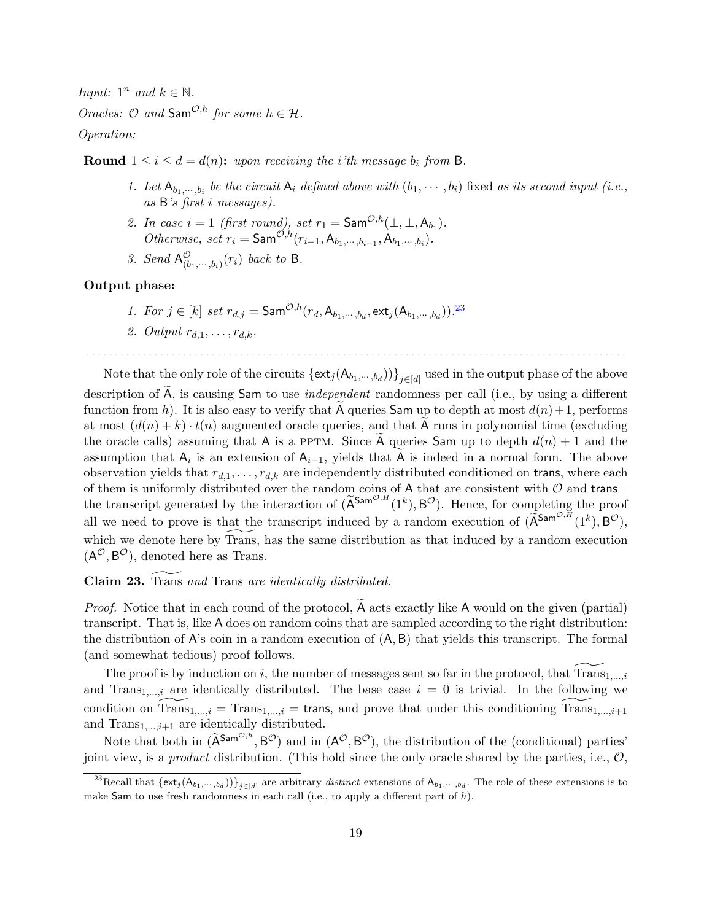*Input:* $1^n$ *and* $k \in \mathbb{N}$.

*Oracles:* $\mathcal{O}$ *and* $\mathsf{Sam}^{\mathcal{O},h}$ *for some* $h \in \mathcal{H}$.

*Operation:*

**Round** $1 \leq i \leq d = d(n)$**:** *upon receiving the i'th message* $b_i$ *from* $\mathsf{B}$.

1. *Let* $\mathsf{A}_{b_1,\cdots,b_i}$ *be the circuit* $\mathsf{A}_i$ *defined above with* $(b_1,\cdots,b_i)$ fixed *as its second input (i.e., as* $\mathsf{B}$*'s first i messages).*
2. *In case* $i = 1$ *(first round), set* $r_1 = \mathsf{Sam}^{\mathcal{O},h}(\perp,\perp,\mathsf{A}_{b_1})$.
   *Otherwise, set* $r_i = \mathsf{Sam}^{\mathcal{O},h}(r_{i-1},\mathsf{A}_{b_1,\cdots,b_{i-1}},\mathsf{A}_{b_1,\cdots,b_i})$.
3. *Send* $\mathsf{A}^{\mathcal{O}}_{(b_1,\cdots,b_i)}(r_i)$ *back to* $\mathsf{B}$.

**Output phase:**

1. *For* $j \in [k]$ *set* $r_{d,j} = \mathsf{Sam}^{\mathcal{O},h}(r_d,\mathsf{A}_{b_1,\cdots,b_d},\mathsf{ext}_j(\mathsf{A}_{b_1,\cdots,b_d}))$.[23]
2. *Output* $r_{d,1},\ldots,r_{d,k}$.

Note that the only role of the circuits $\{\mathsf{ext}_j(\mathsf{A}_{b_1,\cdots,b_d})\}_{j\in[d]}$ used in the output phase of the above description of $\widetilde{\mathsf{A}}$, is causing $\mathsf{Sam}$ to use *independent* randomness per call (i.e., by using a different function from $h$). It is also easy to verify that $\widetilde{\mathsf{A}}$ queries $\mathsf{Sam}$ up to depth at most $d(n)+1$, performs at most $(d(n)+k)\cdot t(n)$ augmented oracle queries, and that $\widetilde{\mathsf{A}}$ runs in polynomial time (excluding the oracle calls) assuming that $\mathsf{A}$ is a PPTM. Since $\widetilde{\mathsf{A}}$ queries $\mathsf{Sam}$ up to depth $d(n)+1$ and the assumption that $\mathsf{A}_i$ is an extension of $\mathsf{A}_{i-1}$, yields that $\widetilde{\mathsf{A}}$ is indeed in a normal form. The above observation yields that $r_{d,1},\ldots,r_{d,k}$ are independently distributed conditioned on $\mathsf{trans}$, where each of them is uniformly distributed over the random coins of $\mathsf{A}$ that are consistent with $\mathcal{O}$ and $\mathsf{trans}$ – the transcript generated by the interaction of $(\widetilde{\mathsf{A}}^{\mathsf{Sam}^{\mathcal{O},H}}(1^k),\mathsf{B}^{\mathcal{O}})$. Hence, for completing the proof all we need to prove is that the transcript induced by a random execution of $(\widetilde{\mathsf{A}}^{\mathsf{Sam}^{\mathcal{O},H}}(1^k),\mathsf{B}^{\mathcal{O}})$, which we denote here by $\widetilde{\mathrm{Trans}}$, has the same distribution as that induced by a random execution $(\mathsf{A}^{\mathcal{O}},\mathsf{B}^{\mathcal{O}})$, denoted here as Trans.

**Claim 23.** *$\widetilde{\mathrm{Trans}}$ and* Trans *are identically distributed.*

*Proof.* Notice that in each round of the protocol, $\widetilde{\mathsf{A}}$ acts exactly like $\mathsf{A}$ would on the given (partial) transcript. That is, like $\mathsf{A}$ does on random coins that are sampled according to the right distribution: the distribution of $\mathsf{A}$'s coin in a random execution of $(\mathsf{A},\mathsf{B})$ that yields this transcript. The formal (and somewhat tedious) proof follows.

The proof is by induction on $i$, the number of messages sent so far in the protocol, that $\widetilde{\mathrm{Trans}}_{1,\ldots,i}$ and $\mathrm{Trans}_{1,\ldots,i}$ are identically distributed. The base case $i = 0$ is trivial. In the following we condition on $\widetilde{\mathrm{Trans}}_{1,\ldots,i} = \mathrm{Trans}_{1,\ldots,i} = \mathsf{trans}$, and prove that under this conditioning $\widetilde{\mathrm{Trans}}_{1,\ldots,i+1}$ and $\mathrm{Trans}_{1,\ldots,i+1}$ are identically distributed.

Note that both in $(\widetilde{\mathsf{A}}^{\mathsf{Sam}^{\mathcal{O},h}},\mathsf{B}^{\mathcal{O}})$ and in $(\mathsf{A}^{\mathcal{O}},\mathsf{B}^{\mathcal{O}})$, the distribution of the (conditional) parties' joint view, is a *product* distribution. (This hold since the only oracle shared by the parties, i.e., $\mathcal{O}$,

[23] Recall that $\{\mathsf{ext}_j(\mathsf{A}_{b_1,\cdots,b_d})\}_{j\in[d]}$ are arbitrary *distinct* extensions of $\mathsf{A}_{b_1,\cdots,b_d}$. The role of these extensions is to make $\mathsf{Sam}$ to use fresh randomness in each call (i.e., to apply a different part of $h$).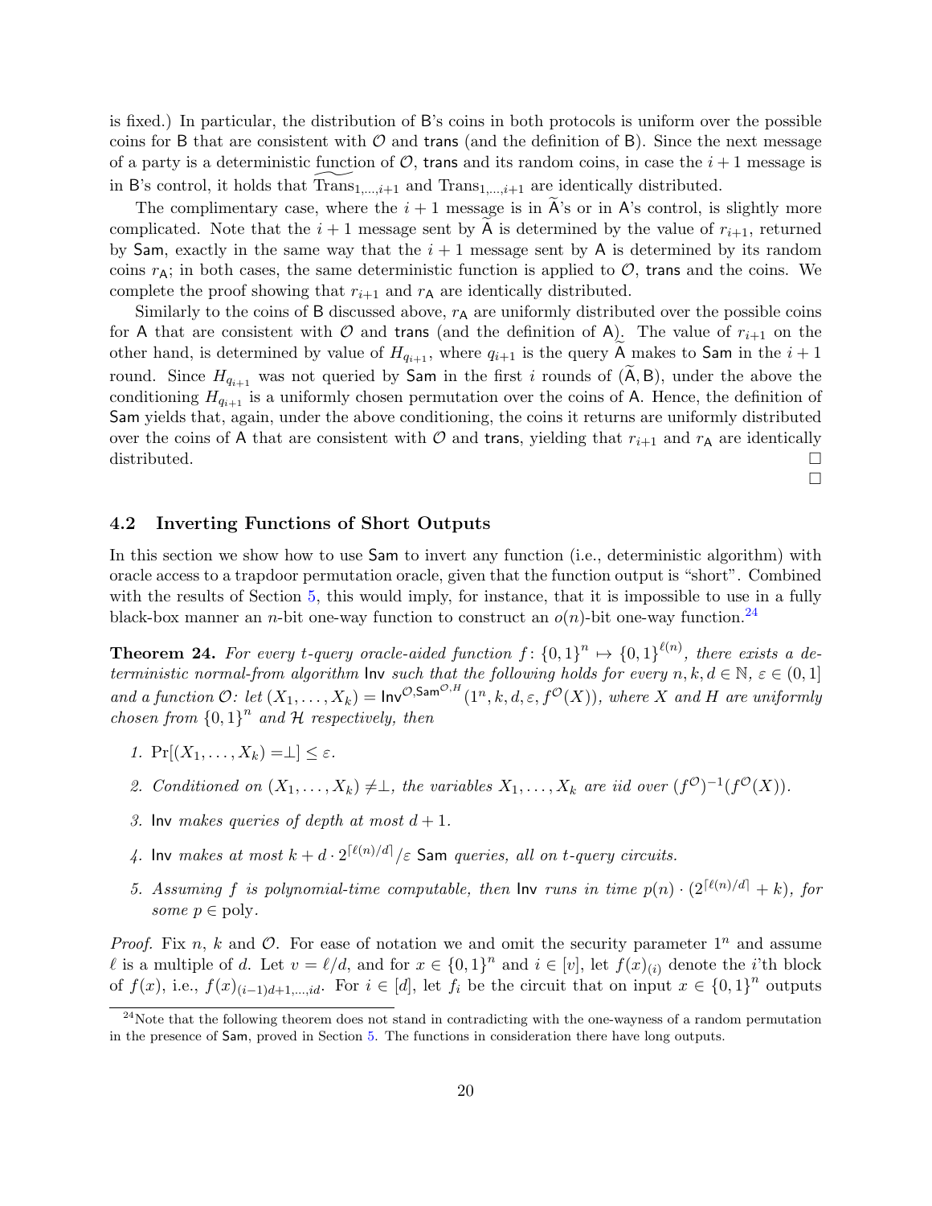is fixed.) In particular, the distribution of B's coins in both protocols is uniform over the possible coins for B that are consistent with $\mathcal{O}$ and trans (and the definition of B). Since the next message of a party is a deterministic function of $\mathcal{O}$, trans and its random coins, in case the $i+1$ message is in B's control, it holds that $\widetilde{\mathrm{Trans}}_{1,\ldots,i+1}$ and $\mathrm{Trans}_{1,\ldots,i+1}$ are identically distributed.

The complimentary case, where the $i+1$ message is in $\widetilde{\mathsf{A}}$'s or in A's control, is slightly more complicated. Note that the $i+1$ message sent by $\widetilde{\mathsf{A}}$ is determined by the value of $r_{i+1}$, returned by Sam, exactly in the same way that the $i+1$ message sent by A is determined by its random coins $r_{\mathsf{A}}$; in both cases, the same deterministic function is applied to $\mathcal{O}$, trans and the coins. We complete the proof showing that $r_{i+1}$ and $r_{\mathsf{A}}$ are identically distributed.

Similarly to the coins of B discussed above, $r_{\mathsf{A}}$ are uniformly distributed over the possible coins for A that are consistent with $\mathcal{O}$ and trans (and the definition of A). The value of $r_{i+1}$ on the other hand, is determined by value of $H_{q_{i+1}}$, where $q_{i+1}$ is the query $\widetilde{\mathsf{A}}$ makes to Sam in the $i+1$ round. Since $H_{q_{i+1}}$ was not queried by Sam in the first $i$ rounds of $(\widetilde{\mathsf{A}}, \mathsf{B})$, under the above the conditioning $H_{q_{i+1}}$ is a uniformly chosen permutation over the coins of A. Hence, the definition of Sam yields that, again, under the above conditioning, the coins it returns are uniformly distributed over the coins of A that are consistent with $\mathcal{O}$ and trans, yielding that $r_{i+1}$ and $r_{\mathsf{A}}$ are identically distributed. □

□

## 4.2 Inverting Functions of Short Outputs

In this section we show how to use Sam to invert any function (i.e., deterministic algorithm) with oracle access to a trapdoor permutation oracle, given that the function output is "short". Combined with the results of Section 5, this would imply, for instance, that it is impossible to use in a fully black-box manner an $n$-bit one-way function to construct an $o(n)$-bit one-way function.[24]

**Theorem 24.** *For every $t$-query oracle-aided function $f\colon \{0,1\}^n \mapsto \{0,1\}^{\ell(n)}$, there exists a deterministic normal-from algorithm* Inv *such that the following holds for every $n, k, d \in \mathbb{N}$, $\varepsilon \in (0,1]$ and a function $\mathcal{O}$: let $(X_1, \ldots, X_k) = \mathsf{Inv}^{\mathcal{O}, \mathsf{Sam}^{\mathcal{O},H}}(1^n, k, d, \varepsilon, f^{\mathcal{O}}(X))$, where $X$ and $H$ are uniformly chosen from $\{0,1\}^n$ and $\mathcal{H}$ respectively, then*

1. $\Pr[(X_1, \ldots, X_k) = \perp] \leq \varepsilon$.
2. *Conditioned on $(X_1, \ldots, X_k) \neq \perp$, the variables $X_1, \ldots, X_k$ are iid over $(f^{\mathcal{O}})^{-1}(f^{\mathcal{O}}(X))$.*
3. Inv *makes queries of depth at most $d+1$.*
4. Inv *makes at most $k + d \cdot 2^{\lceil \ell(n)/d \rceil}/\varepsilon$* Sam *queries, all on $t$-query circuits.*
5. *Assuming $f$ is polynomial-time computable, then* Inv *runs in time $p(n) \cdot (2^{\lceil \ell(n)/d \rceil} + k)$, for some $p \in \mathrm{poly}$.*

*Proof.* Fix $n$, $k$ and $\mathcal{O}$. For ease of notation we and omit the security parameter $1^n$ and assume $\ell$ is a multiple of $d$. Let $v = \ell/d$, and for $x \in \{0,1\}^n$ and $i \in [v]$, let $f(x)_{(i)}$ denote the $i$'th block of $f(x)$, i.e., $f(x)_{(i-1)d+1,\ldots,id}$. For $i \in [d]$, let $f_i$ be the circuit that on input $x \in \{0,1\}^n$ outputs

[24] Note that the following theorem does not stand in contradicting with the one-wayness of a random permutation in the presence of Sam, proved in Section 5. The functions in consideration there have long outputs.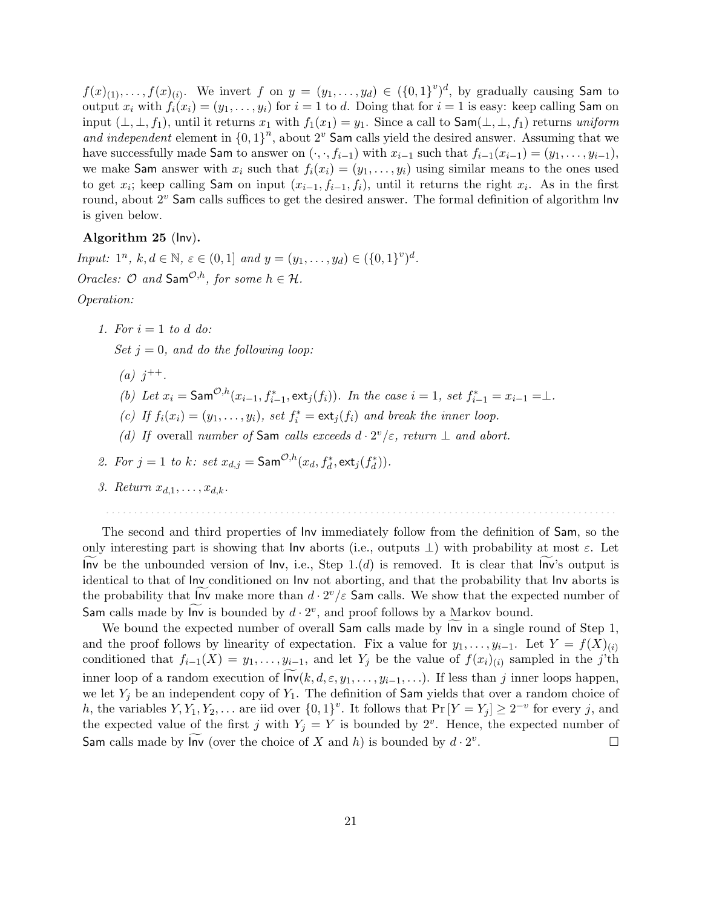$f(x)_{(1)}, \ldots, f(x)_{(i)}$. We invert $f$ on $y = (y_1, \ldots, y_d) \in (\{0,1\}^v)^d$, by gradually causing $\mathsf{Sam}$ to output $x_i$ with $f_i(x_i) = (y_1, \ldots, y_i)$ for $i = 1$ to $d$. Doing that for $i = 1$ is easy: keep calling $\mathsf{Sam}$ on input $(\perp, \perp, f_1)$, until it returns $x_1$ with $f_1(x_1) = y_1$. Since a call to $\mathsf{Sam}(\perp, \perp, f_1)$ returns *uniform and independent* element in $\{0,1\}^n$, about $2^v$ $\mathsf{Sam}$ calls yield the desired answer. Assuming that we have successfully made $\mathsf{Sam}$ to answer on $(\cdot, \cdot, f_{i-1})$ with $x_{i-1}$ such that $f_{i-1}(x_{i-1}) = (y_1, \ldots, y_{i-1})$, we make $\mathsf{Sam}$ answer with $x_i$ such that $f_i(x_i) = (y_1, \ldots, y_i)$ using similar means to the ones used to get $x_i$; keep calling $\mathsf{Sam}$ on input $(x_{i-1}, f_{i-1}, f_i)$, until it returns the right $x_i$. As in the first round, about $2^v$ $\mathsf{Sam}$ calls suffices to get the desired answer. The formal definition of algorithm $\mathsf{Inv}$ is given below.

**Algorithm 25** ($\mathsf{Inv}$)**.**

*Input:* $1^n$, $k, d \in \mathbb{N}$, $\varepsilon \in (0,1]$ *and* $y = (y_1, \ldots, y_d) \in (\{0,1\}^v)^d$.

*Oracles:* $\mathcal{O}$ *and* $\mathsf{Sam}^{\mathcal{O},h}$, *for some* $h \in \mathcal{H}$.

*Operation:*

1. *For* $i = 1$ *to* $d$ *do:*

   *Set* $j = 0$, *and do the following loop:*

   (a) $j^{++}$.

   (b) *Let* $x_i = \mathsf{Sam}^{\mathcal{O},h}(x_{i-1}, f^*_{i-1}, \mathsf{ext}_j(f_i))$. *In the case* $i = 1$, *set* $f^*_{i-1} = x_{i-1} = \perp$.

   (c) *If* $f_i(x_i) = (y_1, \ldots, y_i)$, *set* $f^*_i = \mathsf{ext}_j(f_i)$ *and break the inner loop.*

   (d) *If* overall *number of* $\mathsf{Sam}$ *calls exceeds* $d \cdot 2^v/\varepsilon$, *return* $\perp$ *and abort.*

2. *For* $j = 1$ *to* $k$: *set* $x_{d,j} = \mathsf{Sam}^{\mathcal{O},h}(x_d, f^*_d, \mathsf{ext}_j(f^*_d))$.

3. *Return* $x_{d,1}, \ldots, x_{d,k}$.

The second and third properties of $\mathsf{Inv}$ immediately follow from the definition of $\mathsf{Sam}$, so the only interesting part is showing that $\mathsf{Inv}$ aborts (i.e., outputs $\perp$) with probability at most $\varepsilon$. Let $\widetilde{\mathsf{Inv}}$ be the unbounded version of $\mathsf{Inv}$, i.e., Step 1.(d) is removed. It is clear that $\widetilde{\mathsf{Inv}}$'s output is identical to that of $\mathsf{Inv}$ conditioned on $\mathsf{Inv}$ not aborting, and that the probability that $\mathsf{Inv}$ aborts is the probability that $\widetilde{\mathsf{Inv}}$ make more than $d \cdot 2^v/\varepsilon$ $\mathsf{Sam}$ calls. We show that the expected number of $\mathsf{Sam}$ calls made by $\widetilde{\mathsf{Inv}}$ is bounded by $d \cdot 2^v$, and proof follows by a Markov bound.

We bound the expected number of overall $\mathsf{Sam}$ calls made by $\widetilde{\mathsf{Inv}}$ in a single round of Step 1, and the proof follows by linearity of expectation. Fix a value for $y_1, \ldots, y_{i-1}$. Let $Y = f(X)_{(i)}$ conditioned that $f_{i-1}(X) = y_1, \ldots, y_{i-1}$, and let $Y_j$ be the value of $f(x_i)_{(i)}$ sampled in the $j$'th inner loop of a random execution of $\widetilde{\mathsf{Inv}}(k, d, \varepsilon, y_1, \ldots, y_{i-1}, \ldots)$. If less than $j$ inner loops happen, we let $Y_j$ be an independent copy of $Y_1$. The definition of $\mathsf{Sam}$ yields that over a random choice of $h$, the variables $Y, Y_1, Y_2, \ldots$ are iid over $\{0,1\}^v$. It follows that $\Pr[Y = Y_j] \geq 2^{-v}$ for every $j$, and the expected value of the first $j$ with $Y_j = Y$ is bounded by $2^v$. Hence, the expected number of $\mathsf{Sam}$ calls made by $\widetilde{\mathsf{Inv}}$ (over the choice of $X$ and $h$) is bounded by $d \cdot 2^v$. □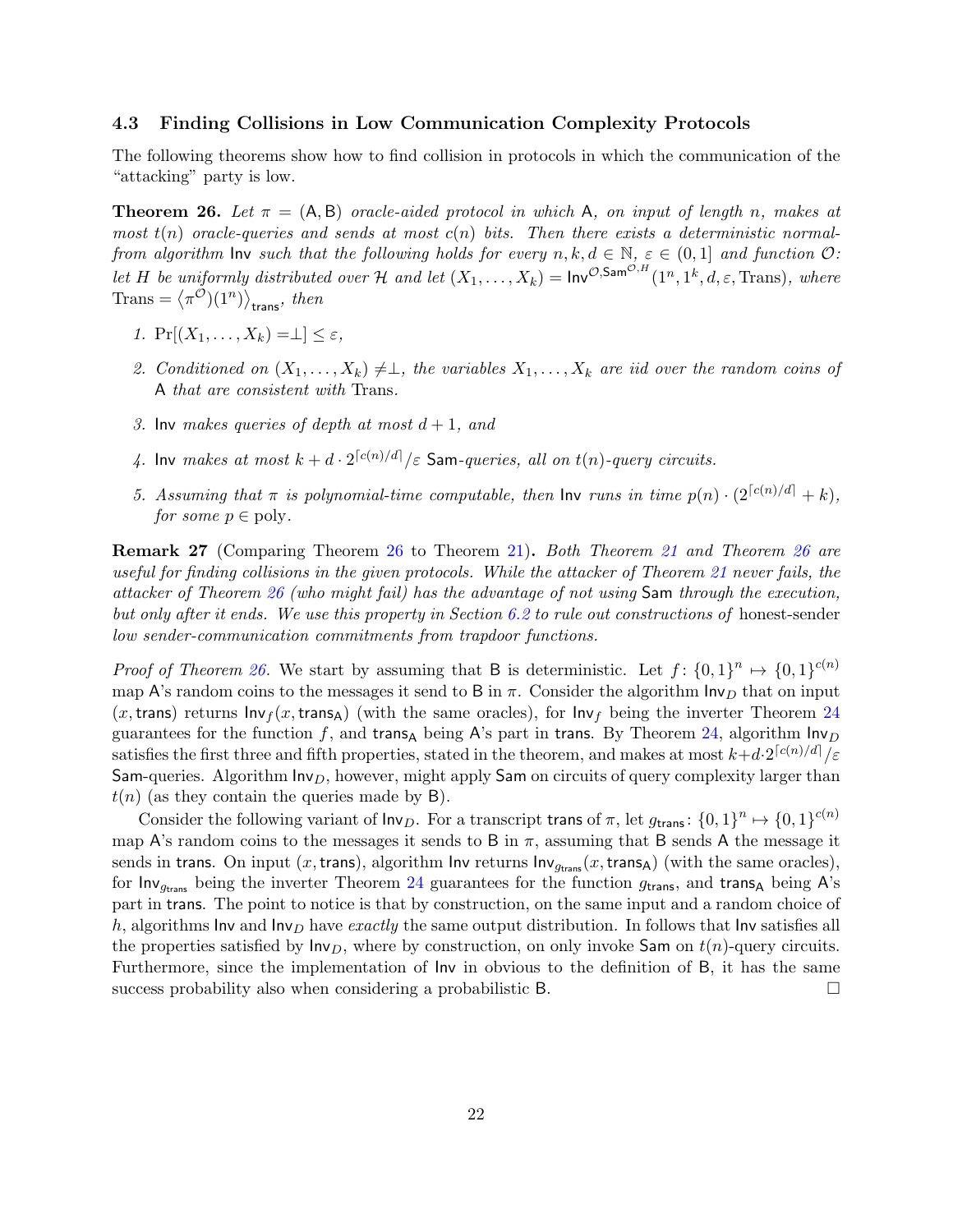### 4.3 Finding Collisions in Low Communication Complexity Protocols

The following theorems show how to find collision in protocols in which the communication of the "attacking" party is low.

**Theorem 26.** *Let $\pi = (\mathsf{A}, \mathsf{B})$ oracle-aided protocol in which* A*, on input of length $n$, makes at most $t(n)$ oracle-queries and sends at most $c(n)$ bits. Then there exists a deterministic normal-from algorithm* Inv *such that the following holds for every $n, k, d \in \mathbb{N}$, $\varepsilon \in (0, 1]$ and function $\mathcal{O}$: let $H$ be uniformly distributed over $\mathcal{H}$ and let $(X_1, \ldots, X_k) = \mathsf{Inv}^{\mathcal{O}, \mathsf{Sam}^{\mathcal{O},H}}(1^n, 1^k, d, \varepsilon, \mathrm{Trans})$, where $\mathrm{Trans} = \langle \pi^{\mathcal{O}})(1^n) \rangle_{\mathsf{trans}}$, then*

1. *$\Pr[(X_1, \ldots, X_k) = \perp] \leq \varepsilon$,*
2. *Conditioned on $(X_1, \ldots, X_k) \neq \perp$, the variables $X_1, \ldots, X_k$ are iid over the random coins of* A *that are consistent with* Trans*.*
3. Inv *makes queries of depth at most $d + 1$, and*
4. Inv *makes at most $k + d \cdot 2^{\lceil c(n)/d \rceil}/\varepsilon$* Sam*-queries, all on $t(n)$-query circuits.*
5. *Assuming that $\pi$ is polynomial-time computable, then* Inv *runs in time $p(n) \cdot (2^{\lceil c(n)/d \rceil} + k)$, for some $p \in \mathrm{poly}$.*

**Remark 27** (Comparing Theorem 26 to Theorem 21)**.** *Both Theorem 21 and Theorem 26 are useful for finding collisions in the given protocols. While the attacker of Theorem 21 never fails, the attacker of Theorem 26 (who might fail) has the advantage of not using* Sam *through the execution, but only after it ends. We use this property in Section 6.2 to rule out constructions of* honest-sender *low sender-communication commitments from trapdoor functions.*

*Proof of Theorem 26.* We start by assuming that B is deterministic. Let $f: \{0,1\}^n \mapsto \{0,1\}^{c(n)}$ map A's random coins to the messages it send to B in $\pi$. Consider the algorithm $\mathsf{Inv}_D$ that on input $(x, \mathsf{trans})$ returns $\mathsf{Inv}_f(x, \mathsf{trans}_\mathsf{A})$ (with the same oracles), for $\mathsf{Inv}_f$ being the inverter Theorem 24 guarantees for the function $f$, and $\mathsf{trans}_\mathsf{A}$ being A's part in trans. By Theorem 24, algorithm $\mathsf{Inv}_D$ satisfies the first three and fifth properties, stated in the theorem, and makes at most $k + d \cdot 2^{\lceil c(n)/d \rceil}/\varepsilon$ Sam-queries. Algorithm $\mathsf{Inv}_D$, however, might apply Sam on circuits of query complexity larger than $t(n)$ (as they contain the queries made by B).

Consider the following variant of $\mathsf{Inv}_D$. For a transcript trans of $\pi$, let $g_\mathsf{trans}: \{0,1\}^n \mapsto \{0,1\}^{c(n)}$ map A's random coins to the messages it sends to B in $\pi$, assuming that B sends A the message it sends in trans. On input $(x, \mathsf{trans})$, algorithm Inv returns $\mathsf{Inv}_{g_\mathsf{trans}}(x, \mathsf{trans}_\mathsf{A})$ (with the same oracles), for $\mathsf{Inv}_{g_\mathsf{trans}}$ being the inverter Theorem 24 guarantees for the function $g_\mathsf{trans}$, and $\mathsf{trans}_\mathsf{A}$ being A's part in trans. The point to notice is that by construction, on the same input and a random choice of $h$, algorithms Inv and $\mathsf{Inv}_D$ have *exactly* the same output distribution. In follows that Inv satisfies all the properties satisfied by $\mathsf{Inv}_D$, where by construction, on only invoke Sam on $t(n)$-query circuits. Furthermore, since the implementation of Inv in obvious to the definition of B, it has the same success probability also when considering a probabilistic B. □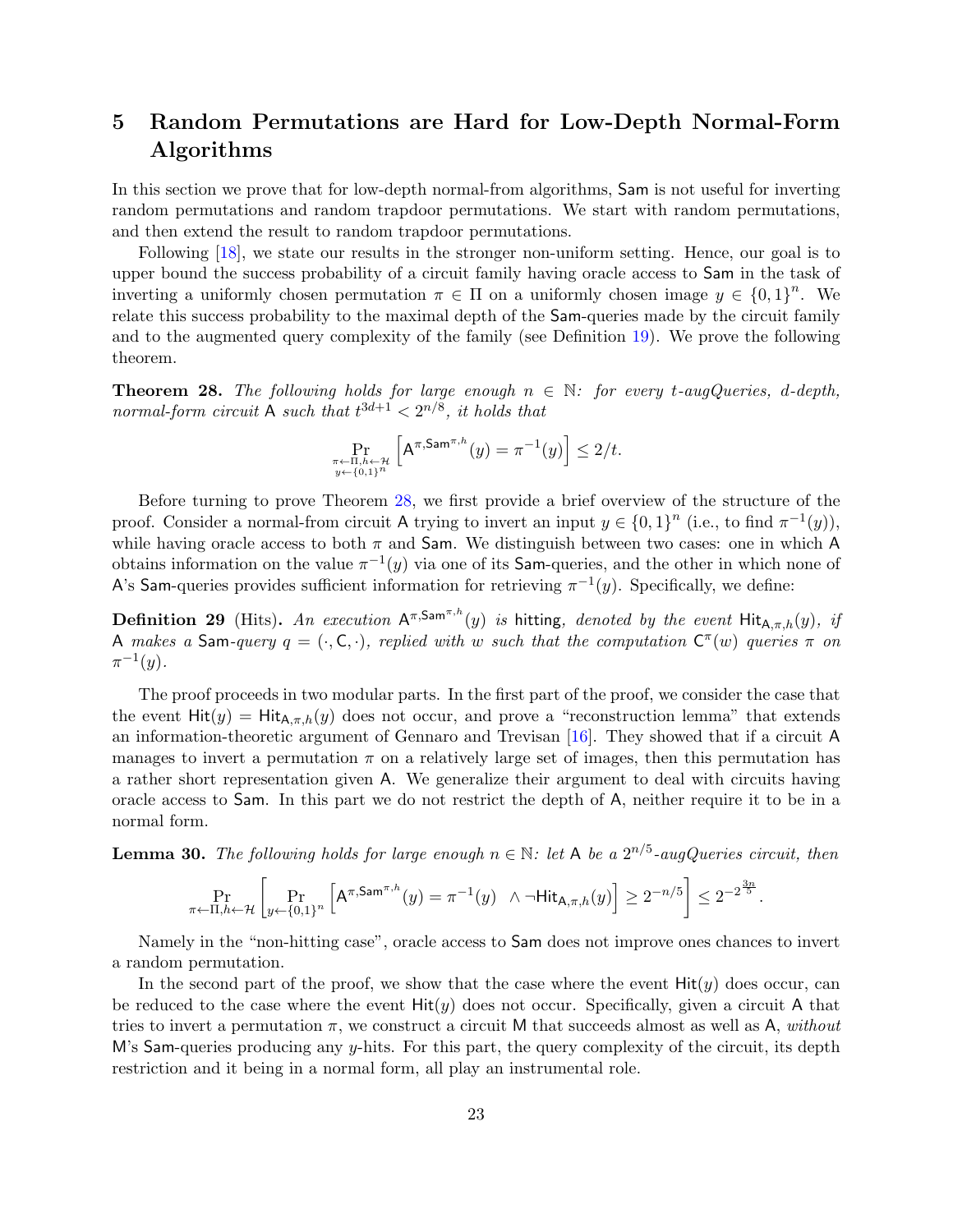# 5 Random Permutations are Hard for Low-Depth Normal-Form Algorithms

In this section we prove that for low-depth normal-from algorithms, Sam is not useful for inverting random permutations and random trapdoor permutations. We start with random permutations, and then extend the result to random trapdoor permutations.

Following [18], we state our results in the stronger non-uniform setting. Hence, our goal is to upper bound the success probability of a circuit family having oracle access to Sam in the task of inverting a uniformly chosen permutation $\pi \in \Pi$ on a uniformly chosen image $y \in \{0,1\}^n$. We relate this success probability to the maximal depth of the Sam-queries made by the circuit family and to the augmented query complexity of the family (see Definition 19). We prove the following theorem.

**Theorem 28.** *The following holds for large enough $n \in \mathbb{N}$: for every t-augQueries, d-depth, normal-form circuit $\mathsf{A}$ such that $t^{3d+1} < 2^{n/8}$, it holds that*

$$\Pr_{\substack{\pi \leftarrow \Pi, h \leftarrow \mathcal{H} \\ y \leftarrow \{0,1\}^n}} \left[ \mathsf{A}^{\pi, \mathsf{Sam}^{\pi,h}}(y) = \pi^{-1}(y) \right] \leq 2/t.$$

Before turning to prove Theorem 28, we first provide a brief overview of the structure of the proof. Consider a normal-from circuit $\mathsf{A}$ trying to invert an input $y \in \{0,1\}^n$ (i.e., to find $\pi^{-1}(y)$), while having oracle access to both $\pi$ and Sam. We distinguish between two cases: one in which $\mathsf{A}$ obtains information on the value $\pi^{-1}(y)$ via one of its Sam-queries, and the other in which none of $\mathsf{A}$'s Sam-queries provides sufficient information for retrieving $\pi^{-1}(y)$. Specifically, we define:

**Definition 29** (Hits)**.** *An execution $\mathsf{A}^{\pi, \mathsf{Sam}^{\pi,h}}(y)$ is* hitting*, denoted by the event $\mathsf{Hit}_{\mathsf{A},\pi,h}(y)$, if $\mathsf{A}$ makes a Sam-query $q = (\cdot, \mathsf{C}, \cdot)$, replied with $w$ such that the computation $\mathsf{C}^{\pi}(w)$ queries $\pi$ on $\pi^{-1}(y)$.*

The proof proceeds in two modular parts. In the first part of the proof, we consider the case that the event $\mathsf{Hit}(y) = \mathsf{Hit}_{\mathsf{A},\pi,h}(y)$ does not occur, and prove a "reconstruction lemma" that extends an information-theoretic argument of Gennaro and Trevisan [16]. They showed that if a circuit $\mathsf{A}$ manages to invert a permutation $\pi$ on a relatively large set of images, then this permutation has a rather short representation given $\mathsf{A}$. We generalize their argument to deal with circuits having oracle access to Sam. In this part we do not restrict the depth of $\mathsf{A}$, neither require it to be in a normal form.

**Lemma 30.** *The following holds for large enough $n \in \mathbb{N}$: let $\mathsf{A}$ be a $2^{n/5}$-augQueries circuit, then*

$$\Pr_{\pi \leftarrow \Pi, h \leftarrow \mathcal{H}} \left[ \Pr_{y \leftarrow \{0,1\}^n} \left[ \mathsf{A}^{\pi, \mathsf{Sam}^{\pi,h}}(y) = \pi^{-1}(y) \ \ \wedge \neg \mathsf{Hit}_{\mathsf{A},\pi,h}(y) \right] \geq 2^{-n/5} \right] \leq 2^{-2^{\frac{3n}{5}}}.$$

Namely in the "non-hitting case", oracle access to Sam does not improve ones chances to invert a random permutation.

In the second part of the proof, we show that the case where the event $\mathsf{Hit}(y)$ does occur, can be reduced to the case where the event $\mathsf{Hit}(y)$ does not occur. Specifically, given a circuit $\mathsf{A}$ that tries to invert a permutation $\pi$, we construct a circuit $\mathsf{M}$ that succeeds almost as well as $\mathsf{A}$, *without* $\mathsf{M}$'s Sam-queries producing any $y$-hits. For this part, the query complexity of the circuit, its depth restriction and it being in a normal form, all play an instrumental role.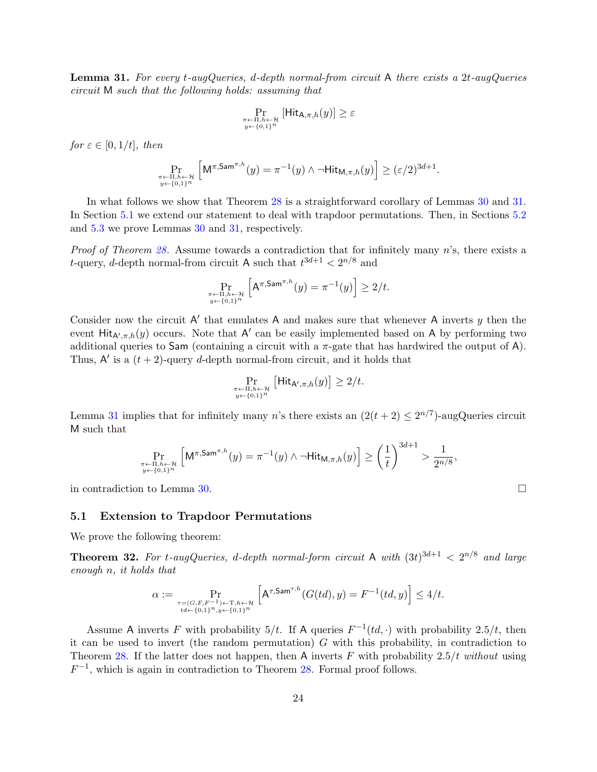**Lemma 31.** *For every t-augQueries, d-depth normal-from circuit* $\mathsf{A}$ *there exists a 2t-augQueries circuit* $\mathsf{M}$ *such that the following holds: assuming that*

$$\Pr_{\substack{\pi \leftarrow \Pi, h \leftarrow \mathcal{H} \\ y \leftarrow \{0,1\}^n}} [\mathsf{Hit}_{\mathsf{A},\pi,h}(y)] \geq \varepsilon$$

*for* $\varepsilon \in [0, 1/t]$*, then*

$$\Pr_{\substack{\pi \leftarrow \Pi, h \leftarrow \mathcal{H} \\ y \leftarrow \{0,1\}^n}} \left[ \mathsf{M}^{\pi, \mathsf{Sam}^{\pi,h}}(y) = \pi^{-1}(y) \wedge \neg \mathsf{Hit}_{\mathsf{M},\pi,h}(y) \right] \geq (\varepsilon/2)^{3d+1}.$$

In what follows we show that Theorem 28 is a straightforward corollary of Lemmas 30 and 31. In Section 5.1 we extend our statement to deal with trapdoor permutations. Then, in Sections 5.2 and 5.3 we prove Lemmas 30 and 31, respectively.

*Proof of Theorem 28.* Assume towards a contradiction that for infinitely many $n$'s, there exists a $t$-query, $d$-depth normal-from circuit $\mathsf{A}$ such that $t^{3d+1} < 2^{n/8}$ and

$$\Pr_{\substack{\pi \leftarrow \Pi, h \leftarrow \mathcal{H} \\ y \leftarrow \{0,1\}^n}} \left[ \mathsf{A}^{\pi, \mathsf{Sam}^{\pi,h}}(y) = \pi^{-1}(y) \right] \geq 2/t.$$

Consider now the circuit $\mathsf{A}'$ that emulates $\mathsf{A}$ and makes sure that whenever $\mathsf{A}$ inverts $y$ then the event $\mathsf{Hit}_{\mathsf{A}',\pi,h}(y)$ occurs. Note that $\mathsf{A}'$ can be easily implemented based on $\mathsf{A}$ by performing two additional queries to $\mathsf{Sam}$ (containing a circuit with a $\pi$-gate that has hardwired the output of $\mathsf{A}$). Thus, $\mathsf{A}'$ is a $(t+2)$-query $d$-depth normal-from circuit, and it holds that

$$\Pr_{\substack{\pi \leftarrow \Pi, h \leftarrow \mathcal{H} \\ y \leftarrow \{0,1\}^n}} \left[ \mathsf{Hit}_{\mathsf{A}',\pi,h}(y) \right] \geq 2/t.$$

Lemma 31 implies that for infinitely many $n$'s there exists an $(2(t+2) \leq 2^{n/7})$-augQueries circuit $\mathsf{M}$ such that

$$\Pr_{\substack{\pi \leftarrow \Pi, h \leftarrow \mathcal{H} \\ y \leftarrow \{0,1\}^n}} \left[ \mathsf{M}^{\pi, \mathsf{Sam}^{\pi,h}}(y) = \pi^{-1}(y) \wedge \neg \mathsf{Hit}_{\mathsf{M},\pi,h}(y) \right] \geq \left(\frac{1}{t}\right)^{3d+1} > \frac{1}{2^{n/8}},$$

in contradiction to Lemma 30. □

## 5.1 Extension to Trapdoor Permutations

We prove the following theorem:

**Theorem 32.** *For t-augQueries, d-depth normal-form circuit* $\mathsf{A}$ *with* $(3t)^{3d+1} < 2^{n/8}$ *and large enough n, it holds that*

$$\alpha := \Pr_{\substack{\tau = (G, F, F^{-1}) \leftarrow \mathrm{T}, h \leftarrow \mathcal{H} \\ td \leftarrow \{0,1\}^n, y \leftarrow \{0,1\}^n}} \left[ \mathsf{A}^{\tau, \mathsf{Sam}^{\tau,h}}(G(td), y) = F^{-1}(td, y) \right] \leq 4/t.$$

Assume $\mathsf{A}$ inverts $F$ with probability $5/t$. If $\mathsf{A}$ queries $F^{-1}(td, \cdot)$ with probability $2.5/t$, then it can be used to invert (the random permutation) $G$ with this probability, in contradiction to Theorem 28. If the latter does not happen, then $\mathsf{A}$ inverts $F$ with probability $2.5/t$ *without* using $F^{-1}$, which is again in contradiction to Theorem 28. Formal proof follows.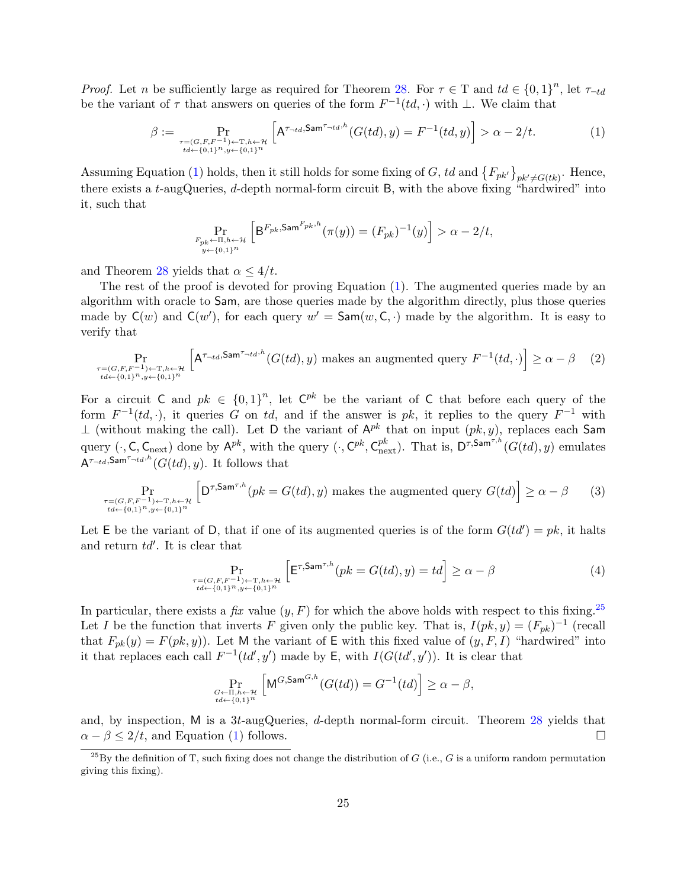*Proof.* Let $n$ be sufficiently large as required for Theorem 28. For $\tau \in \mathrm{T}$ and $td \in \{0,1\}^n$, let $\tau_{\neg td}$ be the variant of $\tau$ that answers on queries of the form $F^{-1}(td, \cdot)$ with $\perp$. We claim that

$$\beta := \Pr_{\substack{\tau=(G,F,F^{-1})\leftarrow \mathrm{T}, h\leftarrow \mathcal{H} \\ td\leftarrow\{0,1\}^n, y\leftarrow\{0,1\}^n}} \left[\mathsf{A}^{\tau_{\neg td}, \mathsf{Sam}^{\tau_{\neg td}, h}}(G(td), y) = F^{-1}(td, y)\right] > \alpha - 2/t. \tag{1}$$

Assuming Equation (1) holds, then it still holds for some fixing of $G$, $td$ and $\{F_{pk'}\}_{pk' \neq G(tk)}$. Hence, there exists a $t$-augQueries, $d$-depth normal-form circuit $\mathsf{B}$, with the above fixing "hardwired" into it, such that

$$\Pr_{\substack{F_{pk}\leftarrow \Pi, h\leftarrow \mathcal{H} \\ y\leftarrow\{0,1\}^n}} \left[\mathsf{B}^{F_{pk}, \mathsf{Sam}^{F_{pk}, h}}(\pi(y)) = (F_{pk})^{-1}(y)\right] > \alpha - 2/t,$$

and Theorem 28 yields that $\alpha \leq 4/t$.

The rest of the proof is devoted for proving Equation (1). The augmented queries made by an algorithm with oracle to $\mathsf{Sam}$, are those queries made by the algorithm directly, plus those queries made by $\mathsf{C}(w)$ and $\mathsf{C}(w')$, for each query $w' = \mathsf{Sam}(w, \mathsf{C}, \cdot)$ made by the algorithm. It is easy to verify that

$$\Pr_{\substack{\tau=(G,F,F^{-1})\leftarrow \mathrm{T}, h\leftarrow \mathcal{H} \\ td\leftarrow\{0,1\}^n, y\leftarrow\{0,1\}^n}} \left[\mathsf{A}^{\tau_{\neg td}, \mathsf{Sam}^{\tau_{\neg td}, h}}(G(td), y) \text{ makes an augmented query } F^{-1}(td, \cdot)\right] \geq \alpha - \beta \tag{2}$$

For a circuit $\mathsf{C}$ and $pk \in \{0,1\}^n$, let $\mathsf{C}^{pk}$ be the variant of $\mathsf{C}$ that before each query of the form $F^{-1}(td, \cdot)$, it queries $G$ on $td$, and if the answer is $pk$, it replies to the query $F^{-1}$ with $\perp$ (without making the call). Let $\mathsf{D}$ the variant of $\mathsf{A}^{pk}$ that on input $(pk, y)$, replaces each $\mathsf{Sam}$ query $(\cdot, \mathsf{C}, \mathsf{C}_{\text{next}})$ done by $\mathsf{A}^{pk}$, with the query $(\cdot, \mathsf{C}^{pk}, \mathsf{C}^{pk}_{\text{next}})$. That is, $\mathsf{D}^{\tau, \mathsf{Sam}^{\tau, h}}(G(td), y)$ emulates $\mathsf{A}^{\tau_{\neg td}, \mathsf{Sam}^{\tau_{\neg td}, h}}(G(td), y)$. It follows that

$$\Pr_{\substack{\tau=(G,F,F^{-1})\leftarrow \mathrm{T}, h\leftarrow \mathcal{H} \\ td\leftarrow\{0,1\}^n, y\leftarrow\{0,1\}^n}} \left[\mathsf{D}^{\tau, \mathsf{Sam}^{\tau, h}}(pk = G(td), y) \text{ makes the augmented query } G(td)\right] \geq \alpha - \beta \tag{3}$$

Let $\mathsf{E}$ be the variant of $\mathsf{D}$, that if one of its augmented queries is of the form $G(td') = pk$, it halts and return $td'$. It is clear that

$$\Pr_{\substack{\tau=(G,F,F^{-1})\leftarrow \mathrm{T}, h\leftarrow \mathcal{H} \\ td\leftarrow\{0,1\}^n, y\leftarrow\{0,1\}^n}} \left[\mathsf{E}^{\tau, \mathsf{Sam}^{\tau, h}}(pk = G(td), y) = td\right] \geq \alpha - \beta \tag{4}$$

In particular, there exists a *fix* value $(y, F)$ for which the above holds with respect to this fixing.[25] Let $I$ be the function that inverts $F$ given only the public key. That is, $I(pk, y) = (F_{pk})^{-1}$ (recall that $F_{pk}(y) = F(pk, y)$). Let $\mathsf{M}$ the variant of $\mathsf{E}$ with this fixed value of $(y, F, I)$ "hardwired" into it that replaces each call $F^{-1}(td', y')$ made by $\mathsf{E}$, with $I(G(td', y'))$. It is clear that

$$\Pr_{\substack{G\leftarrow \Pi, h\leftarrow \mathcal{H} \\ td\leftarrow\{0,1\}^n}} \left[\mathsf{M}^{G, \mathsf{Sam}^{G, h}}(G(td)) = G^{-1}(td)\right] \geq \alpha - \beta,$$

and, by inspection, $\mathsf{M}$ is a $3t$-augQueries, $d$-depth normal-form circuit. Theorem 28 yields that $\alpha - \beta \leq 2/t$, and Equation (1) follows. $\square$

[25] By the definition of T, such fixing does not change the distribution of $G$ (i.e., $G$ is a uniform random permutation giving this fixing).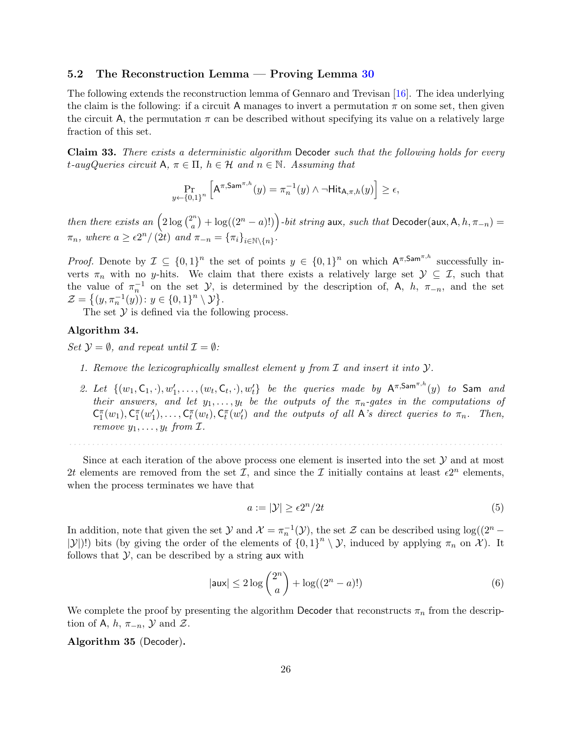### 5.2 The Reconstruction Lemma — Proving Lemma 30

The following extends the reconstruction lemma of Gennaro and Trevisan [16]. The idea underlying the claim is the following: if a circuit $\mathsf{A}$ manages to invert a permutation $\pi$ on some set, then given the circuit $\mathsf{A}$, the permutation $\pi$ can be described without specifying its value on a relatively large fraction of this set.

**Claim 33.** *There exists a deterministic algorithm* $\mathsf{Decoder}$ *such that the following holds for every* $t$*-augQueries circuit* $\mathsf{A}$*,* $\pi \in \Pi$*,* $h \in \mathcal{H}$ *and* $n \in \mathbb{N}$*. Assuming that*

$$\Pr_{y \leftarrow \{0,1\}^n}\left[\mathsf{A}^{\pi,\mathsf{Sam}^{\pi,h}}(y) = \pi_n^{-1}(y) \wedge \neg\mathsf{Hit}_{\mathsf{A},\pi,h}(y)\right] \geq \epsilon,$$

*then there exists an* $\left(2\log\binom{2^n}{a} + \log((2^n - a)!)\right)$*-bit string* $\mathsf{aux}$*, such that* $\mathsf{Decoder}(\mathsf{aux}, \mathsf{A}, h, \pi_{-n}) = \pi_n$*, where* $a \geq \epsilon 2^n/(2t)$ *and* $\pi_{-n} = \{\pi_i\}_{i \in \mathbb{N}\setminus\{n\}}$*.*

*Proof.* Denote by $\mathcal{I} \subseteq \{0,1\}^n$ the set of points $y \in \{0,1\}^n$ on which $\mathsf{A}^{\pi,\mathsf{Sam}^{\pi,h}}$ successfully inverts $\pi_n$ with no $y$-hits. We claim that there exists a relatively large set $\mathcal{Y} \subseteq \mathcal{I}$, such that the value of $\pi_n^{-1}$ on the set $\mathcal{Y}$, is determined by the description of, $\mathsf{A}$, $h$, $\pi_{-n}$, and the set $\mathcal{Z} = \left\{(y, \pi_n^{-1}(y)) \colon y \in \{0,1\}^n \setminus \mathcal{Y}\right\}$.

The set $\mathcal{Y}$ is defined via the following process.

**Algorithm 34.**

*Set* $\mathcal{Y} = \emptyset$*, and repeat until* $\mathcal{I} = \emptyset$*:*

1. *Remove the lexicographically smallest element* $y$ *from* $\mathcal{I}$ *and insert it into* $\mathcal{Y}$*.*
2. *Let* $\{(w_1, \mathsf{C}_1, \cdot), w_1', \ldots, (w_t, \mathsf{C}_t, \cdot), w_t'\}$ *be the queries made by* $\mathsf{A}^{\pi,\mathsf{Sam}^{\pi,h}}(y)$ *to* $\mathsf{Sam}$ *and their answers, and let* $y_1, \ldots, y_t$ *be the outputs of the* $\pi_n$*-gates in the computations of* $\mathsf{C}_1^{\pi}(w_1), \mathsf{C}_1^{\pi}(w_1'), \ldots, \mathsf{C}_t^{\pi}(w_t), \mathsf{C}_t^{\pi}(w_t')$ *and the outputs of all* $\mathsf{A}$*'s direct queries to* $\pi_n$*. Then, remove* $y_1, \ldots, y_t$ *from* $\mathcal{I}$*.*

Since at each iteration of the above process one element is inserted into the set $\mathcal{Y}$ and at most $2t$ elements are removed from the set $\mathcal{I}$, and since the $\mathcal{I}$ initially contains at least $\epsilon 2^n$ elements, when the process terminates we have that

$$a := |\mathcal{Y}| \geq \epsilon 2^n/2t \tag{5}$$

In addition, note that given the set $\mathcal{Y}$ and $\mathcal{X} = \pi_n^{-1}(\mathcal{Y})$, the set $\mathcal{Z}$ can be described using $\log((2^n - |\mathcal{Y}|)!)$ bits (by giving the order of the elements of $\{0,1\}^n \setminus \mathcal{Y}$, induced by applying $\pi_n$ on $\mathcal{X}$). It follows that $\mathcal{Y}$, can be described by a string $\mathsf{aux}$ with

$$|\mathsf{aux}| \leq 2\log\binom{2^n}{a} + \log((2^n - a)!) \tag{6}$$

We complete the proof by presenting the algorithm $\mathsf{Decoder}$ that reconstructs $\pi_n$ from the description of $\mathsf{A}$, $h$, $\pi_{-n}$, $\mathcal{Y}$ and $\mathcal{Z}$.

**Algorithm 35** (Decoder)**.**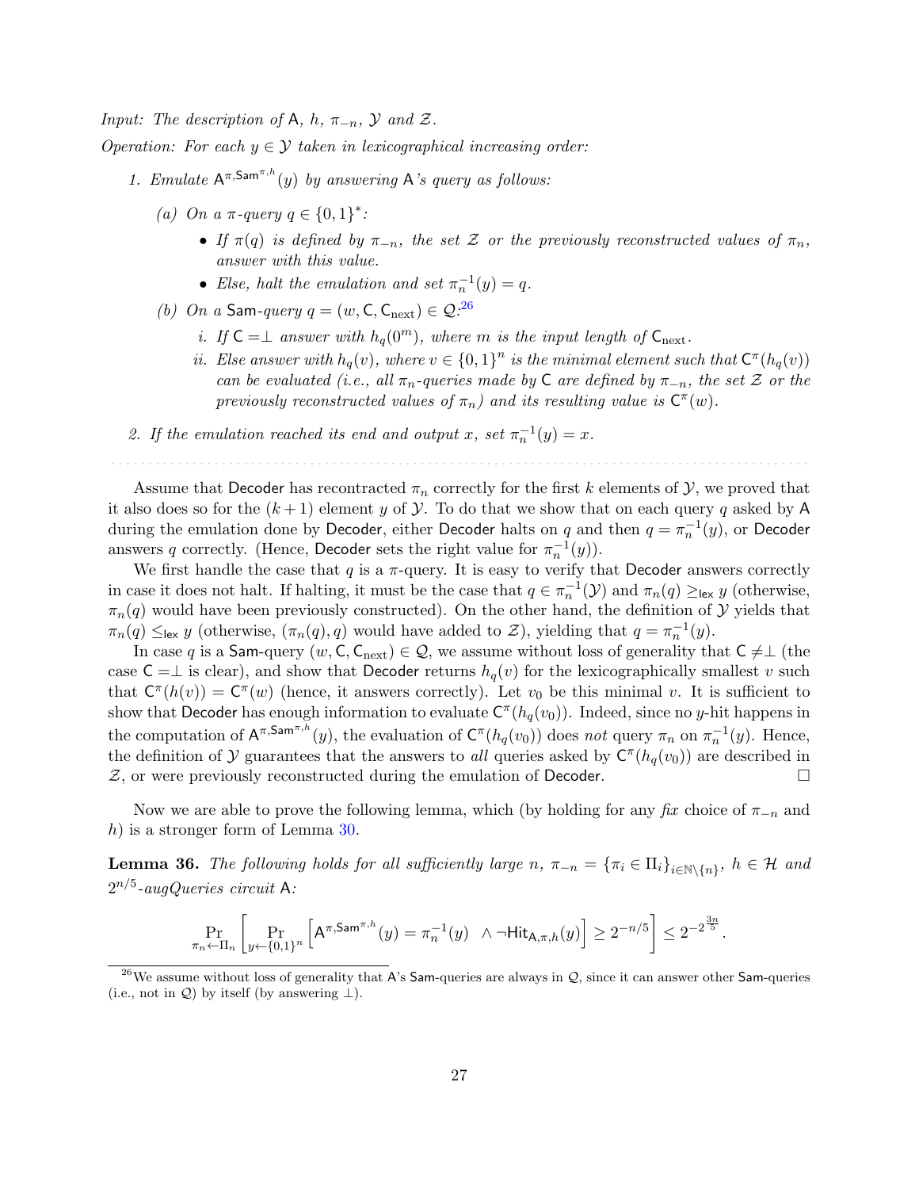*Input: The description of* $\mathsf{A}$*,* $h$*,* $\pi_{-n}$*,* $\mathcal{Y}$ *and* $\mathcal{Z}$*.*

*Operation: For each* $y \in \mathcal{Y}$ *taken in lexicographical increasing order:*

1. *Emulate* $\mathsf{A}^{\pi,\mathsf{Sam}^{\pi,h}}(y)$ *by answering* $\mathsf{A}$*'s query as follows:*
   (a) *On a* $\pi$*-query* $q \in \{0,1\}^*$*:*
      - *If* $\pi(q)$ *is defined by* $\pi_{-n}$*, the set* $\mathcal{Z}$ *or the previously reconstructed values of* $\pi_n$*, answer with this value.*
      - *Else, halt the emulation and set* $\pi_n^{-1}(y) = q$*.*

   (b) *On a* $\mathsf{Sam}$*-query* $q = (w, \mathsf{C}, \mathsf{C}_{\text{next}}) \in \mathcal{Q}$*:*[26]
      i. *If* $\mathsf{C} = \perp$ *answer with* $h_q(0^m)$*, where* $m$ *is the input length of* $\mathsf{C}_{\text{next}}$*.*
      ii. *Else answer with* $h_q(v)$*, where* $v \in \{0,1\}^n$ *is the minimal element such that* $\mathsf{C}^\pi(h_q(v))$ *can be evaluated (i.e., all* $\pi_n$*-queries made by* $\mathsf{C}$ *are defined by* $\pi_{-n}$*, the set* $\mathcal{Z}$ *or the previously reconstructed values of* $\pi_n$*) and its resulting value is* $\mathsf{C}^\pi(w)$*.*

2. *If the emulation reached its end and output* $x$*, set* $\pi_n^{-1}(y) = x$*.*

Assume that $\mathsf{Decoder}$ has recontracted $\pi_n$ correctly for the first $k$ elements of $\mathcal{Y}$, we proved that it also does so for the $(k+1)$ element $y$ of $\mathcal{Y}$. To do that we show that on each query $q$ asked by $\mathsf{A}$ during the emulation done by $\mathsf{Decoder}$, either $\mathsf{Decoder}$ halts on $q$ and then $q = \pi_n^{-1}(y)$, or $\mathsf{Decoder}$ answers $q$ correctly. (Hence, $\mathsf{Decoder}$ sets the right value for $\pi_n^{-1}(y)$).

We first handle the case that $q$ is a $\pi$-query. It is easy to verify that $\mathsf{Decoder}$ answers correctly in case it does not halt. If halting, it must be the case that $q \in \pi_n^{-1}(\mathcal{Y})$ and $\pi_n(q) \geq_{\mathsf{lex}} y$ (otherwise, $\pi_n(q)$ would have been previously constructed). On the other hand, the definition of $\mathcal{Y}$ yields that $\pi_n(q) \leq_{\mathsf{lex}} y$ (otherwise, $(\pi_n(q), q)$ would have added to $\mathcal{Z}$), yielding that $q = \pi_n^{-1}(y)$.

In case $q$ is a $\mathsf{Sam}$-query $(w, \mathsf{C}, \mathsf{C}_{\text{next}}) \in \mathcal{Q}$, we assume without loss of generality that $\mathsf{C} \neq \perp$ (the case $\mathsf{C} = \perp$ is clear), and show that $\mathsf{Decoder}$ returns $h_q(v)$ for the lexicographically smallest $v$ such that $\mathsf{C}^\pi(h(v)) = \mathsf{C}^\pi(w)$ (hence, it answers correctly). Let $v_0$ be this minimal $v$. It is sufficient to show that $\mathsf{Decoder}$ has enough information to evaluate $\mathsf{C}^\pi(h_q(v_0))$. Indeed, since no $y$-hit happens in the computation of $\mathsf{A}^{\pi,\mathsf{Sam}^{\pi,h}}(y)$, the evaluation of $\mathsf{C}^\pi(h_q(v_0))$ does *not* query $\pi_n$ on $\pi_n^{-1}(y)$. Hence, the definition of $\mathcal{Y}$ guarantees that the answers to *all* queries asked by $\mathsf{C}^\pi(h_q(v_0))$ are described in $\mathcal{Z}$, or were previously reconstructed during the emulation of $\mathsf{Decoder}$. $\square$

Now we are able to prove the following lemma, which (by holding for any *fix* choice of $\pi_{-n}$ and $h$) is a stronger form of Lemma 30.

**Lemma 36.** *The following holds for all sufficiently large* $n$*,* $\pi_{-n} = \{\pi_i \in \Pi_i\}_{i \in \mathbb{N} \setminus \{n\}}$*,* $h \in \mathcal{H}$ *and* $2^{n/5}$*-augQueries circuit* $\mathsf{A}$*:*

$$\Pr_{\pi_n \leftarrow \Pi_n}\left[\Pr_{y \leftarrow \{0,1\}^n}\left[\mathsf{A}^{\pi,\mathsf{Sam}^{\pi,h}}(y) = \pi_n^{-1}(y) \;\; \wedge \neg \mathsf{Hit}_{\mathsf{A},\pi,h}(y)\right] \geq 2^{-n/5}\right] \leq 2^{-2^{\frac{3n}{5}}}.$$

[26] We assume without loss of generality that $\mathsf{A}$'s $\mathsf{Sam}$-queries are always in $\mathcal{Q}$, since it can answer other $\mathsf{Sam}$-queries (i.e., not in $\mathcal{Q}$) by itself (by answering $\perp$).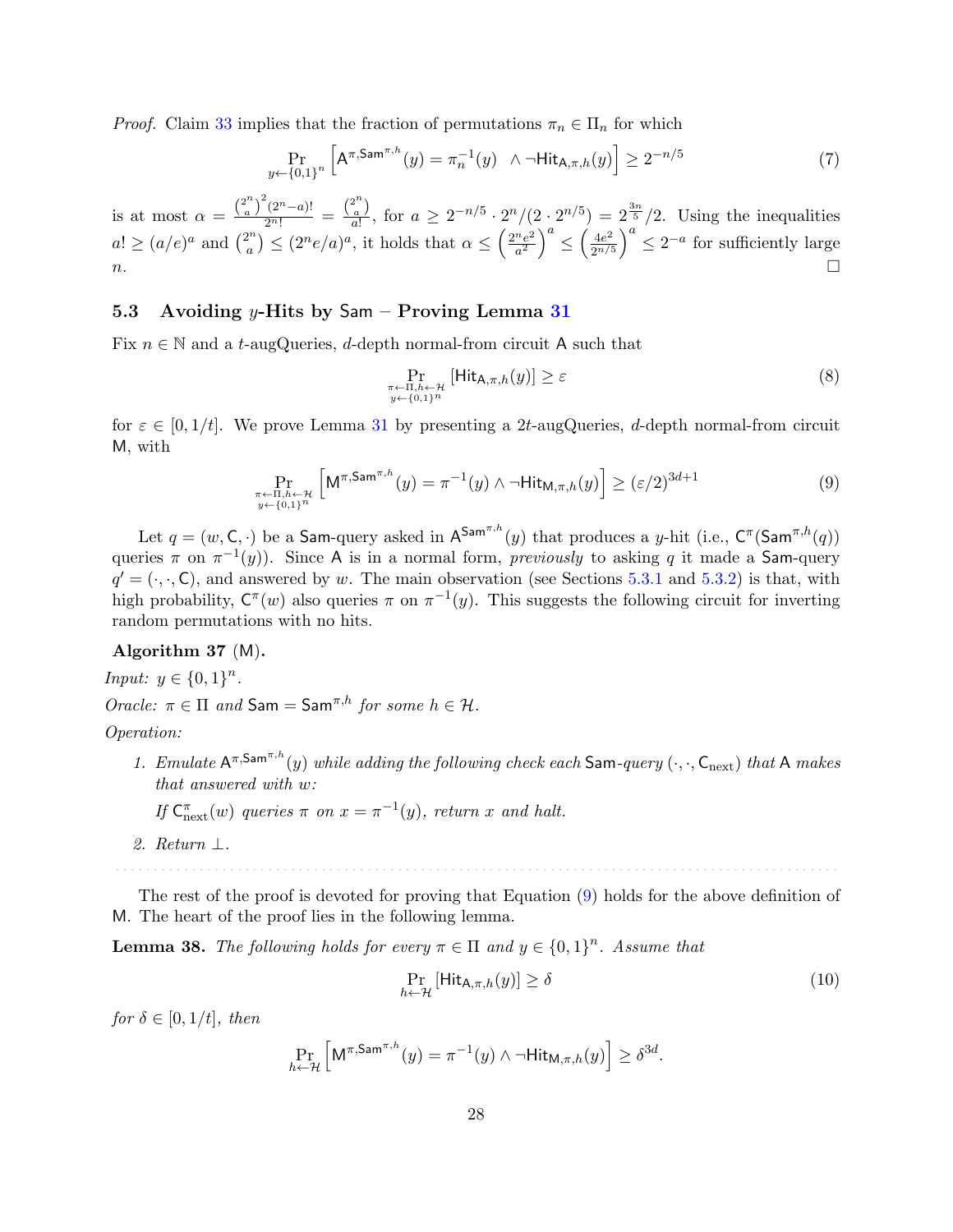*Proof.* Claim 33 implies that the fraction of permutations $\pi_n \in \Pi_n$ for which

$$\Pr_{y \leftarrow \{0,1\}^n}\left[\mathsf{A}^{\pi,\mathsf{Sam}^{\pi,h}}(y) = \pi_n^{-1}(y) \quad \wedge \neg\mathsf{Hit}_{\mathsf{A},\pi,h}(y)\right] \geq 2^{-n/5} \tag{7}$$

is at most $\alpha = \frac{\binom{2^n}{a}^2 (2^n - a)!}{2^n!} = \frac{\binom{2^n}{a}}{a!}$, for $a \geq 2^{-n/5} \cdot 2^n/(2 \cdot 2^{n/5}) = 2^{\frac{3n}{5}}/2$. Using the inequalities $a! \geq (a/e)^a$ and $\binom{2^n}{a} \leq (2^n e/a)^a$, it holds that $\alpha \leq \left(\frac{2^n e^2}{a^2}\right)^a \leq \left(\frac{4e^2}{2^{n/5}}\right)^a \leq 2^{-a}$ for sufficiently large $n$. □

### 5.3 Avoiding $y$-Hits by $\mathsf{Sam}$ – Proving Lemma 31

Fix $n \in \mathbb{N}$ and a $t$-augQueries, $d$-depth normal-from circuit $\mathsf{A}$ such that

$$\Pr_{\substack{\pi \leftarrow \Pi, h \leftarrow \mathcal{H} \\ y \leftarrow \{0,1\}^n}}[\mathsf{Hit}_{\mathsf{A},\pi,h}(y)] \geq \varepsilon \tag{8}$$

for $\varepsilon \in [0, 1/t]$. We prove Lemma 31 by presenting a $2t$-augQueries, $d$-depth normal-from circuit $\mathsf{M}$, with

$$\Pr_{\substack{\pi \leftarrow \Pi, h \leftarrow \mathcal{H} \\ y \leftarrow \{0,1\}^n}}\left[\mathsf{M}^{\pi,\mathsf{Sam}^{\pi,h}}(y) = \pi^{-1}(y) \wedge \neg\mathsf{Hit}_{\mathsf{M},\pi,h}(y)\right] \geq (\varepsilon/2)^{3d+1} \tag{9}$$

Let $q = (w, \mathsf{C}, \cdot)$ be a $\mathsf{Sam}$-query asked in $\mathsf{A}^{\mathsf{Sam}^{\pi,h}}(y)$ that produces a $y$-hit (i.e., $\mathsf{C}^{\pi}(\mathsf{Sam}^{\pi,h}(q))$ queries $\pi$ on $\pi^{-1}(y)$). Since $\mathsf{A}$ is in a normal form, *previously* to asking $q$ it made a $\mathsf{Sam}$-query $q' = (\cdot, \cdot, \mathsf{C})$, and answered by $w$. The main observation (see Sections 5.3.1 and 5.3.2) is that, with high probability, $\mathsf{C}^{\pi}(w)$ also queries $\pi$ on $\pi^{-1}(y)$. This suggests the following circuit for inverting random permutations with no hits.

**Algorithm 37** ($\mathsf{M}$).

*Input:* $y \in \{0,1\}^n$.

*Oracle:* $\pi \in \Pi$ *and* $\mathsf{Sam} = \mathsf{Sam}^{\pi,h}$ *for some* $h \in \mathcal{H}$.

*Operation:*

1. *Emulate* $\mathsf{A}^{\pi,\mathsf{Sam}^{\pi,h}}(y)$ *while adding the following check each* $\mathsf{Sam}$*-query* $(\cdot, \cdot, \mathsf{C}_{\text{next}})$ *that* $\mathsf{A}$ *makes that answered with* $w$*:*

   *If* $\mathsf{C}^{\pi}_{\text{next}}(w)$ *queries* $\pi$ *on* $x = \pi^{-1}(y)$*, return* $x$ *and halt.*

2. *Return* $\perp$.

---

The rest of the proof is devoted for proving that Equation (9) holds for the above definition of $\mathsf{M}$. The heart of the proof lies in the following lemma.

**Lemma 38.** *The following holds for every* $\pi \in \Pi$ *and* $y \in \{0,1\}^n$*. Assume that*

$$\Pr_{h \leftarrow \mathcal{H}}[\mathsf{Hit}_{\mathsf{A},\pi,h}(y)] \geq \delta \tag{10}$$

*for* $\delta \in [0, 1/t]$*, then*

$$\Pr_{h \leftarrow \mathcal{H}}\left[\mathsf{M}^{\pi,\mathsf{Sam}^{\pi,h}}(y) = \pi^{-1}(y) \wedge \neg\mathsf{Hit}_{\mathsf{M},\pi,h}(y)\right] \geq \delta^{3d}.$$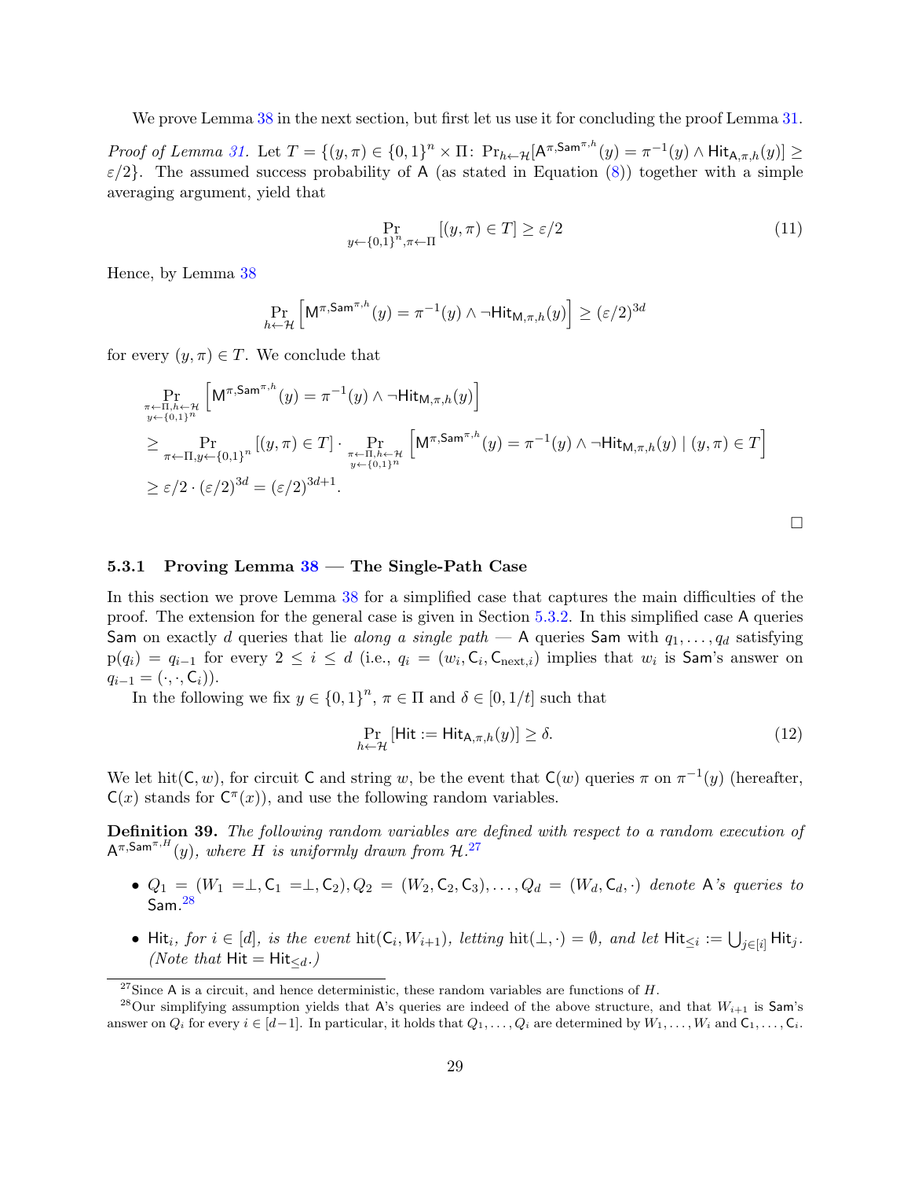We prove Lemma 38 in the next section, but first let us use it for concluding the proof Lemma 31.

*Proof of Lemma 31.* Let $T = \{(y, \pi) \in \{0,1\}^n \times \Pi \colon \Pr_{h \leftarrow \mathcal{H}}[\mathsf{A}^{\pi, \mathsf{Sam}^{\pi,h}}(y) = \pi^{-1}(y) \wedge \mathsf{Hit}_{\mathsf{A},\pi,h}(y)] \geq \varepsilon/2\}$. The assumed success probability of $\mathsf{A}$ (as stated in Equation (8)) together with a simple averaging argument, yield that

$$\Pr_{y \leftarrow \{0,1\}^n, \pi \leftarrow \Pi}[(y, \pi) \in T] \geq \varepsilon/2 \tag{11}$$

Hence, by Lemma 38

$$\Pr_{h \leftarrow \mathcal{H}}\left[\mathsf{M}^{\pi, \mathsf{Sam}^{\pi,h}}(y) = \pi^{-1}(y) \wedge \neg \mathsf{Hit}_{\mathsf{M},\pi,h}(y)\right] \geq (\varepsilon/2)^{3d}$$

for every $(y, \pi) \in T$. We conclude that

$$\begin{aligned}
&\Pr_{\substack{\pi \leftarrow \Pi, h \leftarrow \mathcal{H} \\ y \leftarrow \{0,1\}^n}}\left[\mathsf{M}^{\pi, \mathsf{Sam}^{\pi,h}}(y) = \pi^{-1}(y) \wedge \neg \mathsf{Hit}_{\mathsf{M},\pi,h}(y)\right] \\
&\geq \Pr_{\pi \leftarrow \Pi, y \leftarrow \{0,1\}^n}[(y, \pi) \in T] \cdot \Pr_{\substack{\pi \leftarrow \Pi, h \leftarrow \mathcal{H} \\ y \leftarrow \{0,1\}^n}}\left[\mathsf{M}^{\pi, \mathsf{Sam}^{\pi,h}}(y) = \pi^{-1}(y) \wedge \neg \mathsf{Hit}_{\mathsf{M},\pi,h}(y) \mid (y, \pi) \in T\right] \\
&\geq \varepsilon/2 \cdot (\varepsilon/2)^{3d} = (\varepsilon/2)^{3d+1}.
\end{aligned}$$

□

### 5.3.1 Proving Lemma 38 — The Single-Path Case

In this section we prove Lemma 38 for a simplified case that captures the main difficulties of the proof. The extension for the general case is given in Section 5.3.2. In this simplified case $\mathsf{A}$ queries $\mathsf{Sam}$ on exactly $d$ queries that lie *along a single path* — $\mathsf{A}$ queries $\mathsf{Sam}$ with $q_1, \ldots, q_d$ satisfying $\mathrm{p}(q_i) = q_{i-1}$ for every $2 \leq i \leq d$ (i.e., $q_i = (w_i, \mathsf{C}_i, \mathsf{C}_{\mathrm{next},i})$ implies that $w_i$ is $\mathsf{Sam}$'s answer on $q_{i-1} = (\cdot, \cdot, \mathsf{C}_i)$).

In the following we fix $y \in \{0,1\}^n$, $\pi \in \Pi$ and $\delta \in [0, 1/t]$ such that

$$\Pr_{h \leftarrow \mathcal{H}}[\mathsf{Hit} := \mathsf{Hit}_{\mathsf{A},\pi,h}(y)] \geq \delta. \tag{12}$$

We let $\mathrm{hit}(\mathsf{C}, w)$, for circuit $\mathsf{C}$ and string $w$, be the event that $\mathsf{C}(w)$ queries $\pi$ on $\pi^{-1}(y)$ (hereafter, $\mathsf{C}(x)$ stands for $\mathsf{C}^{\pi}(x)$), and use the following random variables.

**Definition 39.** *The following random variables are defined with respect to a random execution of $\mathsf{A}^{\pi, \mathsf{Sam}^{\pi,H}}(y)$, where $H$ is uniformly drawn from $\mathcal{H}$.*[27]

- *$Q_1 = (W_1 = \perp, \mathsf{C}_1 = \perp, \mathsf{C}_2), Q_2 = (W_2, \mathsf{C}_2, \mathsf{C}_3), \ldots, Q_d = (W_d, \mathsf{C}_d, \cdot)$ denote $\mathsf{A}$'s queries to $\mathsf{Sam}$.*[28]
- *$\mathsf{Hit}_i$, for $i \in [d]$, is the event $\mathrm{hit}(\mathsf{C}_i, W_{i+1})$, letting $\mathrm{hit}(\perp, \cdot) = \emptyset$, and let $\mathsf{Hit}_{\leq i} := \bigcup_{j \in [i]} \mathsf{Hit}_j$. (Note that $\mathsf{Hit} = \mathsf{Hit}_{\leq d}$.)*

---

[27] Since $\mathsf{A}$ is a circuit, and hence deterministic, these random variables are functions of $H$.

[28] Our simplifying assumption yields that $\mathsf{A}$'s queries are indeed of the above structure, and that $W_{i+1}$ is $\mathsf{Sam}$'s answer on $Q_i$ for every $i \in [d-1]$. In particular, it holds that $Q_1, \ldots, Q_i$ are determined by $W_1, \ldots, W_i$ and $\mathsf{C}_1, \ldots, \mathsf{C}_i$.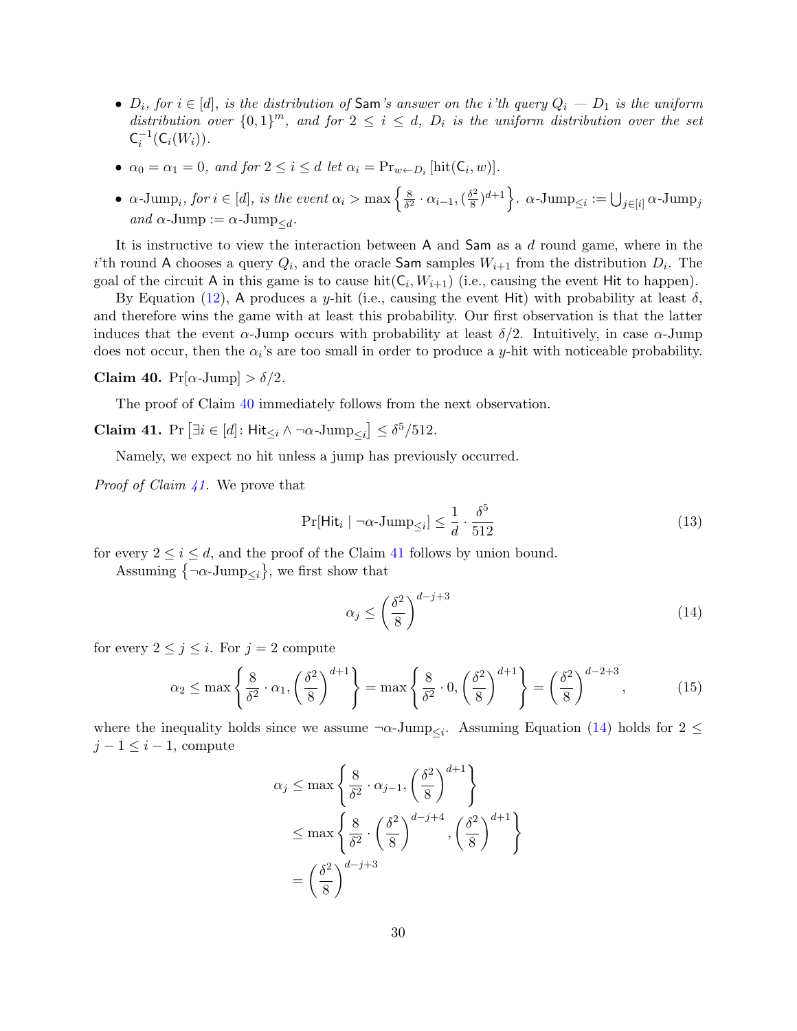- *$D_i$, for $i \in [d]$, is the distribution of $\mathsf{Sam}$'s answer on the $i$'th query $Q_i$ — $D_1$ is the uniform distribution over $\{0,1\}^m$, and for $2 \le i \le d$, $D_i$ is the uniform distribution over the set $\mathsf{C}_i^{-1}(\mathsf{C}_i(W_i))$.*
- *$\alpha_0 = \alpha_1 = 0$, and for $2 \le i \le d$ let $\alpha_i = \Pr_{w \leftarrow D_i}[\text{hit}(\mathsf{C}_i, w)]$.*
- *$\alpha$-Jump$_i$, for $i \in [d]$, is the event $\alpha_i > \max\left\{\frac{8}{\delta^2} \cdot \alpha_{i-1}, (\frac{\delta^2}{8})^{d+1}\right\}$. $\alpha\text{-Jump}_{\le i} := \bigcup_{j \in [i]} \alpha\text{-Jump}_j$ and $\alpha\text{-Jump} := \alpha\text{-Jump}_{\le d}$.*

It is instructive to view the interaction between $\mathsf{A}$ and $\mathsf{Sam}$ as a $d$ round game, where in the $i$'th round $\mathsf{A}$ chooses a query $Q_i$, and the oracle $\mathsf{Sam}$ samples $W_{i+1}$ from the distribution $D_i$. The goal of the circuit $\mathsf{A}$ in this game is to cause $\text{hit}(\mathsf{C}_i, W_{i+1})$ (i.e., causing the event $\mathsf{Hit}$ to happen).

By Equation (12), $\mathsf{A}$ produces a $y$-hit (i.e., causing the event $\mathsf{Hit}$) with probability at least $\delta$, and therefore wins the game with at least this probability. Our first observation is that the latter induces that the event $\alpha$-Jump occurs with probability at least $\delta/2$. Intuitively, in case $\alpha$-Jump does not occur, then the $\alpha_i$'s are too small in order to produce a $y$-hit with noticeable probability.

**Claim 40.** $\Pr[\alpha\text{-Jump}] > \delta/2$.

The proof of Claim 40 immediately follows from the next observation.

**Claim 41.** $\Pr\left[\exists i \in [d] \colon \mathsf{Hit}_{\le i} \wedge \neg\alpha\text{-Jump}_{\le i}\right] \le \delta^5/512$.

Namely, we expect no hit unless a jump has previously occurred.

*Proof of Claim 41.* We prove that

$$\Pr[\mathsf{Hit}_i \mid \neg\alpha\text{-Jump}_{\le i}] \le \frac{1}{d} \cdot \frac{\delta^5}{512} \tag{13}$$

for every $2 \le i \le d$, and the proof of the Claim 41 follows by union bound.

Assuming $\left\{\neg\alpha\text{-Jump}_{\le i}\right\}$, we first show that

$$\alpha_j \le \left(\frac{\delta^2}{8}\right)^{d-j+3} \tag{14}$$

for every $2 \le j \le i$. For $j = 2$ compute

$$\alpha_2 \le \max\left\{\frac{8}{\delta^2} \cdot \alpha_1, \left(\frac{\delta^2}{8}\right)^{d+1}\right\} = \max\left\{\frac{8}{\delta^2} \cdot 0, \left(\frac{\delta^2}{8}\right)^{d+1}\right\} = \left(\frac{\delta^2}{8}\right)^{d-2+3}, \tag{15}$$

where the inequality holds since we assume $\neg\alpha\text{-Jump}_{\le i}$. Assuming Equation (14) holds for $2 \le j-1 \le i-1$, compute

$$\begin{aligned}
\alpha_j &\le \max\left\{\frac{8}{\delta^2} \cdot \alpha_{j-1}, \left(\frac{\delta^2}{8}\right)^{d+1}\right\} \\
&\le \max\left\{\frac{8}{\delta^2} \cdot \left(\frac{\delta^2}{8}\right)^{d-j+4}, \left(\frac{\delta^2}{8}\right)^{d+1}\right\} \\
&= \left(\frac{\delta^2}{8}\right)^{d-j+3}
\end{aligned}$$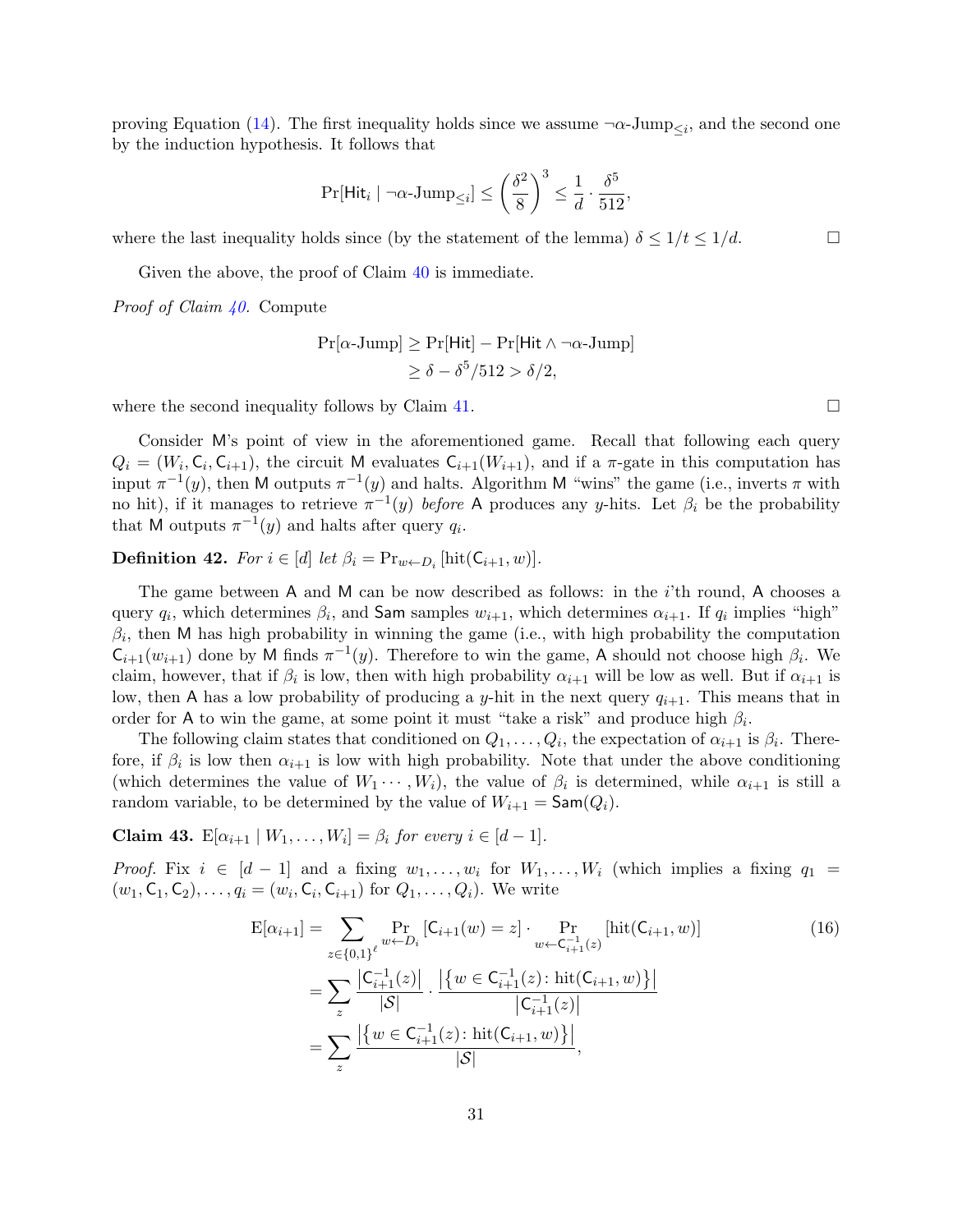proving Equation (14). The first inequality holds since we assume $\neg\alpha$-Jump$_{\leq i}$, and the second one by the induction hypothesis. It follows that

$$\Pr[\mathsf{Hit}_i \mid \neg\alpha\text{-Jump}_{\leq i}] \leq \left(\frac{\delta^2}{8}\right)^3 \leq \frac{1}{d} \cdot \frac{\delta^5}{512},$$

where the last inequality holds since (by the statement of the lemma) $\delta \leq 1/t \leq 1/d$. □

Given the above, the proof of Claim 40 is immediate.

*Proof of Claim 40.* Compute

$$\begin{aligned}
\Pr[\alpha\text{-Jump}] &\geq \Pr[\mathsf{Hit}] - \Pr[\mathsf{Hit} \wedge \neg\alpha\text{-Jump}] \\
&\geq \delta - \delta^5/512 > \delta/2,
\end{aligned}$$

where the second inequality follows by Claim 41. □

Consider $\mathsf{M}$'s point of view in the aforementioned game. Recall that following each query $Q_i = (W_i, \mathsf{C}_i, \mathsf{C}_{i+1})$, the circuit $\mathsf{M}$ evaluates $\mathsf{C}_{i+1}(W_{i+1})$, and if a $\pi$-gate in this computation has input $\pi^{-1}(y)$, then $\mathsf{M}$ outputs $\pi^{-1}(y)$ and halts. Algorithm $\mathsf{M}$ "wins" the game (i.e., inverts $\pi$ with no hit), if it manages to retrieve $\pi^{-1}(y)$ *before* $\mathsf{A}$ produces any $y$-hits. Let $\beta_i$ be the probability that $\mathsf{M}$ outputs $\pi^{-1}(y)$ and halts after query $q_i$.

**Definition 42.** *For $i \in [d]$ let $\beta_i = \Pr_{w \leftarrow D_i}[\mathrm{hit}(\mathsf{C}_{i+1}, w)]$.*

The game between $\mathsf{A}$ and $\mathsf{M}$ can be now described as follows: in the $i$'th round, $\mathsf{A}$ chooses a query $q_i$, which determines $\beta_i$, and $\mathsf{Sam}$ samples $w_{i+1}$, which determines $\alpha_{i+1}$. If $q_i$ implies "high" $\beta_i$, then $\mathsf{M}$ has high probability in winning the game (i.e., with high probability the computation $\mathsf{C}_{i+1}(w_{i+1})$ done by $\mathsf{M}$ finds $\pi^{-1}(y)$. Therefore to win the game, $\mathsf{A}$ should not choose high $\beta_i$. We claim, however, that if $\beta_i$ is low, then with high probability $\alpha_{i+1}$ will be low as well. But if $\alpha_{i+1}$ is low, then $\mathsf{A}$ has a low probability of producing a $y$-hit in the next query $q_{i+1}$. This means that in order for $\mathsf{A}$ to win the game, at some point it must "take a risk" and produce high $\beta_i$.

The following claim states that conditioned on $Q_1, \ldots, Q_i$, the expectation of $\alpha_{i+1}$ is $\beta_i$. Therefore, if $\beta_i$ is low then $\alpha_{i+1}$ is low with high probability. Note that under the above conditioning (which determines the value of $W_1 \cdots, W_i$), the value of $\beta_i$ is determined, while $\alpha_{i+1}$ is still a random variable, to be determined by the value of $W_{i+1} = \mathsf{Sam}(Q_i)$.

**Claim 43.** $\mathrm{E}[\alpha_{i+1} \mid W_1, \ldots, W_i] = \beta_i$ *for every $i \in [d-1]$.*

*Proof.* Fix $i \in [d-1]$ and a fixing $w_1, \ldots, w_i$ for $W_1, \ldots, W_i$ (which implies a fixing $q_1 = (w_1, \mathsf{C}_1, \mathsf{C}_2), \ldots, q_i = (w_i, \mathsf{C}_i, \mathsf{C}_{i+1})$ for $Q_1, \ldots, Q_i$). We write

$$\begin{aligned}
\mathrm{E}[\alpha_{i+1}] &= \sum_{z \in \{0,1\}^\ell} \Pr_{w \leftarrow D_i}[\mathsf{C}_{i+1}(w) = z] \cdot \Pr_{w \leftarrow \mathsf{C}_{i+1}^{-1}(z)}[\mathrm{hit}(\mathsf{C}_{i+1}, w)] \qquad (16) \\
&= \sum_z \frac{\left|\mathsf{C}_{i+1}^{-1}(z)\right|}{|\mathcal{S}|} \cdot \frac{\left|\left\{w \in \mathsf{C}_{i+1}^{-1}(z) \colon \mathrm{hit}(\mathsf{C}_{i+1}, w)\right\}\right|}{\left|\mathsf{C}_{i+1}^{-1}(z)\right|} \\
&= \sum_z \frac{\left|\left\{w \in \mathsf{C}_{i+1}^{-1}(z) \colon \mathrm{hit}(\mathsf{C}_{i+1}, w)\right\}\right|}{|\mathcal{S}|},
\end{aligned}$$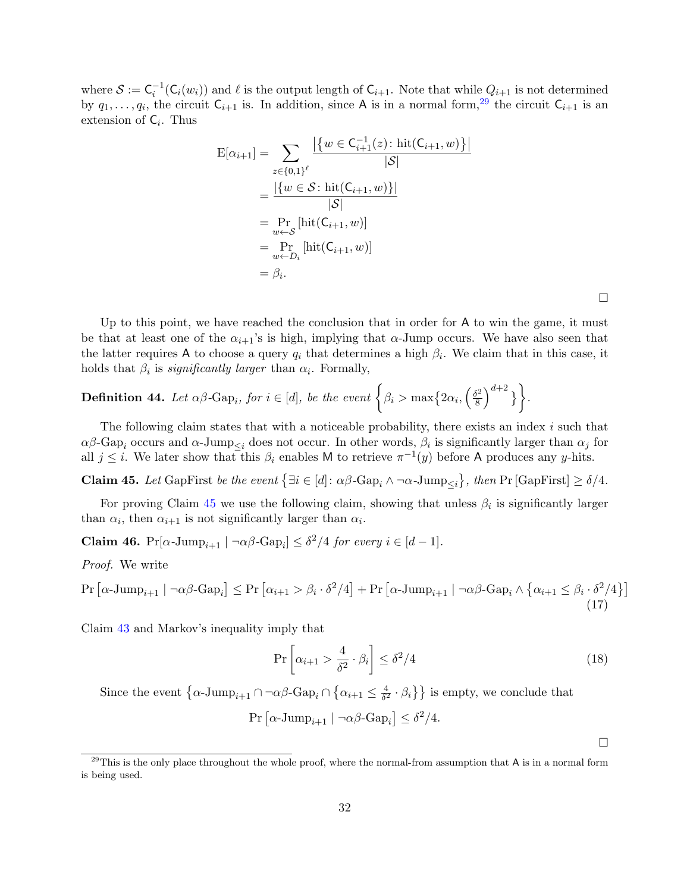where $\mathcal{S} := \mathsf{C}_i^{-1}(\mathsf{C}_i(w_i))$ and $\ell$ is the output length of $\mathsf{C}_{i+1}$. Note that while $Q_{i+1}$ is not determined by $q_1, \ldots, q_i$, the circuit $\mathsf{C}_{i+1}$ is. In addition, since $\mathsf{A}$ is in a normal form,[29] the circuit $\mathsf{C}_{i+1}$ is an extension of $\mathsf{C}_i$. Thus

$$
\begin{aligned}
\mathrm{E}[\alpha_{i+1}] &= \sum_{z \in \{0,1\}^\ell} \frac{\left|\left\{w \in \mathsf{C}_{i+1}^{-1}(z) \colon \mathrm{hit}(\mathsf{C}_{i+1}, w)\right\}\right|}{|\mathcal{S}|} \\
&= \frac{\left|\left\{w \in \mathcal{S} \colon \mathrm{hit}(\mathsf{C}_{i+1}, w)\right\}\right|}{|\mathcal{S}|} \\
&= \Pr_{w \leftarrow \mathcal{S}}[\mathrm{hit}(\mathsf{C}_{i+1}, w)] \\
&= \Pr_{w \leftarrow D_i}[\mathrm{hit}(\mathsf{C}_{i+1}, w)] \\
&= \beta_i.
\end{aligned}
$$

□

Up to this point, we have reached the conclusion that in order for $\mathsf{A}$ to win the game, it must be that at least one of the $\alpha_{i+1}$'s is high, implying that $\alpha$-Jump occurs. We have also seen that the latter requires $\mathsf{A}$ to choose a query $q_i$ that determines a high $\beta_i$. We claim that in this case, it holds that $\beta_i$ is *significantly larger* than $\alpha_i$. Formally,

**Definition 44.** *Let $\alpha\beta\text{-Gap}_i$, for $i \in [d]$, be the event* $\left\{\beta_i > \max\left\{2\alpha_i, \left(\frac{\delta^2}{8}\right)^{d+2}\right\}\right\}$.

The following claim states that with a noticeable probability, there exists an index $i$ such that $\alpha\beta\text{-Gap}_i$ occurs and $\alpha\text{-Jump}_{\leq i}$ does not occur. In other words, $\beta_i$ is significantly larger than $\alpha_j$ for all $j \leq i$. We later show that this $\beta_i$ enables $\mathsf{M}$ to retrieve $\pi^{-1}(y)$ before $\mathsf{A}$ produces any $y$-hits.

**Claim 45.** *Let* GapFirst *be the event* $\left\{\exists i \in [d] \colon \alpha\beta\text{-Gap}_i \wedge \neg\alpha\text{-Jump}_{\leq i}\right\}$, *then* $\Pr\left[\mathrm{GapFirst}\right] \geq \delta/4$.

For proving Claim 45 we use the following claim, showing that unless $\beta_i$ is significantly larger than $\alpha_i$, then $\alpha_{i+1}$ is not significantly larger than $\alpha_i$.

**Claim 46.** $\Pr[\alpha\text{-Jump}_{i+1} \mid \neg\alpha\beta\text{-Gap}_i] \leq \delta^2/4$ *for every* $i \in [d-1]$.

*Proof.* We write

$$
\Pr\left[\alpha\text{-Jump}_{i+1} \mid \neg\alpha\beta\text{-Gap}_i\right] \leq \Pr\left[\alpha_{i+1} > \beta_i \cdot \delta^2/4\right] + \Pr\left[\alpha\text{-Jump}_{i+1} \mid \neg\alpha\beta\text{-Gap}_i \wedge \left\{\alpha_{i+1} \leq \beta_i \cdot \delta^2/4\right\}\right] \tag{17}
$$

Claim 43 and Markov's inequality imply that

$$
\Pr\left[\alpha_{i+1} > \frac{4}{\delta^2} \cdot \beta_i\right] \leq \delta^2/4 \tag{18}
$$

Since the event $\left\{\alpha\text{-Jump}_{i+1} \cap \neg\alpha\beta\text{-Gap}_i \cap \left\{\alpha_{i+1} \leq \frac{4}{\delta^2} \cdot \beta_i\right\}\right\}$ is empty, we conclude that

$$
\Pr\left[\alpha\text{-Jump}_{i+1} \mid \neg\alpha\beta\text{-Gap}_i\right] \leq \delta^2/4.
$$

□

[29] This is the only place throughout the whole proof, where the normal-from assumption that $\mathsf{A}$ is in a normal form is being used.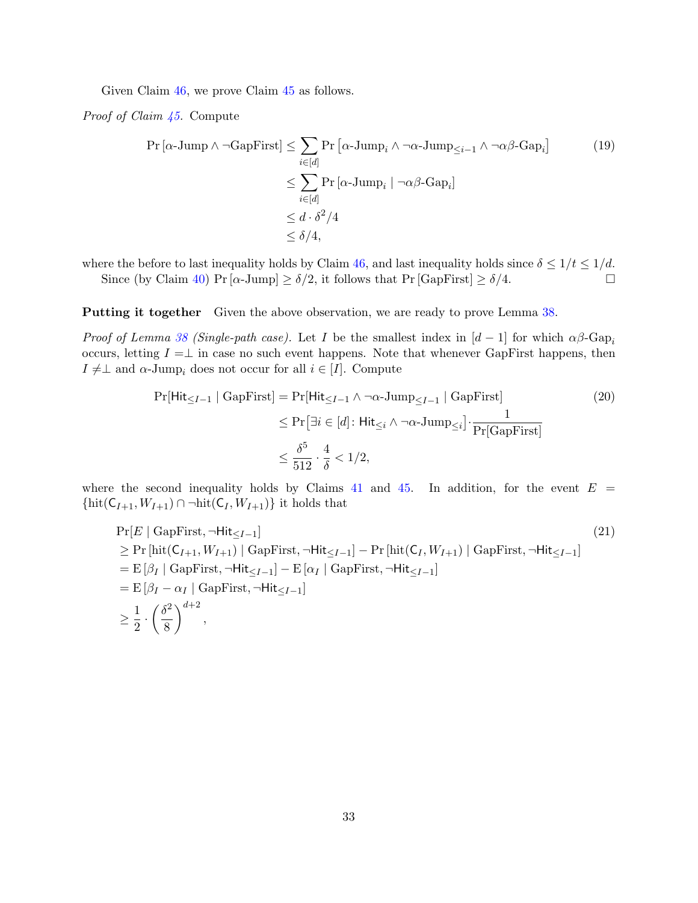Given Claim 46, we prove Claim 45 as follows.

*Proof of Claim 45.* Compute

$$
\begin{aligned}
\Pr\left[\alpha\text{-Jump} \wedge \neg\text{GapFirst}\right] &\leq \sum_{i\in[d]} \Pr\left[\alpha\text{-Jump}_i \wedge \neg\alpha\text{-Jump}_{\leq i-1} \wedge \neg\alpha\beta\text{-Gap}_i\right] \\
&\leq \sum_{i\in[d]} \Pr\left[\alpha\text{-Jump}_i \mid \neg\alpha\beta\text{-Gap}_i\right] \\
&\leq d\cdot \delta^2/4 \\
&\leq \delta/4,
\end{aligned}
\tag{19}
$$

where the before to last inequality holds by Claim 46, and last inequality holds since $\delta \leq 1/t \leq 1/d$.

Since (by Claim 40) $\Pr\left[\alpha\text{-Jump}\right] \geq \delta/2$, it follows that $\Pr\left[\text{GapFirst}\right] \geq \delta/4$. □

**Putting it together** Given the above observation, we are ready to prove Lemma 38.

*Proof of Lemma 38 (Single-path case).* Let $I$ be the smallest index in $[d-1]$ for which $\alpha\beta\text{-Gap}_i$ occurs, letting $I = \perp$ in case no such event happens. Note that whenever GapFirst happens, then $I \neq \perp$ and $\alpha\text{-Jump}_i$ does not occur for all $i \in [I]$. Compute

$$
\begin{aligned}
\Pr[\mathsf{Hit}_{\leq I-1} \mid \text{GapFirst}] &= \Pr[\mathsf{Hit}_{\leq I-1} \wedge \neg\alpha\text{-Jump}_{\leq I-1} \mid \text{GapFirst}] \\
&\leq \Pr\left[\exists i \in [d]\colon \mathsf{Hit}_{\leq i} \wedge \neg\alpha\text{-Jump}_{\leq i}\right] \cdot \frac{1}{\Pr[\text{GapFirst}]} \\
&\leq \frac{\delta^5}{512}\cdot\frac{4}{\delta} < 1/2,
\end{aligned}
\tag{20}
$$

where the second inequality holds by Claims 41 and 45. In addition, for the event $E = \{\text{hit}(\mathsf{C}_{I+1}, W_{I+1}) \cap \neg\text{hit}(\mathsf{C}_I, W_{I+1})\}$ it holds that

$$
\begin{aligned}
&\Pr[E \mid \text{GapFirst}, \neg\mathsf{Hit}_{\leq I-1}] \\
&\geq \Pr\left[\text{hit}(\mathsf{C}_{I+1}, W_{I+1}) \mid \text{GapFirst}, \neg\mathsf{Hit}_{\leq I-1}\right] - \Pr\left[\text{hit}(\mathsf{C}_I, W_{I+1}) \mid \text{GapFirst}, \neg\mathsf{Hit}_{\leq I-1}\right] \\
&= \mathrm{E}\left[\beta_I \mid \text{GapFirst}, \neg\mathsf{Hit}_{\leq I-1}\right] - \mathrm{E}\left[\alpha_I \mid \text{GapFirst}, \neg\mathsf{Hit}_{\leq I-1}\right] \\
&= \mathrm{E}\left[\beta_I - \alpha_I \mid \text{GapFirst}, \neg\mathsf{Hit}_{\leq I-1}\right] \\
&\geq \frac{1}{2}\cdot\left(\frac{\delta^2}{8}\right)^{d+2},
\end{aligned}
\tag{21}
$$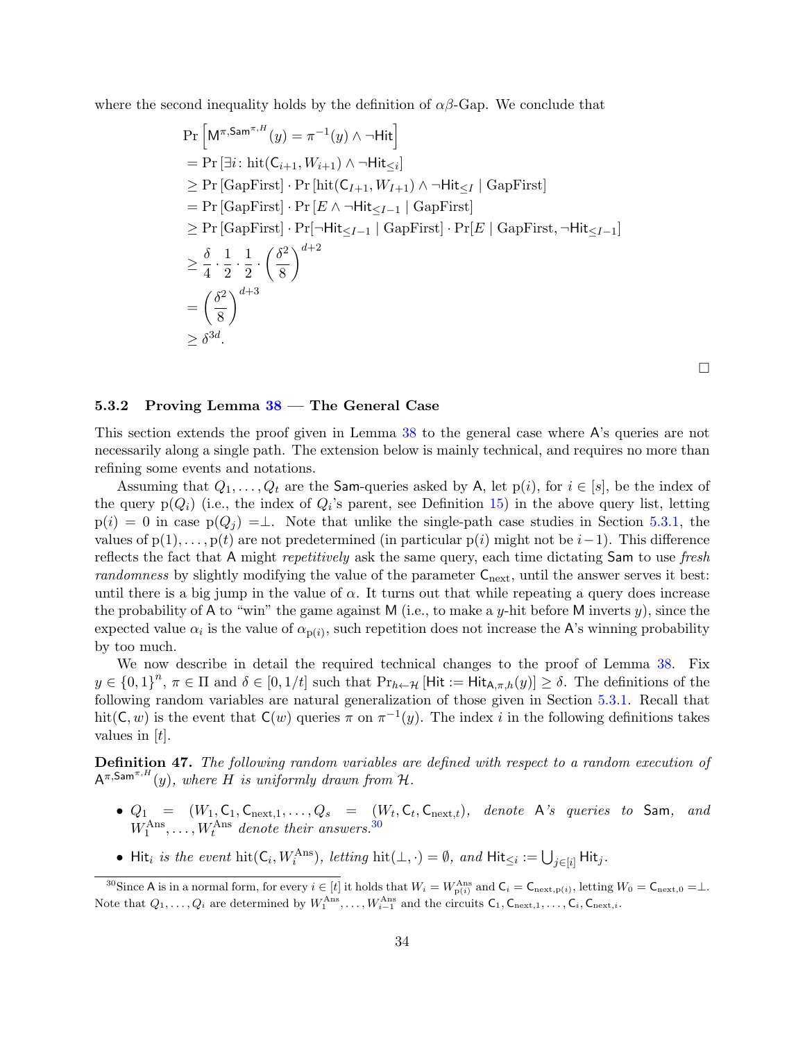where the second inequality holds by the definition of $\alpha\beta$-Gap. We conclude that

$$
\begin{aligned}
&\Pr\left[\mathsf{M}^{\pi,\mathsf{Sam}^{\pi,H}}(y) = \pi^{-1}(y) \wedge \neg\mathsf{Hit}\right] \\
&= \Pr\left[\exists i \colon \mathrm{hit}(\mathsf{C}_{i+1}, W_{i+1}) \wedge \neg\mathsf{Hit}_{\leq i}\right] \\
&\geq \Pr\left[\mathrm{GapFirst}\right] \cdot \Pr\left[\mathrm{hit}(\mathsf{C}_{I+1}, W_{I+1}) \wedge \neg\mathsf{Hit}_{\leq I} \mid \mathrm{GapFirst}\right] \\
&= \Pr\left[\mathrm{GapFirst}\right] \cdot \Pr\left[E \wedge \neg\mathsf{Hit}_{\leq I-1} \mid \mathrm{GapFirst}\right] \\
&\geq \Pr\left[\mathrm{GapFirst}\right] \cdot \Pr[\neg\mathsf{Hit}_{\leq I-1} \mid \mathrm{GapFirst}] \cdot \Pr[E \mid \mathrm{GapFirst}, \neg\mathsf{Hit}_{\leq I-1}] \\
&\geq \frac{\delta}{4} \cdot \frac{1}{2} \cdot \frac{1}{2} \cdot \left(\frac{\delta^2}{8}\right)^{d+2} \\
&= \left(\frac{\delta^2}{8}\right)^{d+3} \\
&\geq \delta^{3d}.
\end{aligned}
$$

□

### 5.3.2 Proving Lemma 38 — The General Case

This section extends the proof given in Lemma 38 to the general case where $\mathsf{A}$'s queries are not necessarily along a single path. The extension below is mainly technical, and requires no more than refining some events and notations.

Assuming that $Q_1, \ldots, Q_t$ are the $\mathsf{Sam}$-queries asked by $\mathsf{A}$, let $\mathrm{p}(i)$, for $i \in [s]$, be the index of the query $\mathrm{p}(Q_i)$ (i.e., the index of $Q_i$'s parent, see Definition 15) in the above query list, letting $\mathrm{p}(i) = 0$ in case $\mathrm{p}(Q_j) = \perp$. Note that unlike the single-path case studies in Section 5.3.1, the values of $\mathrm{p}(1), \ldots, \mathrm{p}(t)$ are not predetermined (in particular $\mathrm{p}(i)$ might not be $i-1$). This difference reflects the fact that $\mathsf{A}$ might *repetitively* ask the same query, each time dictating $\mathsf{Sam}$ to use *fresh randomness* by slightly modifying the value of the parameter $\mathsf{C}_{\mathrm{next}}$, until the answer serves it best: until there is a big jump in the value of $\alpha$. It turns out that while repeating a query does increase the probability of $\mathsf{A}$ to "win" the game against $\mathsf{M}$ (i.e., to make a $y$-hit before $\mathsf{M}$ inverts $y$), since the expected value $\alpha_i$ is the value of $\alpha_{\mathrm{p}(i)}$, such repetition does not increase the $\mathsf{A}$'s winning probability by too much.

We now describe in detail the required technical changes to the proof of Lemma 38. Fix $y \in \{0,1\}^n$, $\pi \in \Pi$ and $\delta \in [0, 1/t]$ such that $\Pr_{h \leftarrow \mathcal{H}}[\mathsf{Hit} := \mathsf{Hit}_{\mathsf{A},\pi,h}(y)] \geq \delta$. The definitions of the following random variables are natural generalization of those given in Section 5.3.1. Recall that $\mathrm{hit}(\mathsf{C}, w)$ is the event that $\mathsf{C}(w)$ queries $\pi$ on $\pi^{-1}(y)$. The index $i$ in the following definitions takes values in $[t]$.

**Definition 47.** *The following random variables are defined with respect to a random execution of $\mathsf{A}^{\pi,\mathsf{Sam}^{\pi,H}}(y)$, where $H$ is uniformly drawn from $\mathcal{H}$.*

- $Q_1 = (W_1, \mathsf{C}_1, \mathsf{C}_{\mathrm{next},1}, \ldots, Q_s = (W_t, \mathsf{C}_t, \mathsf{C}_{\mathrm{next},t})$*, denote $\mathsf{A}$'s queries to $\mathsf{Sam}$, and $W_1^{\mathrm{Ans}}, \ldots, W_t^{\mathrm{Ans}}$ denote their answers.*[30]
- $\mathsf{Hit}_i$ *is the event* $\mathrm{hit}(\mathsf{C}_i, W_i^{\mathrm{Ans}})$*, letting* $\mathrm{hit}(\perp, \cdot) = \emptyset$*, and* $\mathsf{Hit}_{\leq i} := \bigcup_{j \in [i]} \mathsf{Hit}_j$.

[30] Since $\mathsf{A}$ is in a normal form, for every $i \in [t]$ it holds that $W_i = W_{\mathrm{p}(i)}^{\mathrm{Ans}}$ and $\mathsf{C}_i = \mathsf{C}_{\mathrm{next},\mathrm{p}(i)}$, letting $W_0 = \mathsf{C}_{\mathrm{next},0} = \perp$. Note that $Q_1, \ldots, Q_i$ are determined by $W_1^{\mathrm{Ans}}, \ldots, W_{i-1}^{\mathrm{Ans}}$ and the circuits $\mathsf{C}_1, \mathsf{C}_{\mathrm{next},1}, \ldots, \mathsf{C}_i, \mathsf{C}_{\mathrm{next},i}$.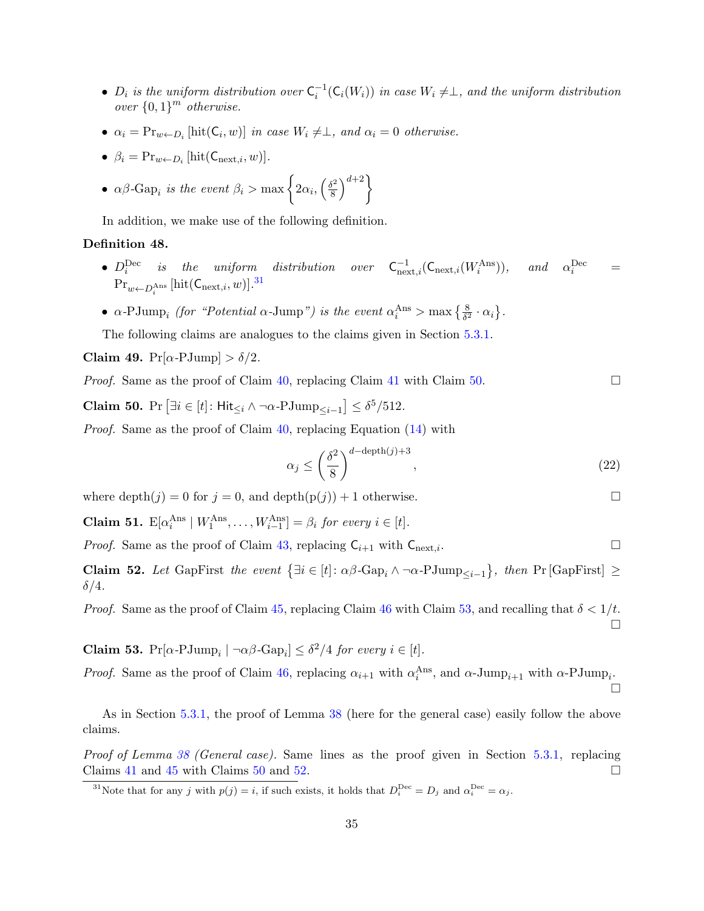- $D_i$ *is the uniform distribution over* $\mathsf{C}_i^{-1}(\mathsf{C}_i(W_i))$ *in case* $W_i \neq \perp$*, and the uniform distribution over* $\{0,1\}^m$ *otherwise.*

- $\alpha_i = \Pr_{w \leftarrow D_i}[\mathrm{hit}(\mathsf{C}_i, w)]$ *in case* $W_i \neq \perp$*, and* $\alpha_i = 0$ *otherwise.*

- $\beta_i = \Pr_{w \leftarrow D_i}[\mathrm{hit}(\mathsf{C}_{\mathrm{next},i}, w)]$.

- $\alpha\beta\text{-Gap}_i$ *is the event* $\beta_i > \max\left\{2\alpha_i, \left(\frac{\delta^2}{8}\right)^{d+2}\right\}$

In addition, we make use of the following definition.

**Definition 48.**

- $D_i^{\mathrm{Dec}}$ *is the uniform distribution over* $\mathsf{C}_{\mathrm{next},i}^{-1}(\mathsf{C}_{\mathrm{next},i}(W_i^{\mathrm{Ans}}))$*, and* $\alpha_i^{\mathrm{Dec}} = \Pr_{w \leftarrow D_i^{\mathrm{Ans}}}[\mathrm{hit}(\mathsf{C}_{\mathrm{next},i}, w)]$.[31]

- $\alpha\text{-PJump}_i$ *(for "Potential* $\alpha$*-Jump") is the event* $\alpha_i^{\mathrm{Ans}} > \max\left\{\frac{8}{\delta^2} \cdot \alpha_i\right\}$.

The following claims are analogues to the claims given in Section 5.3.1.

**Claim 49.** $\Pr[\alpha\text{-PJump}] > \delta/2$.

*Proof.* Same as the proof of Claim 40, replacing Claim 41 with Claim 50. □

**Claim 50.** $\Pr\left[\exists i \in [t] \colon \mathsf{Hit}_{\leq i} \wedge \neg\alpha\text{-PJump}_{\leq i-1}\right] \leq \delta^5/512$.

*Proof.* Same as the proof of Claim 40, replacing Equation (14) with

$$\alpha_j \leq \left(\frac{\delta^2}{8}\right)^{d-\mathrm{depth}(j)+3}, \tag{22}$$

where $\mathrm{depth}(j) = 0$ for $j = 0$, and $\mathrm{depth}(\mathrm{p}(j)) + 1$ otherwise. □

**Claim 51.** $\mathrm{E}[\alpha_i^{\mathrm{Ans}} \mid W_1^{\mathrm{Ans}}, \ldots, W_{i-1}^{\mathrm{Ans}}] = \beta_i$ *for every* $i \in [t]$.

*Proof.* Same as the proof of Claim 43, replacing $\mathsf{C}_{i+1}$ with $\mathsf{C}_{\mathrm{next},i}$. □

**Claim 52.** *Let* GapFirst *the event* $\left\{\exists i \in [t] \colon \alpha\beta\text{-Gap}_i \wedge \neg\alpha\text{-PJump}_{\leq i-1}\right\}$*, then* $\Pr[\mathrm{GapFirst}] \geq \delta/4$.

*Proof.* Same as the proof of Claim 45, replacing Claim 46 with Claim 53, and recalling that $\delta < 1/t$. □

**Claim 53.** $\Pr[\alpha\text{-PJump}_i \mid \neg\alpha\beta\text{-Gap}_i] \leq \delta^2/4$ *for every* $i \in [t]$.

*Proof.* Same as the proof of Claim 46, replacing $\alpha_{i+1}$ with $\alpha_i^{\mathrm{Ans}}$, and $\alpha\text{-Jump}_{i+1}$ with $\alpha\text{-PJump}_i$. □

As in Section 5.3.1, the proof of Lemma 38 (here for the general case) easily follow the above claims.

*Proof of Lemma 38 (General case).* Same lines as the proof given in Section 5.3.1, replacing Claims 41 and 45 with Claims 50 and 52. □

[31] Note that for any $j$ with $p(j) = i$, if such exists, it holds that $D_i^{\mathrm{Dec}} = D_j$ and $\alpha_i^{\mathrm{Dec}} = \alpha_j$.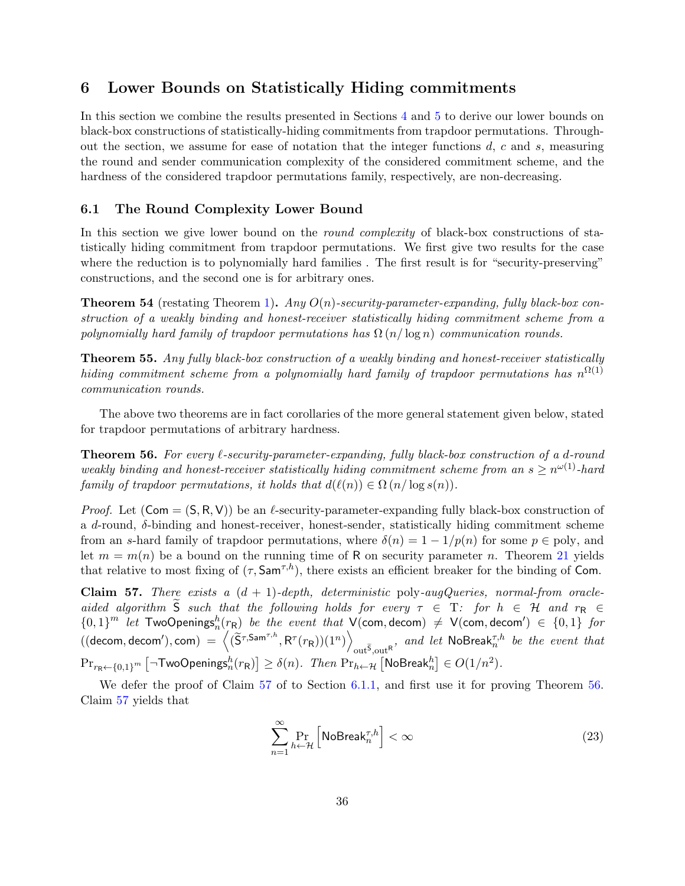## 6 Lower Bounds on Statistically Hiding commitments

In this section we combine the results presented in Sections 4 and 5 to derive our lower bounds on black-box constructions of statistically-hiding commitments from trapdoor permutations. Throughout the section, we assume for ease of notation that the integer functions $d$, $c$ and $s$, measuring the round and sender communication complexity of the considered commitment scheme, and the hardness of the considered trapdoor permutations family, respectively, are non-decreasing.

### 6.1 The Round Complexity Lower Bound

In this section we give lower bound on the *round complexity* of black-box constructions of statistically hiding commitment from trapdoor permutations. We first give two results for the case where the reduction is to polynomially hard families . The first result is for "security-preserving" constructions, and the second one is for arbitrary ones.

**Theorem 54** (restating Theorem 1)**.** *Any $O(n)$-security-parameter-expanding, fully black-box construction of a weakly binding and honest-receiver statistically hiding commitment scheme from a polynomially hard family of trapdoor permutations has $\Omega(n/\log n)$ communication rounds.*

**Theorem 55.** *Any fully black-box construction of a weakly binding and honest-receiver statistically hiding commitment scheme from a polynomially hard family of trapdoor permutations has $n^{\Omega(1)}$ communication rounds.*

The above two theorems are in fact corollaries of the more general statement given below, stated for trapdoor permutations of arbitrary hardness.

**Theorem 56.** *For every $\ell$-security-parameter-expanding, fully black-box construction of a $d$-round weakly binding and honest-receiver statistically hiding commitment scheme from an $s \geq n^{\omega(1)}$-hard family of trapdoor permutations, it holds that $d(\ell(n)) \in \Omega(n/\log s(n))$.*

*Proof.* Let $(\mathsf{Com} = (\mathsf{S}, \mathsf{R}, \mathsf{V}))$ be an $\ell$-security-parameter-expanding fully black-box construction of a $d$-round, $\delta$-binding and honest-receiver, honest-sender, statistically hiding commitment scheme from an $s$-hard family of trapdoor permutations, where $\delta(n) = 1 - 1/p(n)$ for some $p \in \text{poly}$, and let $m = m(n)$ be a bound on the running time of $\mathsf{R}$ on security parameter $n$. Theorem 21 yields that relative to most fixing of $(\tau, \mathsf{Sam}^{\tau,h})$, there exists an efficient breaker for the binding of $\mathsf{Com}$.

**Claim 57.** *There exists a $(d+1)$-depth, deterministic* poly*-augQueries, normal-from oracle-aided algorithm $\widetilde{\mathsf{S}}$ such that the following holds for every $\tau \in \mathrm{T}$: for $h \in \mathcal{H}$ and $r_{\mathsf{R}} \in \{0,1\}^m$ let $\mathsf{TwoOpenings}_n^h(r_{\mathsf{R}})$ be the event that $\mathsf{V}(\mathsf{com}, \mathsf{decom}) \neq \mathsf{V}(\mathsf{com}, \mathsf{decom}') \in \{0,1\}$ for $((\mathsf{decom}, \mathsf{decom}'), \mathsf{com}) = \left\langle (\widetilde{\mathsf{S}}^{\tau, \mathsf{Sam}^{\tau,h}}, \mathsf{R}^{\tau}(r_{\mathsf{R}}))(1^n) \right\rangle_{\mathrm{out}^{\widetilde{\mathsf{S}}}, \mathrm{out}^{\mathsf{R}}}$, and let $\mathsf{NoBreak}_n^{\tau,h}$ be the event that $\Pr_{r_{\mathsf{R}} \leftarrow \{0,1\}^m}\left[\neg \mathsf{TwoOpenings}_n^h(r_{\mathsf{R}})\right] \geq \delta(n)$. Then $\Pr_{h \leftarrow \mathcal{H}}\left[\mathsf{NoBreak}_n^h\right] \in O(1/n^2)$.*

We defer the proof of Claim 57 of to Section 6.1.1, and first use it for proving Theorem 56. Claim 57 yields that

$$\sum_{n=1}^{\infty} \Pr_{h \leftarrow \mathcal{H}}\left[\mathsf{NoBreak}_n^{\tau,h}\right] < \infty \tag{23}$$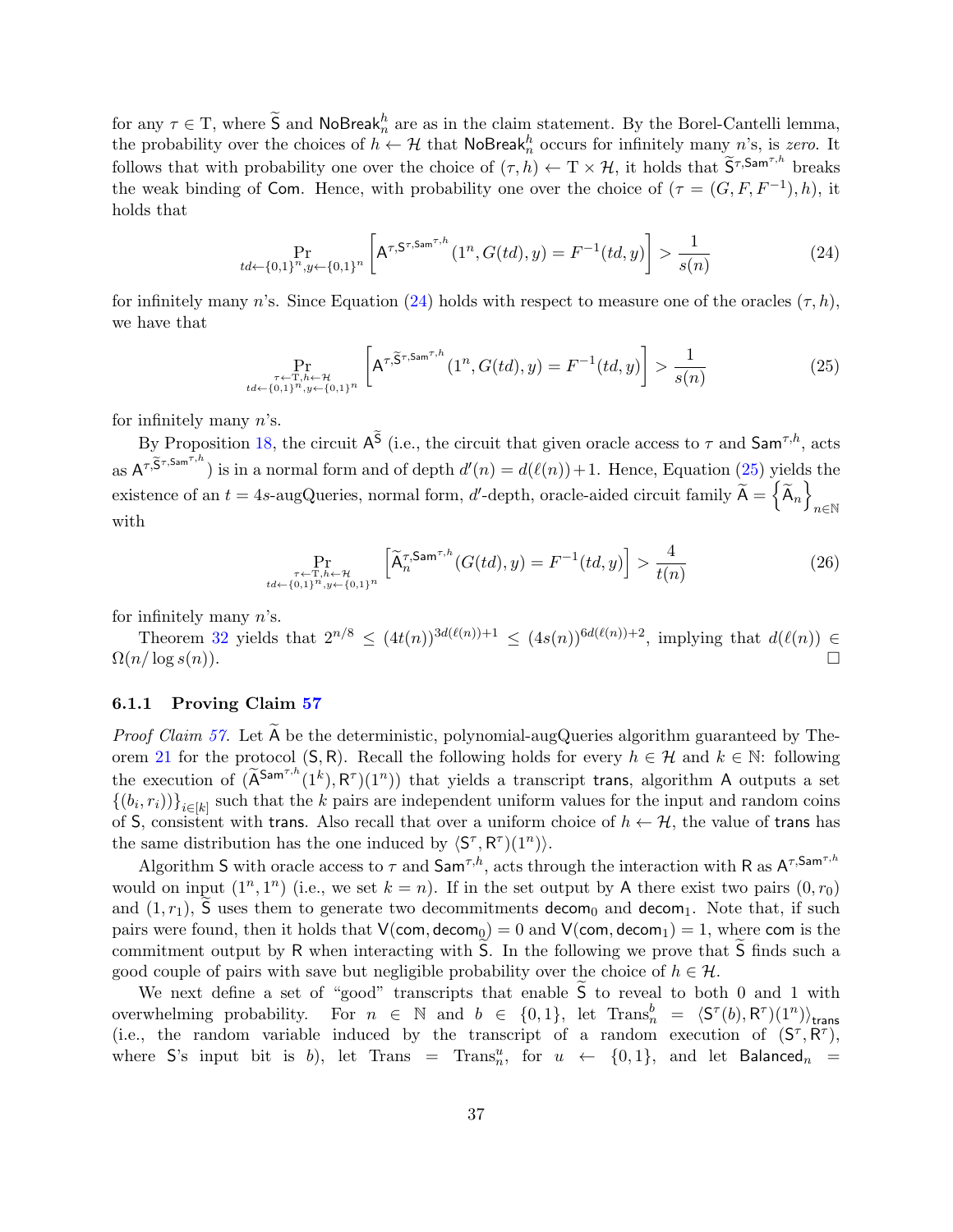for any $\tau \in \mathrm{T}$, where $\widetilde{\mathsf{S}}$ and $\mathsf{NoBreak}^h_n$ are as in the claim statement. By the Borel-Cantelli lemma, the probability over the choices of $h \leftarrow \mathcal{H}$ that $\mathsf{NoBreak}^h_n$ occurs for infinitely many $n$'s, is *zero*. It follows that with probability one over the choice of $(\tau, h) \leftarrow \mathrm{T} \times \mathcal{H}$, it holds that $\widetilde{\mathsf{S}}^{\tau,\mathsf{Sam}^{\tau,h}}$ breaks the weak binding of $\mathsf{Com}$. Hence, with probability one over the choice of $(\tau = (G, F, F^{-1}), h)$, it holds that

$$\Pr_{td \leftarrow \{0,1\}^n, y \leftarrow \{0,1\}^n}\left[\mathsf{A}^{\tau,\mathsf{S}^{\tau,\mathsf{Sam}^{\tau,h}}}(1^n, G(td), y) = F^{-1}(td, y)\right] > \frac{1}{s(n)} \tag{24}$$

for infinitely many $n$'s. Since Equation (24) holds with respect to measure one of the oracles $(\tau, h)$, we have that

$$\Pr_{\substack{\tau \leftarrow \mathrm{T}, h \leftarrow \mathcal{H} \\ td \leftarrow \{0,1\}^n, y \leftarrow \{0,1\}^n}}\left[\mathsf{A}^{\tau,\widetilde{\mathsf{S}}^{\tau,\mathsf{Sam}^{\tau,h}}}(1^n, G(td), y) = F^{-1}(td, y)\right] > \frac{1}{s(n)} \tag{25}$$

for infinitely many $n$'s.

By Proposition 18, the circuit $\mathsf{A}^{\widetilde{\mathsf{S}}}$ (i.e., the circuit that given oracle access to $\tau$ and $\mathsf{Sam}^{\tau,h}$, acts as $\mathsf{A}^{\tau,\widetilde{\mathsf{S}}^{\tau,\mathsf{Sam}^{\tau,h}}}$) is in a normal form and of depth $d'(n) = d(\ell(n)) + 1$. Hence, Equation (25) yields the existence of an $t = 4s$-augQueries, normal form, $d'$-depth, oracle-aided circuit family $\widetilde{\mathsf{A}} = \left\{\widetilde{\mathsf{A}}_n\right\}_{n \in \mathbb{N}}$ with

$$\Pr_{\substack{\tau \leftarrow \mathrm{T}, h \leftarrow \mathcal{H} \\ td \leftarrow \{0,1\}^n, y \leftarrow \{0,1\}^n}}\left[\widetilde{\mathsf{A}}_n^{\tau,\mathsf{Sam}^{\tau,h}}(G(td), y) = F^{-1}(td, y)\right] > \frac{4}{t(n)} \tag{26}$$

for infinitely many $n$'s.

Theorem 32 yields that $2^{n/8} \le (4t(n))^{3d(\ell(n))+1} \le (4s(n))^{6d(\ell(n))+2}$, implying that $d(\ell(n)) \in \Omega(n/\log s(n))$. □

### 6.1.1 Proving Claim 57

*Proof Claim 57.* Let $\widetilde{\mathsf{A}}$ be the deterministic, polynomial-augQueries algorithm guaranteed by Theorem 21 for the protocol $(\mathsf{S}, \mathsf{R})$. Recall the following holds for every $h \in \mathcal{H}$ and $k \in \mathbb{N}$: following the execution of $(\widetilde{\mathsf{A}}^{\mathsf{Sam}^{\tau,h}}(1^k), \mathsf{R}^{\tau})(1^n))$ that yields a transcript $\mathsf{trans}$, algorithm $\mathsf{A}$ outputs a set $\{(b_i, r_i)\}_{i \in [k]}$ such that the $k$ pairs are independent uniform values for the input and random coins of $\mathsf{S}$, consistent with $\mathsf{trans}$. Also recall that over a uniform choice of $h \leftarrow \mathcal{H}$, the value of $\mathsf{trans}$ has the same distribution has the one induced by $\langle \mathsf{S}^{\tau}, \mathsf{R}^{\tau} \rangle(1^n)\rangle$.

Algorithm $\mathsf{S}$ with oracle access to $\tau$ and $\mathsf{Sam}^{\tau,h}$, acts through the interaction with $\mathsf{R}$ as $\mathsf{A}^{\tau,\mathsf{Sam}^{\tau,h}}$ would on input $(1^n, 1^n)$ (i.e., we set $k = n$). If in the set output by $\mathsf{A}$ there exist two pairs $(0, r_0)$ and $(1, r_1)$, $\widetilde{\mathsf{S}}$ uses them to generate two decommitments $\mathsf{decom}_0$ and $\mathsf{decom}_1$. Note that, if such pairs were found, then it holds that $\mathsf{V}(\mathsf{com}, \mathsf{decom}_0) = 0$ and $\mathsf{V}(\mathsf{com}, \mathsf{decom}_1) = 1$, where $\mathsf{com}$ is the commitment output by $\mathsf{R}$ when interacting with $\widetilde{\mathsf{S}}$. In the following we prove that $\widetilde{\mathsf{S}}$ finds such a good couple of pairs with save but negligible probability over the choice of $h \in \mathcal{H}$.

We next define a set of "good" transcripts that enable $\widetilde{\mathsf{S}}$ to reveal to both 0 and 1 with overwhelming probability. For $n \in \mathbb{N}$ and $b \in \{0,1\}$, let $\mathrm{Trans}^b_n = \langle \mathsf{S}^{\tau}(b), \mathsf{R}^{\tau})(1^n)\rangle_{\mathsf{trans}}$ (i.e., the random variable induced by the transcript of a random execution of $(\mathsf{S}^{\tau}, \mathsf{R}^{\tau})$, where $\mathsf{S}$'s input bit is $b$), let $\mathrm{Trans} = \mathrm{Trans}^u_n$, for $u \leftarrow \{0,1\}$, and let $\mathsf{Balanced}_n =$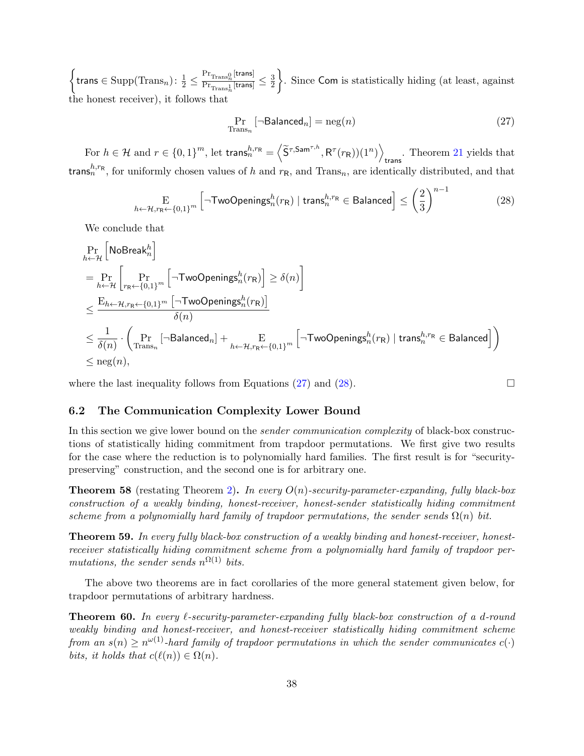$\left\{\mathsf{trans} \in \mathrm{Supp}(\mathrm{Trans}_n) \colon \frac{1}{2} \leq \frac{\Pr_{\mathrm{Trans}_n^0}[\mathsf{trans}]}{\Pr_{\mathrm{Trans}_n^1}[\mathsf{trans}]} \leq \frac{3}{2}\right\}$. Since $\mathsf{Com}$ is statistically hiding (at least, against the honest receiver), it follows that

$$\Pr_{\mathrm{Trans}_n}[\neg\mathsf{Balanced}_n] = \mathrm{neg}(n) \tag{27}$$

For $h \in \mathcal{H}$ and $r \in \{0,1\}^m$, let $\mathsf{trans}_n^{h,r_{\mathsf{R}}} = \left\langle \widetilde{\mathsf{S}}^{\tau,\mathsf{Sam}^{\tau,h}}, \mathsf{R}^{\tau}(r_{\mathsf{R}}))(1^n) \right\rangle_{\mathsf{trans}}$. Theorem 21 yields that $\mathsf{trans}_n^{h,r_{\mathsf{R}}}$, for uniformly chosen values of $h$ and $r_{\mathsf{R}}$, and $\mathrm{Trans}_n$, are identically distributed, and that

$$\mathop{\mathrm{E}}_{h \leftarrow \mathcal{H}, r_{\mathsf{R}} \leftarrow \{0,1\}^m}\left[\neg\mathsf{TwoOpenings}_n^h(r_{\mathsf{R}}) \mid \mathsf{trans}_n^{h,r_{\mathsf{R}}} \in \mathsf{Balanced}\right] \leq \left(\frac{2}{3}\right)^{n-1} \tag{28}$$

We conclude that

$$\begin{aligned}
&\Pr_{h \leftarrow \mathcal{H}}\left[\mathsf{NoBreak}_n^h\right] \\
&= \Pr_{h \leftarrow \mathcal{H}}\left[\Pr_{r_{\mathsf{R}} \leftarrow \{0,1\}^m}\left[\neg\mathsf{TwoOpenings}_n^h(r_{\mathsf{R}})\right] \geq \delta(n)\right] \\
&\leq \frac{\mathrm{E}_{h \leftarrow \mathcal{H}, r_{\mathsf{R}} \leftarrow \{0,1\}^m}\left[\neg\mathsf{TwoOpenings}_n^h(r_{\mathsf{R}})\right]}{\delta(n)} \\
&\leq \frac{1}{\delta(n)} \cdot \left(\Pr_{\mathrm{Trans}_n}[\neg\mathsf{Balanced}_n] + \mathop{\mathrm{E}}_{h \leftarrow \mathcal{H}, r_{\mathsf{R}} \leftarrow \{0,1\}^m}\left[\neg\mathsf{TwoOpenings}_n^h(r_{\mathsf{R}}) \mid \mathsf{trans}_n^{h,r_{\mathsf{R}}} \in \mathsf{Balanced}\right]\right) \\
&\leq \mathrm{neg}(n),
\end{aligned}$$

where the last inequality follows from Equations (27) and (28). □

## 6.2 The Communication Complexity Lower Bound

In this section we give lower bound on the *sender communication complexity* of black-box constructions of statistically hiding commitment from trapdoor permutations. We first give two results for the case where the reduction is to polynomially hard families. The first result is for "security-preserving" construction, and the second one is for arbitrary one.

**Theorem 58** (restating Theorem 2)**.** *In every $O(n)$-security-parameter-expanding, fully black-box construction of a weakly binding, honest-receiver, honest-sender statistically hiding commitment scheme from a polynomially hard family of trapdoor permutations, the sender sends $\Omega(n)$ bit.*

**Theorem 59.** *In every fully black-box construction of a weakly binding and honest-receiver, honest-receiver statistically hiding commitment scheme from a polynomially hard family of trapdoor permutations, the sender sends $n^{\Omega(1)}$ bits.*

The above two theorems are in fact corollaries of the more general statement given below, for trapdoor permutations of arbitrary hardness.

**Theorem 60.** *In every $\ell$-security-parameter-expanding fully black-box construction of a $d$-round weakly binding and honest-receiver, and honest-receiver statistically hiding commitment scheme from an $s(n) \geq n^{\omega(1)}$-hard family of trapdoor permutations in which the sender communicates $c(\cdot)$ bits, it holds that $c(\ell(n)) \in \Omega(n)$.*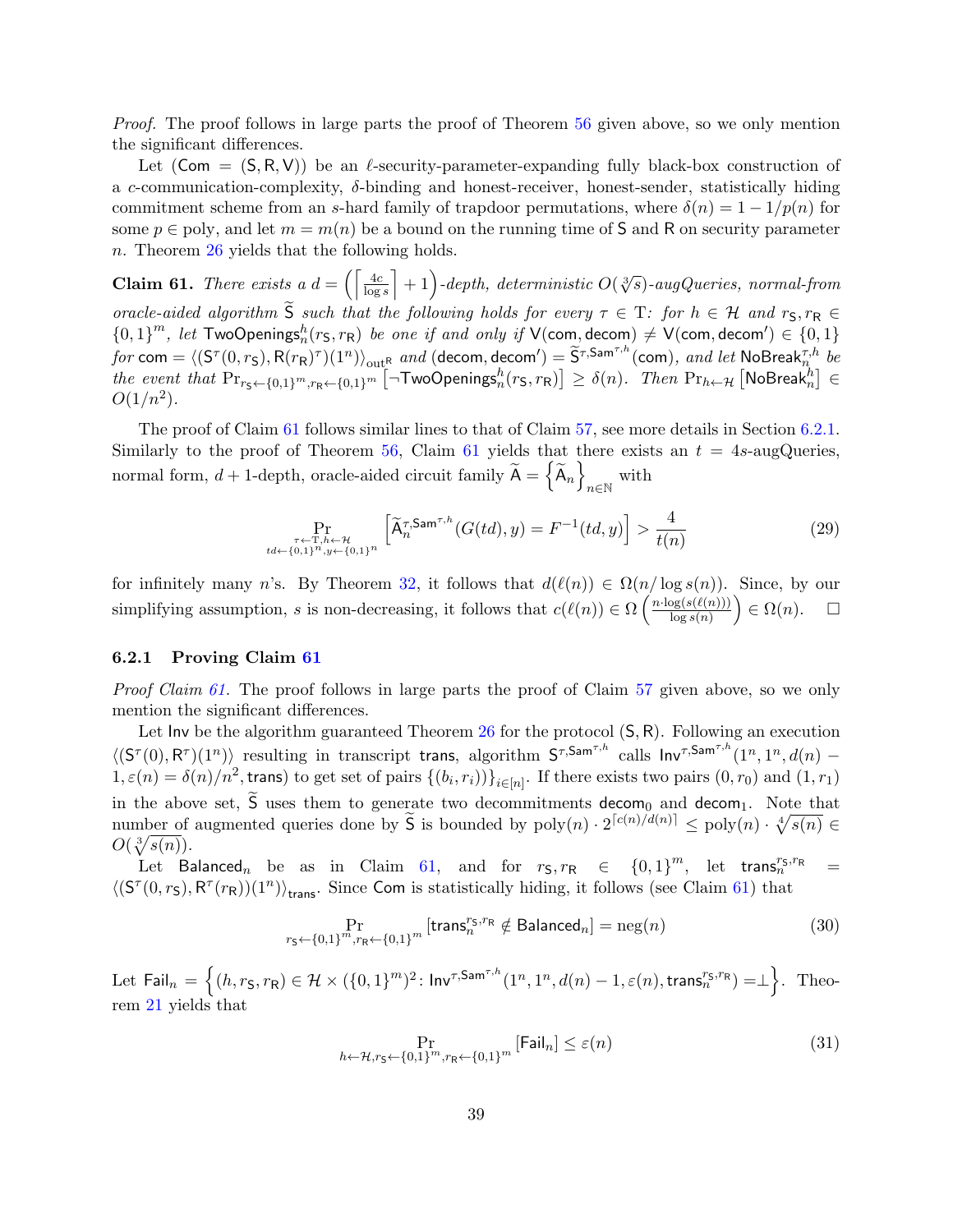*Proof.* The proof follows in large parts the proof of Theorem 56 given above, so we only mention the significant differences.

Let $(\mathsf{Com} = (\mathsf{S}, \mathsf{R}, \mathsf{V}))$ be an $\ell$-security-parameter-expanding fully black-box construction of a $c$-communication-complexity, $\delta$-binding and honest-receiver, honest-sender, statistically hiding commitment scheme from an $s$-hard family of trapdoor permutations, where $\delta(n) = 1 - 1/p(n)$ for some $p \in \mathrm{poly}$, and let $m = m(n)$ be a bound on the running time of $\mathsf{S}$ and $\mathsf{R}$ on security parameter $n$. Theorem 26 yields that the following holds.

**Claim 61.** *There exists a $d = \left(\left\lceil \frac{4c}{\log s} \right\rceil + 1\right)$-depth, deterministic $O(\sqrt[3]{s})$-augQueries, normal-from oracle-aided algorithm $\widetilde{\mathsf{S}}$ such that the following holds for every $\tau \in \mathrm{T}$: for $h \in \mathcal{H}$ and $r_{\mathsf{S}}, r_{\mathsf{R}} \in \{0,1\}^m$, let $\mathsf{TwoOpenings}_n^h(r_{\mathsf{S}}, r_{\mathsf{R}})$ be one if and only if $\mathsf{V}(\mathsf{com}, \mathsf{decom}) \neq \mathsf{V}(\mathsf{com}, \mathsf{decom}') \in \{0,1\}$ for $\mathsf{com} = \langle(\mathsf{S}^\tau(0, r_{\mathsf{S}}), \mathsf{R}(r_{\mathsf{R}})^\tau)(1^n)\rangle_{\mathrm{out}^{\mathsf{R}}}$ and $(\mathsf{decom}, \mathsf{decom}') = \widetilde{\mathsf{S}}^{\tau, \mathsf{Sam}^{\tau,h}}(\mathsf{com})$, and let $\mathsf{NoBreak}_n^{\tau,h}$ be the event that $\Pr_{r_{\mathsf{S}} \leftarrow \{0,1\}^m, r_{\mathsf{R}} \leftarrow \{0,1\}^m}\left[\neg \mathsf{TwoOpenings}_n^h(r_{\mathsf{S}}, r_{\mathsf{R}})\right] \geq \delta(n)$. Then $\Pr_{h \leftarrow \mathcal{H}}\left[\mathsf{NoBreak}_n^h\right] \in O(1/n^2)$.*

The proof of Claim 61 follows similar lines to that of Claim 57, see more details in Section 6.2.1. Similarly to the proof of Theorem 56, Claim 61 yields that there exists an $t = 4s$-augQueries, normal form, $d+1$-depth, oracle-aided circuit family $\widetilde{\mathsf{A}} = \left\{\widetilde{\mathsf{A}}_n\right\}_{n \in \mathbb{N}}$ with

$$\Pr_{\substack{\tau \leftarrow \mathrm{T}, h \leftarrow \mathcal{H} \\ td \leftarrow \{0,1\}^n, y \leftarrow \{0,1\}^n}}\left[\widetilde{\mathsf{A}}_n^{\tau, \mathsf{Sam}^{\tau,h}}(G(td), y) = F^{-1}(td, y)\right] > \frac{4}{t(n)} \tag{29}$$

for infinitely many $n$'s. By Theorem 32, it follows that $d(\ell(n)) \in \Omega(n/\log s(n))$. Since, by our simplifying assumption, $s$ is non-decreasing, it follows that $c(\ell(n)) \in \Omega\left(\frac{n \cdot \log(s(\ell(n)))}{\log s(n)}\right) \in \Omega(n)$. $\square$

### 6.2.1 Proving Claim 61

*Proof Claim 61.* The proof follows in large parts the proof of Claim 57 given above, so we only mention the significant differences.

Let $\mathsf{Inv}$ be the algorithm guaranteed Theorem 26 for the protocol $(\mathsf{S}, \mathsf{R})$. Following an execution $\langle(\mathsf{S}^\tau(0), \mathsf{R}^\tau)(1^n)\rangle$ resulting in transcript $\mathsf{trans}$, algorithm $\mathsf{S}^{\tau, \mathsf{Sam}^{\tau,h}}$ calls $\mathsf{Inv}^{\tau, \mathsf{Sam}^{\tau,h}}(1^n, 1^n, d(n) - 1, \varepsilon(n) = \delta(n)/n^2, \mathsf{trans})$ to get set of pairs $\{(b_i, r_i))\}_{i \in [n]}$. If there exists two pairs $(0, r_0)$ and $(1, r_1)$ in the above set, $\widetilde{\mathsf{S}}$ uses them to generate two decommitments $\mathsf{decom}_0$ and $\mathsf{decom}_1$. Note that number of augmented queries done by $\widetilde{\mathsf{S}}$ is bounded by $\mathrm{poly}(n) \cdot 2^{\lceil c(n)/d(n) \rceil} \leq \mathrm{poly}(n) \cdot \sqrt[4]{s(n)} \in O(\sqrt[3]{s(n)})$.

Let $\mathsf{Balanced}_n$ be as in Claim 61, and for $r_{\mathsf{S}}, r_{\mathsf{R}} \in \{0,1\}^m$, let $\mathsf{trans}_n^{r_{\mathsf{S}}, r_{\mathsf{R}}} = \langle(\mathsf{S}^\tau(0, r_{\mathsf{S}}), \mathsf{R}^\tau(r_{\mathsf{R}}))(1^n)\rangle_{\mathsf{trans}}$. Since $\mathsf{Com}$ is statistically hiding, it follows (see Claim 61) that

$$\Pr_{r_{\mathsf{S}} \leftarrow \{0,1\}^m, r_{\mathsf{R}} \leftarrow \{0,1\}^m}\left[\mathsf{trans}_n^{r_{\mathsf{S}}, r_{\mathsf{R}}} \notin \mathsf{Balanced}_n\right] = \mathrm{neg}(n) \tag{30}$$

Let $\mathsf{Fail}_n = \left\{(h, r_{\mathsf{S}}, r_{\mathsf{R}}) \in \mathcal{H} \times (\{0,1\}^m)^2 \colon \mathsf{Inv}^{\tau, \mathsf{Sam}^{\tau,h}}(1^n, 1^n, d(n) - 1, \varepsilon(n), \mathsf{trans}_n^{r_{\mathsf{S}}, r_{\mathsf{R}}}) = \perp\right\}$. Theorem 21 yields that

$$\Pr_{h \leftarrow \mathcal{H}, r_{\mathsf{S}} \leftarrow \{0,1\}^m, r_{\mathsf{R}} \leftarrow \{0,1\}^m}\left[\mathsf{Fail}_n\right] \leq \varepsilon(n) \tag{31}$$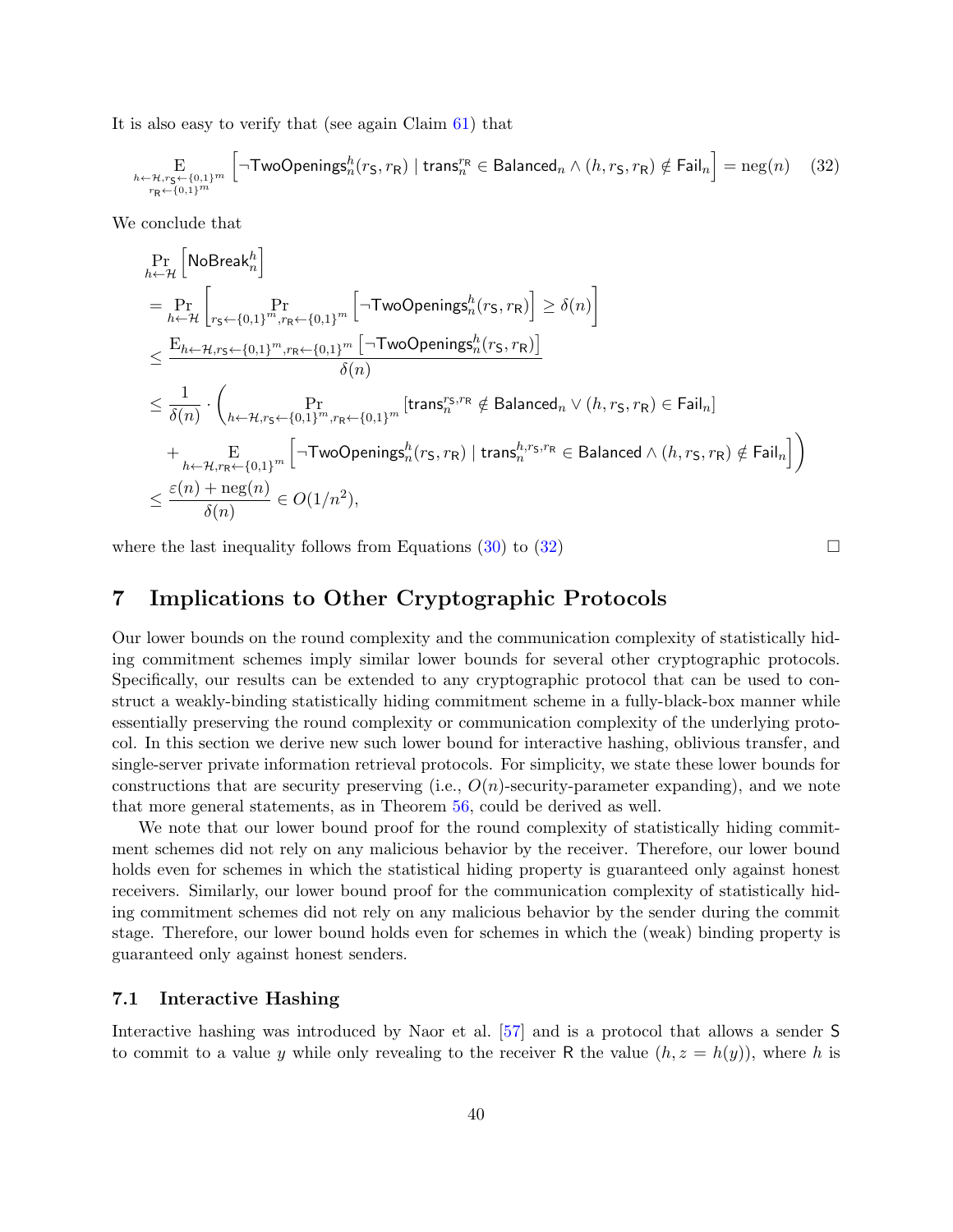It is also easy to verify that (see again Claim 61) that

$$\mathop{\mathrm{E}}_{\substack{h\leftarrow\mathcal{H},r_{\mathsf{S}}\leftarrow\{0,1\}^m\\ r_{\mathsf{R}}\leftarrow\{0,1\}^m}}\left[\neg\mathsf{TwoOpenings}_n^h(r_{\mathsf{S}},r_{\mathsf{R}})\mid \mathsf{trans}_n^{r_{\mathsf{R}}}\in\mathsf{Balanced}_n\wedge(h,r_{\mathsf{S}},r_{\mathsf{R}})\notin\mathsf{Fail}_n\right]=\mathrm{neg}(n) \tag{32}$$

We conclude that

$$\begin{aligned}
&\Pr_{h\leftarrow\mathcal{H}}\left[\mathsf{NoBreak}_n^h\right]\\
&=\Pr_{h\leftarrow\mathcal{H}}\left[\Pr_{r_{\mathsf{S}}\leftarrow\{0,1\}^m,r_{\mathsf{R}}\leftarrow\{0,1\}^m}\left[\neg\mathsf{TwoOpenings}_n^h(r_{\mathsf{S}},r_{\mathsf{R}})\right]\geq\delta(n)\right]\\
&\leq\frac{\mathrm{E}_{h\leftarrow\mathcal{H},r_{\mathsf{S}}\leftarrow\{0,1\}^m,r_{\mathsf{R}}\leftarrow\{0,1\}^m}\left[\neg\mathsf{TwoOpenings}_n^h(r_{\mathsf{S}},r_{\mathsf{R}})\right]}{\delta(n)}\\
&\leq\frac{1}{\delta(n)}\cdot\left(\Pr_{h\leftarrow\mathcal{H},r_{\mathsf{S}}\leftarrow\{0,1\}^m,r_{\mathsf{R}}\leftarrow\{0,1\}^m}\left[\mathsf{trans}_n^{r_{\mathsf{S}},r_{\mathsf{R}}}\notin\mathsf{Balanced}_n\vee(h,r_{\mathsf{S}},r_{\mathsf{R}})\in\mathsf{Fail}_n\right]\right.\\
&\quad\left.+\mathop{\mathrm{E}}_{h\leftarrow\mathcal{H},r_{\mathsf{R}}\leftarrow\{0,1\}^m}\left[\neg\mathsf{TwoOpenings}_n^h(r_{\mathsf{S}},r_{\mathsf{R}})\mid\mathsf{trans}_n^{h,r_{\mathsf{S}},r_{\mathsf{R}}}\in\mathsf{Balanced}\wedge(h,r_{\mathsf{S}},r_{\mathsf{R}})\notin\mathsf{Fail}_n\right]\right)\\
&\leq\frac{\varepsilon(n)+\mathrm{neg}(n)}{\delta(n)}\in O(1/n^2),
\end{aligned}$$

where the last inequality follows from Equations (30) to (32) □

# 7 Implications to Other Cryptographic Protocols

Our lower bounds on the round complexity and the communication complexity of statistically hiding commitment schemes imply similar lower bounds for several other cryptographic protocols. Specifically, our results can be extended to any cryptographic protocol that can be used to construct a weakly-binding statistically hiding commitment scheme in a fully-black-box manner while essentially preserving the round complexity or communication complexity of the underlying protocol. In this section we derive new such lower bound for interactive hashing, oblivious transfer, and single-server private information retrieval protocols. For simplicity, we state these lower bounds for constructions that are security preserving (i.e., $O(n)$-security-parameter expanding), and we note that more general statements, as in Theorem 56, could be derived as well.

We note that our lower bound proof for the round complexity of statistically hiding commitment schemes did not rely on any malicious behavior by the receiver. Therefore, our lower bound holds even for schemes in which the statistical hiding property is guaranteed only against honest receivers. Similarly, our lower bound proof for the communication complexity of statistically hiding commitment schemes did not rely on any malicious behavior by the sender during the commit stage. Therefore, our lower bound holds even for schemes in which the (weak) binding property is guaranteed only against honest senders.

## 7.1 Interactive Hashing

Interactive hashing was introduced by Naor et al. [57] and is a protocol that allows a sender $\mathsf{S}$ to commit to a value $y$ while only revealing to the receiver $\mathsf{R}$ the value $(h, z = h(y))$, where $h$ is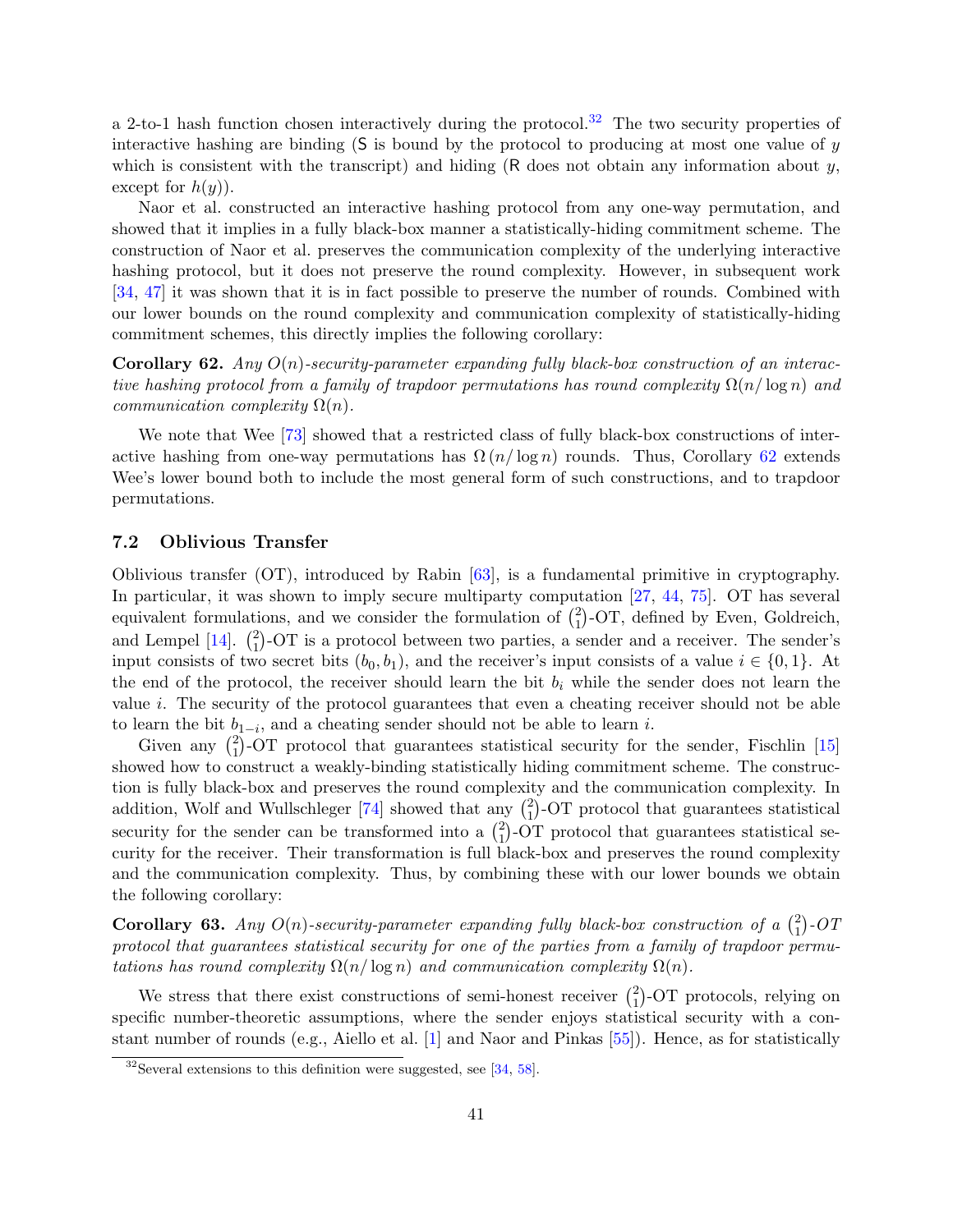a 2-to-1 hash function chosen interactively during the protocol.[32] The two security properties of interactive hashing are binding (S is bound by the protocol to producing at most one value of $y$ which is consistent with the transcript) and hiding (R does not obtain any information about $y$, except for $h(y)$).

Naor et al. constructed an interactive hashing protocol from any one-way permutation, and showed that it implies in a fully black-box manner a statistically-hiding commitment scheme. The construction of Naor et al. preserves the communication complexity of the underlying interactive hashing protocol, but it does not preserve the round complexity. However, in subsequent work [34, 47] it was shown that it is in fact possible to preserve the number of rounds. Combined with our lower bounds on the round complexity and communication complexity of statistically-hiding commitment schemes, this directly implies the following corollary:

**Corollary 62.** *Any $O(n)$-security-parameter expanding fully black-box construction of an interactive hashing protocol from a family of trapdoor permutations has round complexity $\Omega(n/\log n)$ and communication complexity $\Omega(n)$.*

We note that Wee [73] showed that a restricted class of fully black-box constructions of interactive hashing from one-way permutations has $\Omega(n/\log n)$ rounds. Thus, Corollary 62 extends Wee's lower bound both to include the most general form of such constructions, and to trapdoor permutations.

### 7.2 Oblivious Transfer

Oblivious transfer (OT), introduced by Rabin [63], is a fundamental primitive in cryptography. In particular, it was shown to imply secure multiparty computation [27, 44, 75]. OT has several equivalent formulations, and we consider the formulation of $\binom{2}{1}$-OT, defined by Even, Goldreich, and Lempel [14]. $\binom{2}{1}$-OT is a protocol between two parties, a sender and a receiver. The sender's input consists of two secret bits $(b_0, b_1)$, and the receiver's input consists of a value $i \in \{0, 1\}$. At the end of the protocol, the receiver should learn the bit $b_i$ while the sender does not learn the value $i$. The security of the protocol guarantees that even a cheating receiver should not be able to learn the bit $b_{1-i}$, and a cheating sender should not be able to learn $i$.

Given any $\binom{2}{1}$-OT protocol that guarantees statistical security for the sender, Fischlin [15] showed how to construct a weakly-binding statistically hiding commitment scheme. The construction is fully black-box and preserves the round complexity and the communication complexity. In addition, Wolf and Wullschleger [74] showed that any $\binom{2}{1}$-OT protocol that guarantees statistical security for the sender can be transformed into a $\binom{2}{1}$-OT protocol that guarantees statistical security for the receiver. Their transformation is full black-box and preserves the round complexity and the communication complexity. Thus, by combining these with our lower bounds we obtain the following corollary:

**Corollary 63.** *Any $O(n)$-security-parameter expanding fully black-box construction of a $\binom{2}{1}$-OT protocol that guarantees statistical security for one of the parties from a family of trapdoor permutations has round complexity $\Omega(n/\log n)$ and communication complexity $\Omega(n)$.*

We stress that there exist constructions of semi-honest receiver $\binom{2}{1}$-OT protocols, relying on specific number-theoretic assumptions, where the sender enjoys statistical security with a constant number of rounds (e.g., Aiello et al. [1] and Naor and Pinkas [55]). Hence, as for statistically

[32] Several extensions to this definition were suggested, see [34, 58].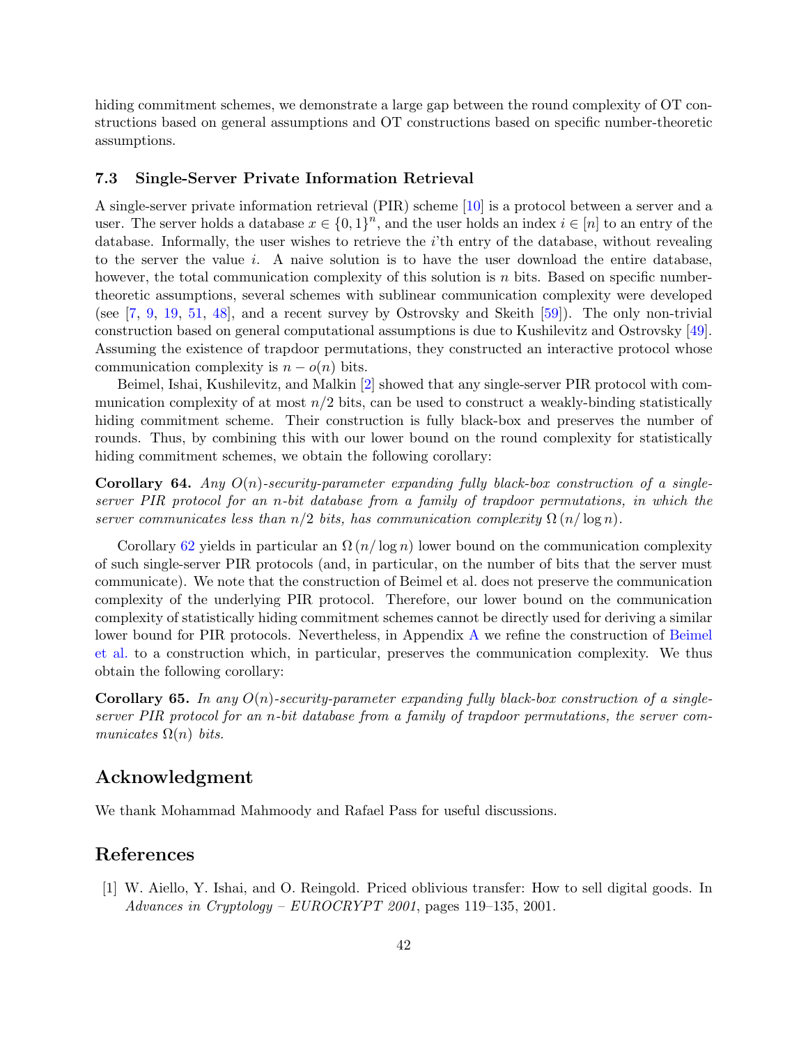hiding commitment schemes, we demonstrate a large gap between the round complexity of OT constructions based on general assumptions and OT constructions based on specific number-theoretic assumptions.

### 7.3 Single-Server Private Information Retrieval

A single-server private information retrieval (PIR) scheme [10] is a protocol between a server and a user. The server holds a database $x \in \{0,1\}^n$, and the user holds an index $i \in [n]$ to an entry of the database. Informally, the user wishes to retrieve the $i$'th entry of the database, without revealing to the server the value $i$. A naive solution is to have the user download the entire database, however, the total communication complexity of this solution is $n$ bits. Based on specific number-theoretic assumptions, several schemes with sublinear communication complexity were developed (see [7, 9, 19, 51, 48], and a recent survey by Ostrovsky and Skeith [59]). The only non-trivial construction based on general computational assumptions is due to Kushilevitz and Ostrovsky [49]. Assuming the existence of trapdoor permutations, they constructed an interactive protocol whose communication complexity is $n - o(n)$ bits.

Beimel, Ishai, Kushilevitz, and Malkin [2] showed that any single-server PIR protocol with communication complexity of at most $n/2$ bits, can be used to construct a weakly-binding statistically hiding commitment scheme. Their construction is fully black-box and preserves the number of rounds. Thus, by combining this with our lower bound on the round complexity for statistically hiding commitment schemes, we obtain the following corollary:

**Corollary 64.** *Any $O(n)$-security-parameter expanding fully black-box construction of a single-server PIR protocol for an $n$-bit database from a family of trapdoor permutations, in which the server communicates less than $n/2$ bits, has communication complexity $\Omega(n/\log n)$.*

Corollary 62 yields in particular an $\Omega(n/\log n)$ lower bound on the communication complexity of such single-server PIR protocols (and, in particular, on the number of bits that the server must communicate). We note that the construction of Beimel et al. does not preserve the communication complexity of the underlying PIR protocol. Therefore, our lower bound on the communication complexity of statistically hiding commitment schemes cannot be directly used for deriving a similar lower bound for PIR protocols. Nevertheless, in Appendix A we refine the construction of Beimel et al. to a construction which, in particular, preserves the communication complexity. We thus obtain the following corollary:

**Corollary 65.** *In any $O(n)$-security-parameter expanding fully black-box construction of a single-server PIR protocol for an $n$-bit database from a family of trapdoor permutations, the server communicates $\Omega(n)$ bits.*

## Acknowledgment

We thank Mohammad Mahmoody and Rafael Pass for useful discussions.

## References

[1] W. Aiello, Y. Ishai, and O. Reingold. Priced oblivious transfer: How to sell digital goods. In *Advances in Cryptology – EUROCRYPT 2001*, pages 119–135, 2001.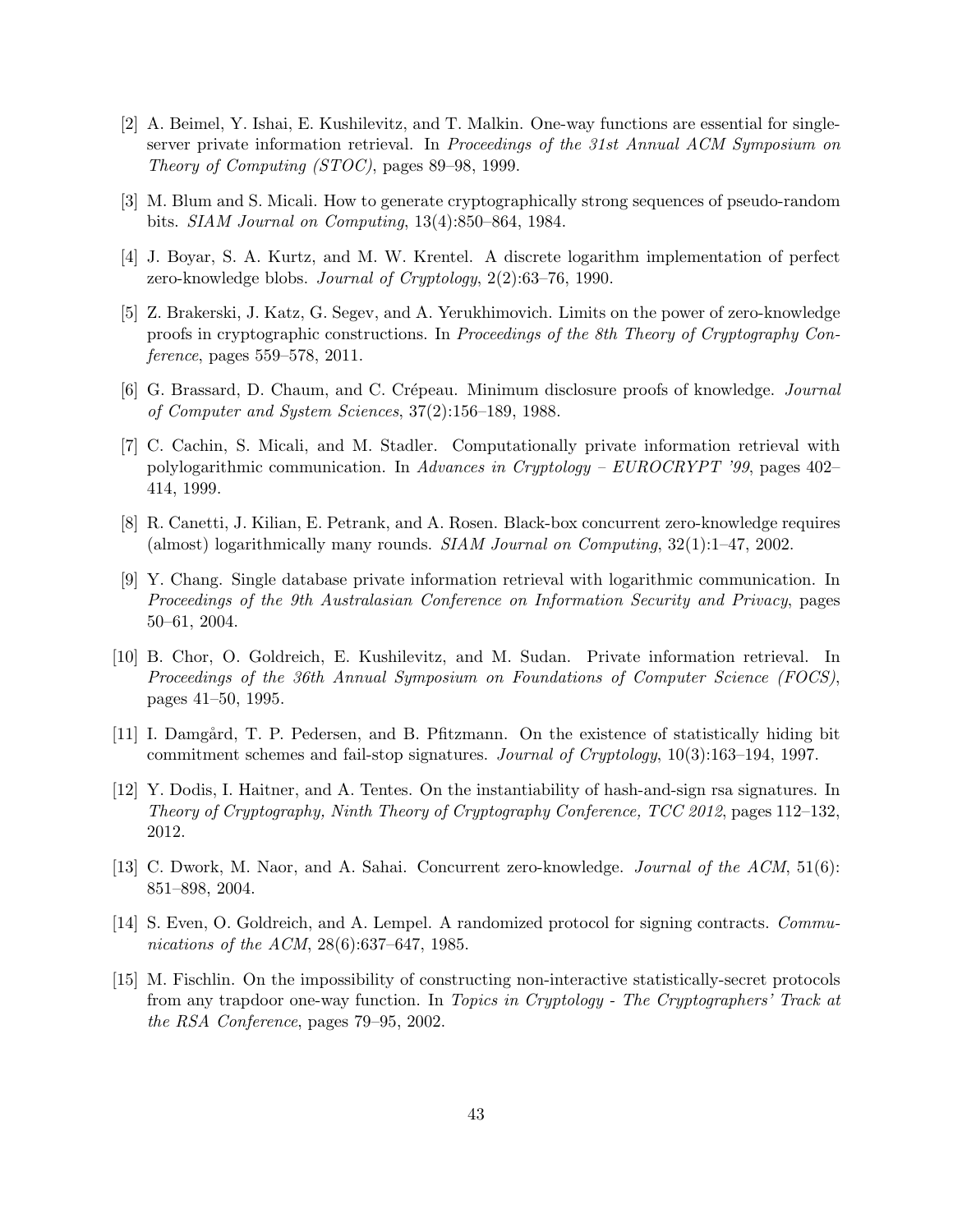[2] A. Beimel, Y. Ishai, E. Kushilevitz, and T. Malkin. One-way functions are essential for single-server private information retrieval. In *Proceedings of the 31st Annual ACM Symposium on Theory of Computing (STOC)*, pages 89–98, 1999.

[3] M. Blum and S. Micali. How to generate cryptographically strong sequences of pseudo-random bits. *SIAM Journal on Computing*, 13(4):850–864, 1984.

[4] J. Boyar, S. A. Kurtz, and M. W. Krentel. A discrete logarithm implementation of perfect zero-knowledge blobs. *Journal of Cryptology*, 2(2):63–76, 1990.

[5] Z. Brakerski, J. Katz, G. Segev, and A. Yerukhimovich. Limits on the power of zero-knowledge proofs in cryptographic constructions. In *Proceedings of the 8th Theory of Cryptography Conference*, pages 559–578, 2011.

[6] G. Brassard, D. Chaum, and C. Crépeau. Minimum disclosure proofs of knowledge. *Journal of Computer and System Sciences*, 37(2):156–189, 1988.

[7] C. Cachin, S. Micali, and M. Stadler. Computationally private information retrieval with polylogarithmic communication. In *Advances in Cryptology – EUROCRYPT '99*, pages 402–414, 1999.

[8] R. Canetti, J. Kilian, E. Petrank, and A. Rosen. Black-box concurrent zero-knowledge requires (almost) logarithmically many rounds. *SIAM Journal on Computing*, 32(1):1–47, 2002.

[9] Y. Chang. Single database private information retrieval with logarithmic communication. In *Proceedings of the 9th Australasian Conference on Information Security and Privacy*, pages 50–61, 2004.

[10] B. Chor, O. Goldreich, E. Kushilevitz, and M. Sudan. Private information retrieval. In *Proceedings of the 36th Annual Symposium on Foundations of Computer Science (FOCS)*, pages 41–50, 1995.

[11] I. Damgård, T. P. Pedersen, and B. Pfitzmann. On the existence of statistically hiding bit commitment schemes and fail-stop signatures. *Journal of Cryptology*, 10(3):163–194, 1997.

[12] Y. Dodis, I. Haitner, and A. Tentes. On the instantiability of hash-and-sign rsa signatures. In *Theory of Cryptography, Ninth Theory of Cryptography Conference, TCC 2012*, pages 112–132, 2012.

[13] C. Dwork, M. Naor, and A. Sahai. Concurrent zero-knowledge. *Journal of the ACM*, 51(6): 851–898, 2004.

[14] S. Even, O. Goldreich, and A. Lempel. A randomized protocol for signing contracts. *Communications of the ACM*, 28(6):637–647, 1985.

[15] M. Fischlin. On the impossibility of constructing non-interactive statistically-secret protocols from any trapdoor one-way function. In *Topics in Cryptology - The Cryptographers' Track at the RSA Conference*, pages 79–95, 2002.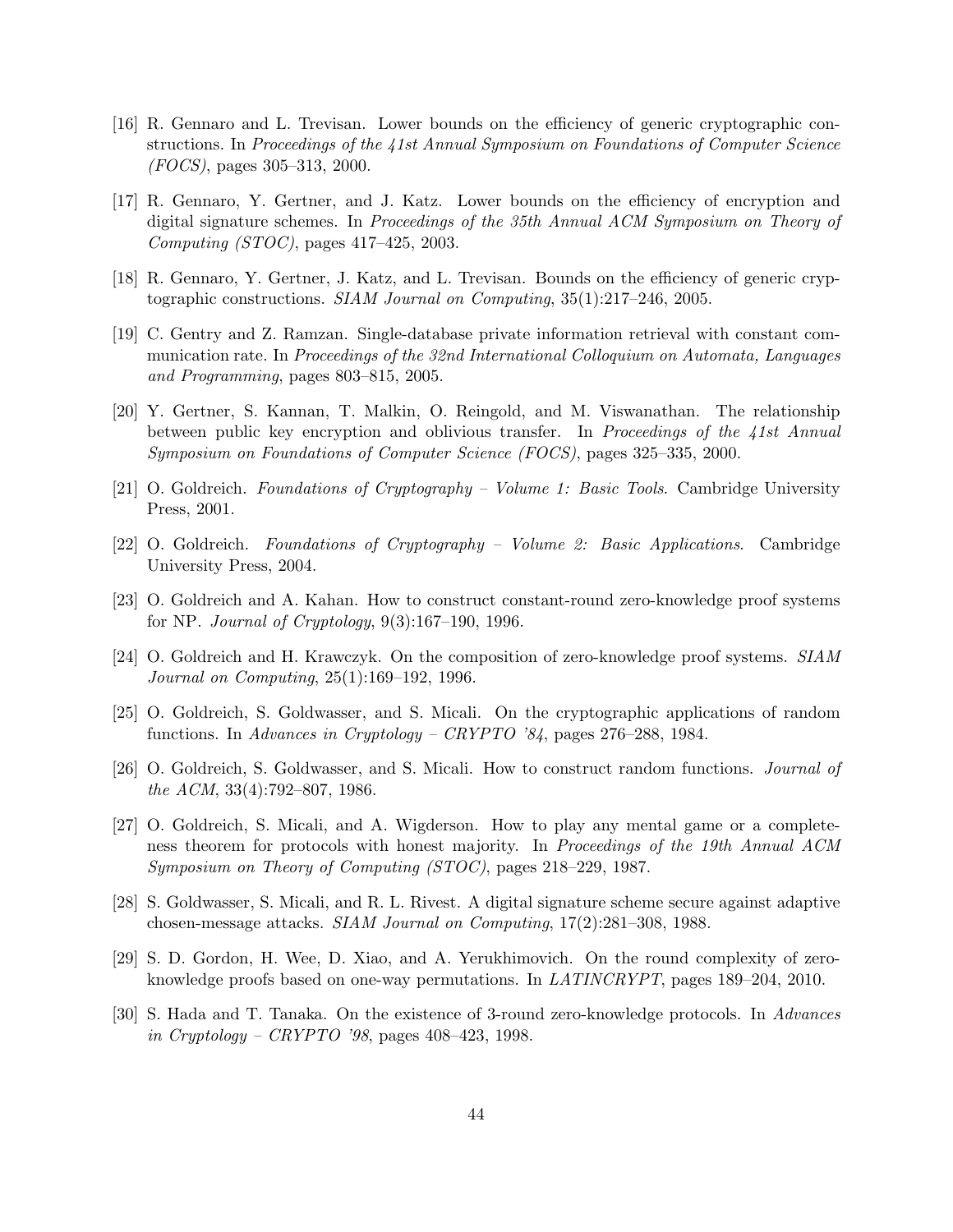[16] R. Gennaro and L. Trevisan. Lower bounds on the efficiency of generic cryptographic constructions. In *Proceedings of the 41st Annual Symposium on Foundations of Computer Science (FOCS)*, pages 305–313, 2000.

[17] R. Gennaro, Y. Gertner, and J. Katz. Lower bounds on the efficiency of encryption and digital signature schemes. In *Proceedings of the 35th Annual ACM Symposium on Theory of Computing (STOC)*, pages 417–425, 2003.

[18] R. Gennaro, Y. Gertner, J. Katz, and L. Trevisan. Bounds on the efficiency of generic cryptographic constructions. *SIAM Journal on Computing*, 35(1):217–246, 2005.

[19] C. Gentry and Z. Ramzan. Single-database private information retrieval with constant communication rate. In *Proceedings of the 32nd International Colloquium on Automata, Languages and Programming*, pages 803–815, 2005.

[20] Y. Gertner, S. Kannan, T. Malkin, O. Reingold, and M. Viswanathan. The relationship between public key encryption and oblivious transfer. In *Proceedings of the 41st Annual Symposium on Foundations of Computer Science (FOCS)*, pages 325–335, 2000.

[21] O. Goldreich. *Foundations of Cryptography – Volume 1: Basic Tools*. Cambridge University Press, 2001.

[22] O. Goldreich. *Foundations of Cryptography – Volume 2: Basic Applications*. Cambridge University Press, 2004.

[23] O. Goldreich and A. Kahan. How to construct constant-round zero-knowledge proof systems for NP. *Journal of Cryptology*, 9(3):167–190, 1996.

[24] O. Goldreich and H. Krawczyk. On the composition of zero-knowledge proof systems. *SIAM Journal on Computing*, 25(1):169–192, 1996.

[25] O. Goldreich, S. Goldwasser, and S. Micali. On the cryptographic applications of random functions. In *Advances in Cryptology – CRYPTO '84*, pages 276–288, 1984.

[26] O. Goldreich, S. Goldwasser, and S. Micali. How to construct random functions. *Journal of the ACM*, 33(4):792–807, 1986.

[27] O. Goldreich, S. Micali, and A. Wigderson. How to play any mental game or a completeness theorem for protocols with honest majority. In *Proceedings of the 19th Annual ACM Symposium on Theory of Computing (STOC)*, pages 218–229, 1987.

[28] S. Goldwasser, S. Micali, and R. L. Rivest. A digital signature scheme secure against adaptive chosen-message attacks. *SIAM Journal on Computing*, 17(2):281–308, 1988.

[29] S. D. Gordon, H. Wee, D. Xiao, and A. Yerukhimovich. On the round complexity of zero-knowledge proofs based on one-way permutations. In *LATINCRYPT*, pages 189–204, 2010.

[30] S. Hada and T. Tanaka. On the existence of 3-round zero-knowledge protocols. In *Advances in Cryptology – CRYPTO '98*, pages 408–423, 1998.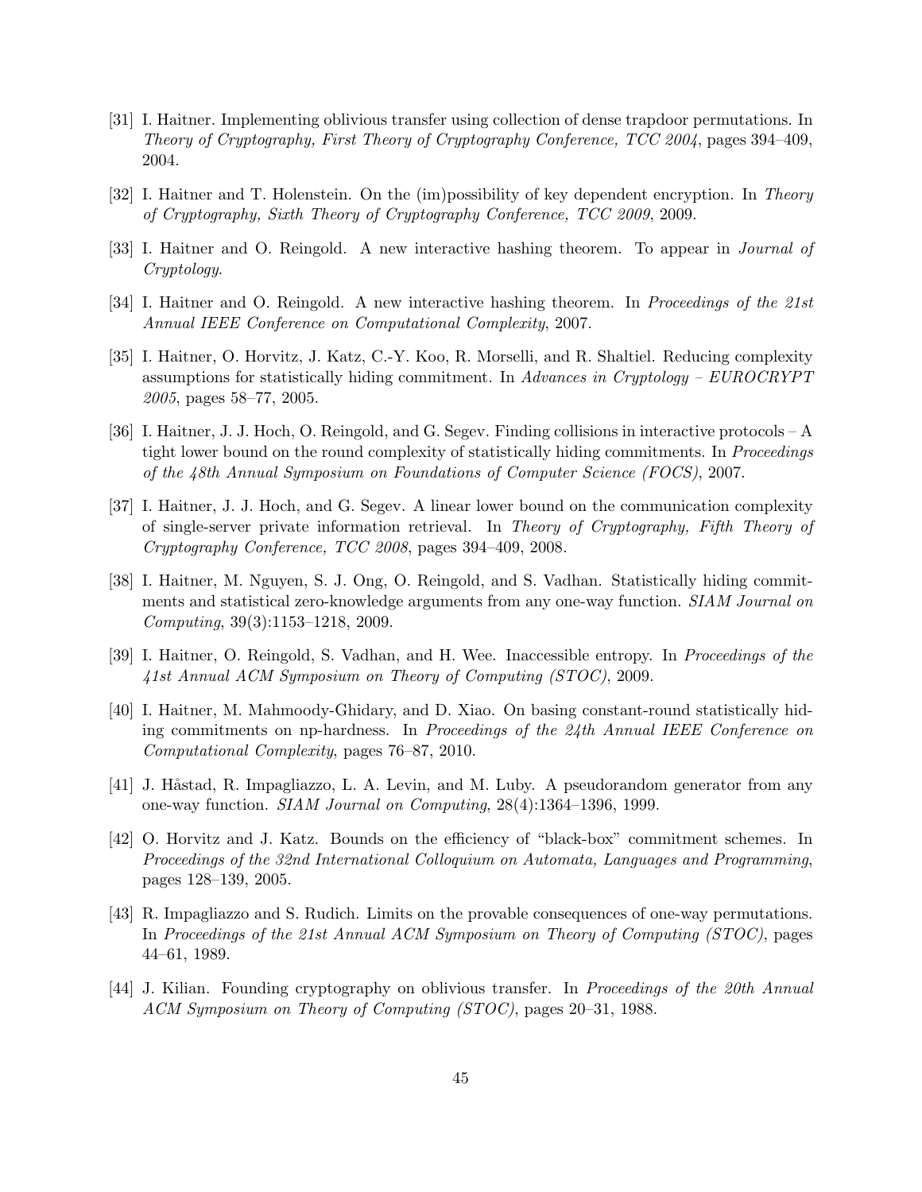[31] I. Haitner. Implementing oblivious transfer using collection of dense trapdoor permutations. In *Theory of Cryptography, First Theory of Cryptography Conference, TCC 2004*, pages 394–409, 2004.

[32] I. Haitner and T. Holenstein. On the (im)possibility of key dependent encryption. In *Theory of Cryptography, Sixth Theory of Cryptography Conference, TCC 2009*, 2009.

[33] I. Haitner and O. Reingold. A new interactive hashing theorem. To appear in *Journal of Cryptology*.

[34] I. Haitner and O. Reingold. A new interactive hashing theorem. In *Proceedings of the 21st Annual IEEE Conference on Computational Complexity*, 2007.

[35] I. Haitner, O. Horvitz, J. Katz, C.-Y. Koo, R. Morselli, and R. Shaltiel. Reducing complexity assumptions for statistically hiding commitment. In *Advances in Cryptology – EUROCRYPT 2005*, pages 58–77, 2005.

[36] I. Haitner, J. J. Hoch, O. Reingold, and G. Segev. Finding collisions in interactive protocols – A tight lower bound on the round complexity of statistically hiding commitments. In *Proceedings of the 48th Annual Symposium on Foundations of Computer Science (FOCS)*, 2007.

[37] I. Haitner, J. J. Hoch, and G. Segev. A linear lower bound on the communication complexity of single-server private information retrieval. In *Theory of Cryptography, Fifth Theory of Cryptography Conference, TCC 2008*, pages 394–409, 2008.

[38] I. Haitner, M. Nguyen, S. J. Ong, O. Reingold, and S. Vadhan. Statistically hiding commitments and statistical zero-knowledge arguments from any one-way function. *SIAM Journal on Computing*, 39(3):1153–1218, 2009.

[39] I. Haitner, O. Reingold, S. Vadhan, and H. Wee. Inaccessible entropy. In *Proceedings of the 41st Annual ACM Symposium on Theory of Computing (STOC)*, 2009.

[40] I. Haitner, M. Mahmoody-Ghidary, and D. Xiao. On basing constant-round statistically hiding commitments on np-hardness. In *Proceedings of the 24th Annual IEEE Conference on Computational Complexity*, pages 76–87, 2010.

[41] J. Håstad, R. Impagliazzo, L. A. Levin, and M. Luby. A pseudorandom generator from any one-way function. *SIAM Journal on Computing*, 28(4):1364–1396, 1999.

[42] O. Horvitz and J. Katz. Bounds on the efficiency of "black-box" commitment schemes. In *Proceedings of the 32nd International Colloquium on Automata, Languages and Programming*, pages 128–139, 2005.

[43] R. Impagliazzo and S. Rudich. Limits on the provable consequences of one-way permutations. In *Proceedings of the 21st Annual ACM Symposium on Theory of Computing (STOC)*, pages 44–61, 1989.

[44] J. Kilian. Founding cryptography on oblivious transfer. In *Proceedings of the 20th Annual ACM Symposium on Theory of Computing (STOC)*, pages 20–31, 1988.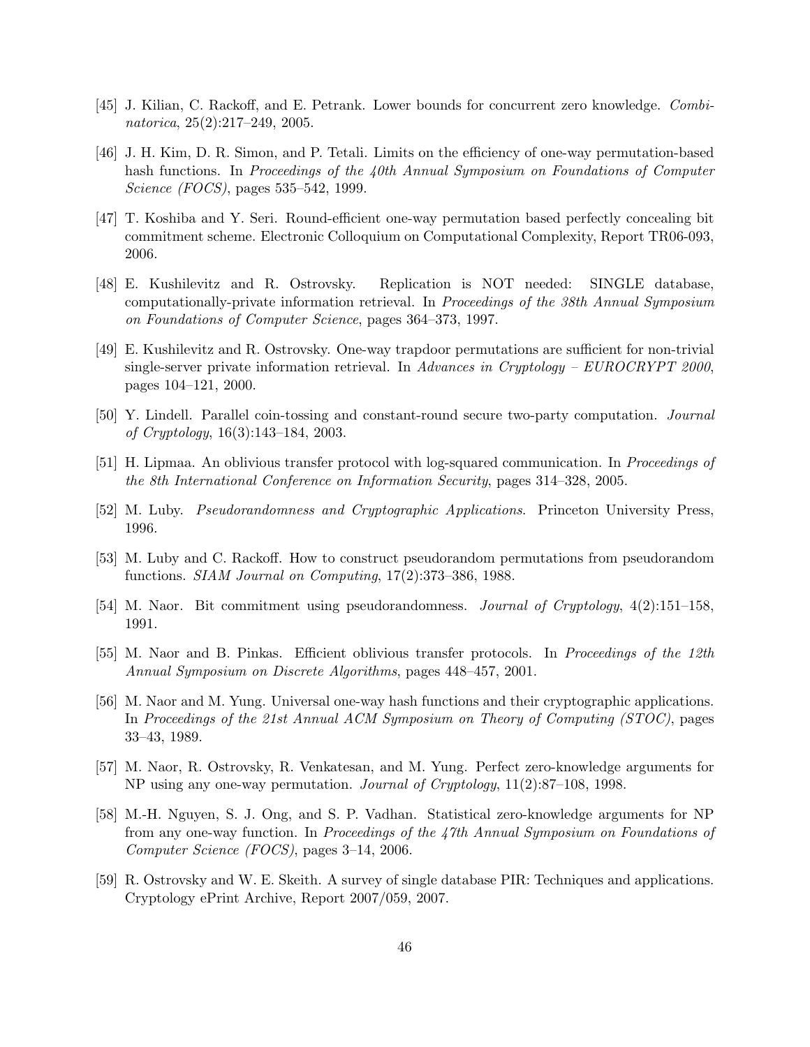[45] J. Kilian, C. Rackoff, and E. Petrank. Lower bounds for concurrent zero knowledge. *Combinatorica*, 25(2):217–249, 2005.

[46] J. H. Kim, D. R. Simon, and P. Tetali. Limits on the efficiency of one-way permutation-based hash functions. In *Proceedings of the 40th Annual Symposium on Foundations of Computer Science (FOCS)*, pages 535–542, 1999.

[47] T. Koshiba and Y. Seri. Round-efficient one-way permutation based perfectly concealing bit commitment scheme. Electronic Colloquium on Computational Complexity, Report TR06-093, 2006.

[48] E. Kushilevitz and R. Ostrovsky. Replication is NOT needed: SINGLE database, computationally-private information retrieval. In *Proceedings of the 38th Annual Symposium on Foundations of Computer Science*, pages 364–373, 1997.

[49] E. Kushilevitz and R. Ostrovsky. One-way trapdoor permutations are sufficient for non-trivial single-server private information retrieval. In *Advances in Cryptology – EUROCRYPT 2000*, pages 104–121, 2000.

[50] Y. Lindell. Parallel coin-tossing and constant-round secure two-party computation. *Journal of Cryptology*, 16(3):143–184, 2003.

[51] H. Lipmaa. An oblivious transfer protocol with log-squared communication. In *Proceedings of the 8th International Conference on Information Security*, pages 314–328, 2005.

[52] M. Luby. *Pseudorandomness and Cryptographic Applications*. Princeton University Press, 1996.

[53] M. Luby and C. Rackoff. How to construct pseudorandom permutations from pseudorandom functions. *SIAM Journal on Computing*, 17(2):373–386, 1988.

[54] M. Naor. Bit commitment using pseudorandomness. *Journal of Cryptology*, 4(2):151–158, 1991.

[55] M. Naor and B. Pinkas. Efficient oblivious transfer protocols. In *Proceedings of the 12th Annual Symposium on Discrete Algorithms*, pages 448–457, 2001.

[56] M. Naor and M. Yung. Universal one-way hash functions and their cryptographic applications. In *Proceedings of the 21st Annual ACM Symposium on Theory of Computing (STOC)*, pages 33–43, 1989.

[57] M. Naor, R. Ostrovsky, R. Venkatesan, and M. Yung. Perfect zero-knowledge arguments for NP using any one-way permutation. *Journal of Cryptology*, 11(2):87–108, 1998.

[58] M.-H. Nguyen, S. J. Ong, and S. P. Vadhan. Statistical zero-knowledge arguments for NP from any one-way function. In *Proceedings of the 47th Annual Symposium on Foundations of Computer Science (FOCS)*, pages 3–14, 2006.

[59] R. Ostrovsky and W. E. Skeith. A survey of single database PIR: Techniques and applications. Cryptology ePrint Archive, Report 2007/059, 2007.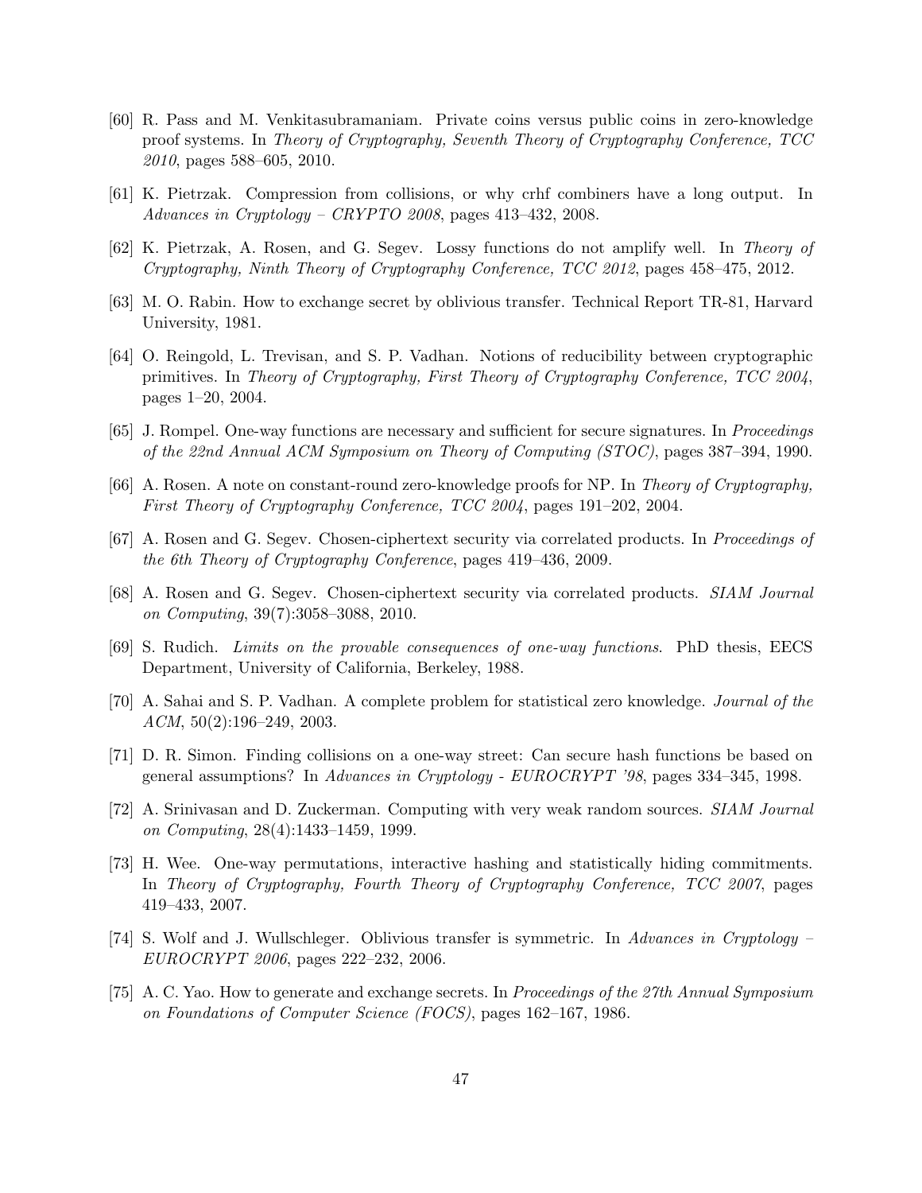[60] R. Pass and M. Venkitasubramaniam. Private coins versus public coins in zero-knowledge proof systems. In *Theory of Cryptography, Seventh Theory of Cryptography Conference, TCC 2010*, pages 588–605, 2010.

[61] K. Pietrzak. Compression from collisions, or why crhf combiners have a long output. In *Advances in Cryptology – CRYPTO 2008*, pages 413–432, 2008.

[62] K. Pietrzak, A. Rosen, and G. Segev. Lossy functions do not amplify well. In *Theory of Cryptography, Ninth Theory of Cryptography Conference, TCC 2012*, pages 458–475, 2012.

[63] M. O. Rabin. How to exchange secret by oblivious transfer. Technical Report TR-81, Harvard University, 1981.

[64] O. Reingold, L. Trevisan, and S. P. Vadhan. Notions of reducibility between cryptographic primitives. In *Theory of Cryptography, First Theory of Cryptography Conference, TCC 2004*, pages 1–20, 2004.

[65] J. Rompel. One-way functions are necessary and sufficient for secure signatures. In *Proceedings of the 22nd Annual ACM Symposium on Theory of Computing (STOC)*, pages 387–394, 1990.

[66] A. Rosen. A note on constant-round zero-knowledge proofs for NP. In *Theory of Cryptography, First Theory of Cryptography Conference, TCC 2004*, pages 191–202, 2004.

[67] A. Rosen and G. Segev. Chosen-ciphertext security via correlated products. In *Proceedings of the 6th Theory of Cryptography Conference*, pages 419–436, 2009.

[68] A. Rosen and G. Segev. Chosen-ciphertext security via correlated products. *SIAM Journal on Computing*, 39(7):3058–3088, 2010.

[69] S. Rudich. *Limits on the provable consequences of one-way functions*. PhD thesis, EECS Department, University of California, Berkeley, 1988.

[70] A. Sahai and S. P. Vadhan. A complete problem for statistical zero knowledge. *Journal of the ACM*, 50(2):196–249, 2003.

[71] D. R. Simon. Finding collisions on a one-way street: Can secure hash functions be based on general assumptions? In *Advances in Cryptology - EUROCRYPT '98*, pages 334–345, 1998.

[72] A. Srinivasan and D. Zuckerman. Computing with very weak random sources. *SIAM Journal on Computing*, 28(4):1433–1459, 1999.

[73] H. Wee. One-way permutations, interactive hashing and statistically hiding commitments. In *Theory of Cryptography, Fourth Theory of Cryptography Conference, TCC 2007*, pages 419–433, 2007.

[74] S. Wolf and J. Wullschleger. Oblivious transfer is symmetric. In *Advances in Cryptology – EUROCRYPT 2006*, pages 222–232, 2006.

[75] A. C. Yao. How to generate and exchange secrets. In *Proceedings of the 27th Annual Symposium on Foundations of Computer Science (FOCS)*, pages 162–167, 1986.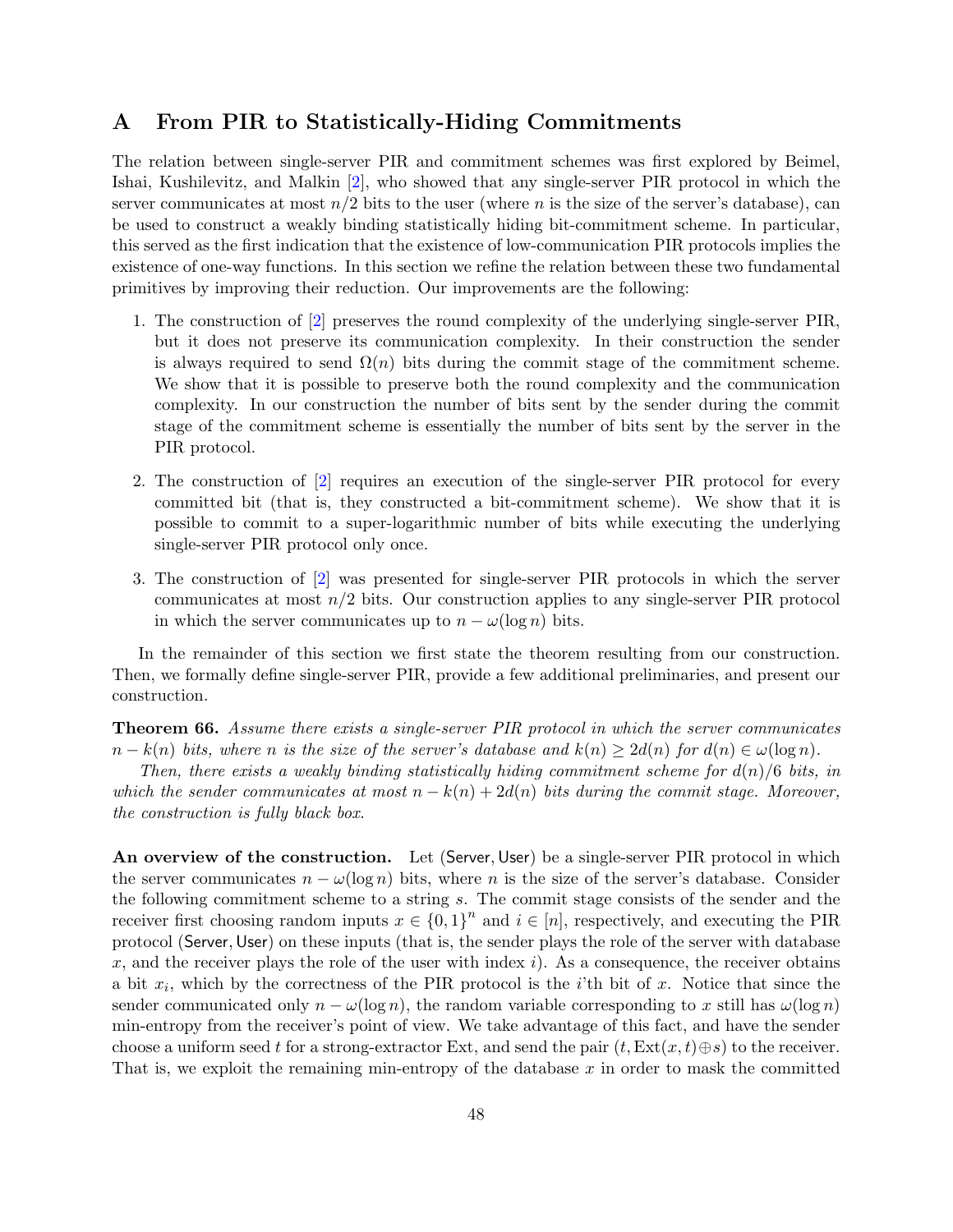# A From PIR to Statistically-Hiding Commitments

The relation between single-server PIR and commitment schemes was first explored by Beimel, Ishai, Kushilevitz, and Malkin [2], who showed that any single-server PIR protocol in which the server communicates at most $n/2$ bits to the user (where $n$ is the size of the server's database), can be used to construct a weakly binding statistically hiding bit-commitment scheme. In particular, this served as the first indication that the existence of low-communication PIR protocols implies the existence of one-way functions. In this section we refine the relation between these two fundamental primitives by improving their reduction. Our improvements are the following:

1. The construction of [2] preserves the round complexity of the underlying single-server PIR, but it does not preserve its communication complexity. In their construction the sender is always required to send $\Omega(n)$ bits during the commit stage of the commitment scheme. We show that it is possible to preserve both the round complexity and the communication complexity. In our construction the number of bits sent by the sender during the commit stage of the commitment scheme is essentially the number of bits sent by the server in the PIR protocol.

2. The construction of [2] requires an execution of the single-server PIR protocol for every committed bit (that is, they constructed a bit-commitment scheme). We show that it is possible to commit to a super-logarithmic number of bits while executing the underlying single-server PIR protocol only once.

3. The construction of [2] was presented for single-server PIR protocols in which the server communicates at most $n/2$ bits. Our construction applies to any single-server PIR protocol in which the server communicates up to $n - \omega(\log n)$ bits.

In the remainder of this section we first state the theorem resulting from our construction. Then, we formally define single-server PIR, provide a few additional preliminaries, and present our construction.

**Theorem 66.** *Assume there exists a single-server PIR protocol in which the server communicates $n - k(n)$ bits, where $n$ is the size of the server's database and $k(n) \geq 2d(n)$ for $d(n) \in \omega(\log n)$.*

*Then, there exists a weakly binding statistically hiding commitment scheme for $d(n)/6$ bits, in which the sender communicates at most $n - k(n) + 2d(n)$ bits during the commit stage. Moreover, the construction is fully black box.*

**An overview of the construction.** Let $(\mathsf{Server}, \mathsf{User})$ be a single-server PIR protocol in which the server communicates $n - \omega(\log n)$ bits, where $n$ is the size of the server's database. Consider the following commitment scheme to a string $s$. The commit stage consists of the sender and the receiver first choosing random inputs $x \in \{0,1\}^n$ and $i \in [n]$, respectively, and executing the PIR protocol $(\mathsf{Server}, \mathsf{User})$ on these inputs (that is, the sender plays the role of the server with database $x$, and the receiver plays the role of the user with index $i$). As a consequence, the receiver obtains a bit $x_i$, which by the correctness of the PIR protocol is the $i$'th bit of $x$. Notice that since the sender communicated only $n - \omega(\log n)$, the random variable corresponding to $x$ still has $\omega(\log n)$ min-entropy from the receiver's point of view. We take advantage of this fact, and have the sender choose a uniform seed $t$ for a strong-extractor Ext, and send the pair $(t, \mathrm{Ext}(x, t) \oplus s)$ to the receiver. That is, we exploit the remaining min-entropy of the database $x$ in order to mask the committed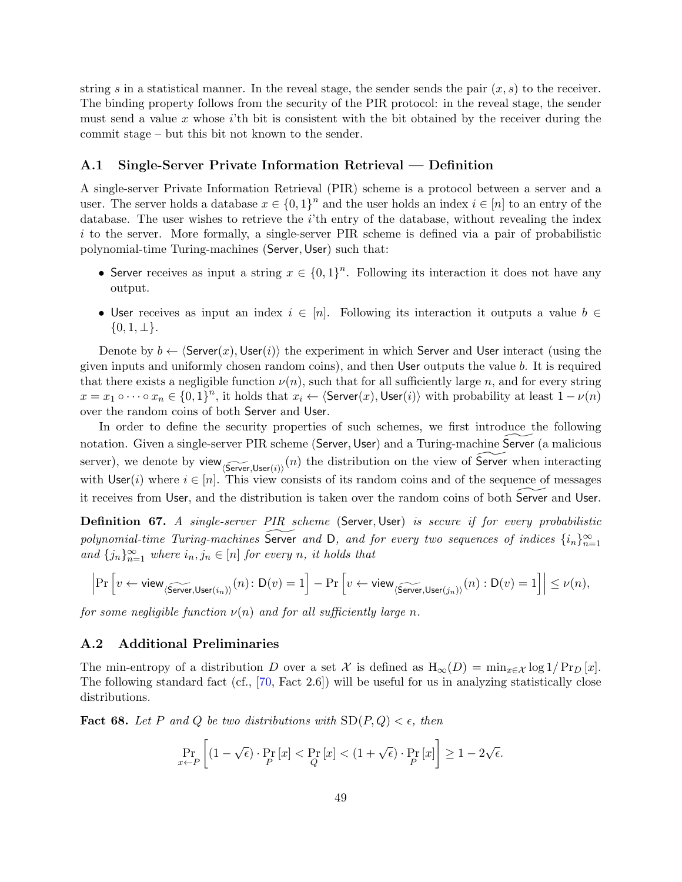string $s$ in a statistical manner. In the reveal stage, the sender sends the pair $(x, s)$ to the receiver. The binding property follows from the security of the PIR protocol: in the reveal stage, the sender must send a value $x$ whose $i$'th bit is consistent with the bit obtained by the receiver during the commit stage – but this bit not known to the sender.

### A.1 Single-Server Private Information Retrieval — Definition

A single-server Private Information Retrieval (PIR) scheme is a protocol between a server and a user. The server holds a database $x \in \{0,1\}^n$ and the user holds an index $i \in [n]$ to an entry of the database. The user wishes to retrieve the $i$'th entry of the database, without revealing the index $i$ to the server. More formally, a single-server PIR scheme is defined via a pair of probabilistic polynomial-time Turing-machines $(\mathsf{Server}, \mathsf{User})$ such that:

- $\mathsf{Server}$ receives as input a string $x \in \{0,1\}^n$. Following its interaction it does not have any output.
- $\mathsf{User}$ receives as input an index $i \in [n]$. Following its interaction it outputs a value $b \in \{0, 1, \perp\}$.

Denote by $b \leftarrow \langle \mathsf{Server}(x), \mathsf{User}(i) \rangle$ the experiment in which $\mathsf{Server}$ and $\mathsf{User}$ interact (using the given inputs and uniformly chosen random coins), and then $\mathsf{User}$ outputs the value $b$. It is required that there exists a negligible function $\nu(n)$, such that for all sufficiently large $n$, and for every string $x = x_1 \circ \cdots \circ x_n \in \{0,1\}^n$, it holds that $x_i \leftarrow \langle \mathsf{Server}(x), \mathsf{User}(i) \rangle$ with probability at least $1 - \nu(n)$ over the random coins of both $\mathsf{Server}$ and $\mathsf{User}$.

In order to define the security properties of such schemes, we first introduce the following notation. Given a single-server PIR scheme $(\mathsf{Server}, \mathsf{User})$ and a Turing-machine $\widetilde{\mathsf{Server}}$ (a malicious server), we denote by $\mathsf{view}_{\langle \widetilde{\mathsf{Server}}, \mathsf{User}(i) \rangle}(n)$ the distribution on the view of $\widetilde{\mathsf{Server}}$ when interacting with $\mathsf{User}(i)$ where $i \in [n]$. This view consists of its random coins and of the sequence of messages it receives from $\mathsf{User}$, and the distribution is taken over the random coins of both $\widetilde{\mathsf{Server}}$ and $\mathsf{User}$.

**Definition 67.** *A single-server PIR scheme* $(\mathsf{Server}, \mathsf{User})$ *is secure if for every probabilistic polynomial-time Turing-machines* $\widetilde{\mathsf{Server}}$ *and* $\mathsf{D}$*, and for every two sequences of indices* $\{i_n\}_{n=1}^{\infty}$ *and* $\{j_n\}_{n=1}^{\infty}$ *where* $i_n, j_n \in [n]$ *for every* $n$*, it holds that*

$$\left| \Pr\left[ v \leftarrow \mathsf{view}_{\langle \widetilde{\mathsf{Server}}, \mathsf{User}(i_n) \rangle}(n) \colon \mathsf{D}(v) = 1 \right] - \Pr\left[ v \leftarrow \mathsf{view}_{\langle \widetilde{\mathsf{Server}}, \mathsf{User}(j_n) \rangle}(n) : \mathsf{D}(v) = 1 \right] \right| \leq \nu(n),$$

*for some negligible function* $\nu(n)$ *and for all sufficiently large* $n$*.*

### A.2 Additional Preliminaries

The min-entropy of a distribution $D$ over a set $\mathcal{X}$ is defined as $\mathrm{H}_\infty(D) = \min_{x \in \mathcal{X}} \log 1/\Pr_D[x]$. The following standard fact (cf., [70, Fact 2.6]) will be useful for us in analyzing statistically close distributions.

**Fact 68.** *Let* $P$ *and* $Q$ *be two distributions with* $\mathrm{SD}(P, Q) < \epsilon$*, then*

$$\Pr_{x \leftarrow P}\left[ (1 - \sqrt{\epsilon}) \cdot \Pr_P[x] < \Pr_Q[x] < (1 + \sqrt{\epsilon}) \cdot \Pr_P[x] \right] \geq 1 - 2\sqrt{\epsilon}.$$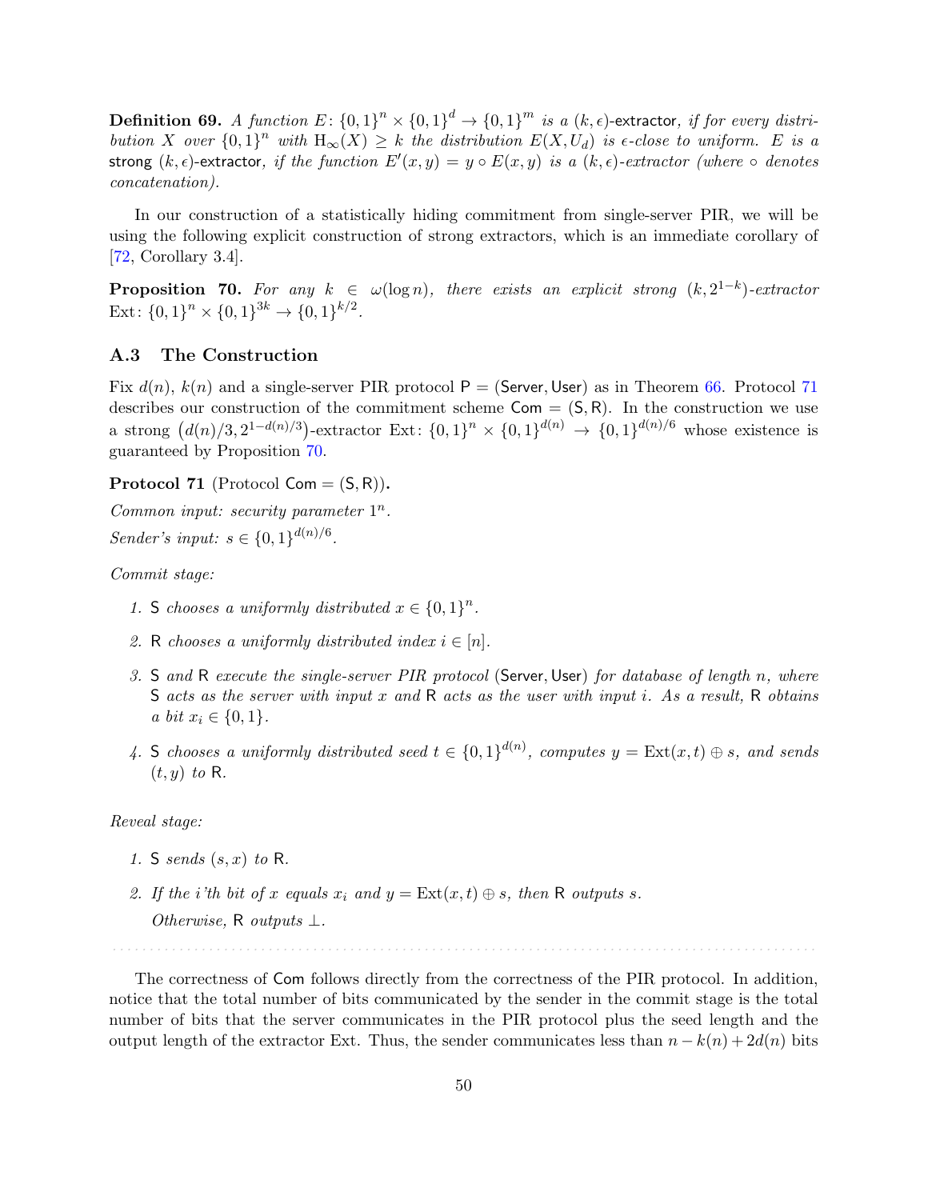**Definition 69.** *A function $E\colon \{0,1\}^n \times \{0,1\}^d \to \{0,1\}^m$ is a* $(k,\epsilon)$-extractor*, if for every distribution $X$ over $\{0,1\}^n$ with $\mathrm{H}_\infty(X) \geq k$ the distribution $E(X, U_d)$ is $\epsilon$-close to uniform. $E$ is a* strong $(k,\epsilon)$-extractor*, if the function $E'(x,y) = y \circ E(x,y)$ is a $(k,\epsilon)$-extractor (where $\circ$ denotes concatenation).*

In our construction of a statistically hiding commitment from single-server PIR, we will be using the following explicit construction of strong extractors, which is an immediate corollary of [72, Corollary 3.4].

**Proposition 70.** *For any $k \in \omega(\log n)$, there exists an explicit strong $(k, 2^{1-k})$-extractor $\mathrm{Ext}\colon \{0,1\}^n \times \{0,1\}^{3k} \to \{0,1\}^{k/2}$.*

### A.3 The Construction

Fix $d(n)$, $k(n)$ and a single-server PIR protocol $\mathsf{P} = (\mathsf{Server}, \mathsf{User})$ as in Theorem 66. Protocol 71 describes our construction of the commitment scheme $\mathsf{Com} = (\mathsf{S}, \mathsf{R})$. In the construction we use a strong $\left(d(n)/3, 2^{1-d(n)/3}\right)$-extractor $\mathrm{Ext}\colon \{0,1\}^n \times \{0,1\}^{d(n)} \to \{0,1\}^{d(n)/6}$ whose existence is guaranteed by Proposition 70.

**Protocol 71** (Protocol $\mathsf{Com} = (\mathsf{S}, \mathsf{R})$)**.**

*Common input: security parameter $1^n$.*

*Sender's input: $s \in \{0,1\}^{d(n)/6}$.*

*Commit stage:*

1. *$\mathsf{S}$ chooses a uniformly distributed $x \in \{0,1\}^n$.*
2. *$\mathsf{R}$ chooses a uniformly distributed index $i \in [n]$.*
3. *$\mathsf{S}$ and $\mathsf{R}$ execute the single-server PIR protocol $(\mathsf{Server}, \mathsf{User})$ for database of length $n$, where $\mathsf{S}$ acts as the server with input $x$ and $\mathsf{R}$ acts as the user with input $i$. As a result, $\mathsf{R}$ obtains a bit $x_i \in \{0,1\}$.*
4. *$\mathsf{S}$ chooses a uniformly distributed seed $t \in \{0,1\}^{d(n)}$, computes $y = \mathrm{Ext}(x,t) \oplus s$, and sends $(t,y)$ to $\mathsf{R}$.*

*Reveal stage:*

1. *$\mathsf{S}$ sends $(s,x)$ to $\mathsf{R}$.*
2. *If the $i$'th bit of $x$ equals $x_i$ and $y = \mathrm{Ext}(x,t) \oplus s$, then $\mathsf{R}$ outputs $s$.*

   *Otherwise, $\mathsf{R}$ outputs $\perp$.*

. . . . . . . . . . . . . . . . . . . . . . . . . . . . . . . . . . . . . . . . . . . . . . . . . . . . . . . . . . . . . . . . . . . . . . . . . . . . .

The correctness of $\mathsf{Com}$ follows directly from the correctness of the PIR protocol. In addition, notice that the total number of bits communicated by the sender in the commit stage is the total number of bits that the server communicates in the PIR protocol plus the seed length and the output length of the extractor Ext. Thus, the sender communicates less than $n - k(n) + 2d(n)$ bits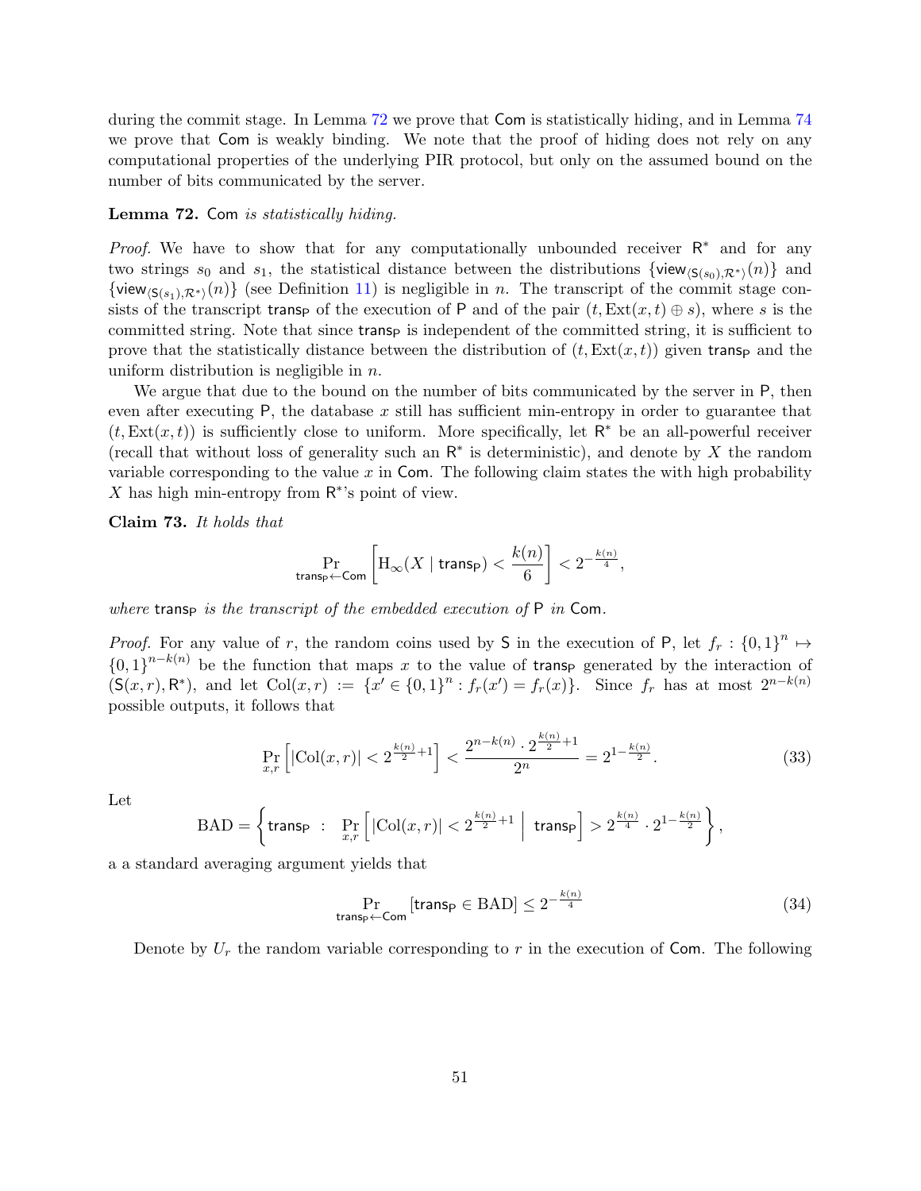during the commit stage. In Lemma 72 we prove that $\mathsf{Com}$ is statistically hiding, and in Lemma 74 we prove that $\mathsf{Com}$ is weakly binding. We note that the proof of hiding does not rely on any computational properties of the underlying PIR protocol, but only on the assumed bound on the number of bits communicated by the server.

**Lemma 72.** *$\mathsf{Com}$ is statistically hiding.*

*Proof.* We have to show that for any computationally unbounded receiver $\mathsf{R}^*$ and for any two strings $s_0$ and $s_1$, the statistical distance between the distributions $\{\mathsf{view}_{\langle \mathsf{S}(s_0),\mathcal{R}^*\rangle}(n)\}$ and $\{\mathsf{view}_{\langle \mathsf{S}(s_1),\mathcal{R}^*\rangle}(n)\}$ (see Definition 11) is negligible in $n$. The transcript of the commit stage consists of the transcript $\mathsf{trans}_\mathsf{P}$ of the execution of $\mathsf{P}$ and of the pair $(t, \mathrm{Ext}(x,t) \oplus s)$, where $s$ is the committed string. Note that since $\mathsf{trans}_\mathsf{P}$ is independent of the committed string, it is sufficient to prove that the statistically distance between the distribution of $(t, \mathrm{Ext}(x,t))$ given $\mathsf{trans}_\mathsf{P}$ and the uniform distribution is negligible in $n$.

We argue that due to the bound on the number of bits communicated by the server in $\mathsf{P}$, then even after executing $\mathsf{P}$, the database $x$ still has sufficient min-entropy in order to guarantee that $(t, \mathrm{Ext}(x,t))$ is sufficiently close to uniform. More specifically, let $\mathsf{R}^*$ be an all-powerful receiver (recall that without loss of generality such an $\mathsf{R}^*$ is deterministic), and denote by $X$ the random variable corresponding to the value $x$ in $\mathsf{Com}$. The following claim states the with high probability $X$ has high min-entropy from $\mathsf{R}^*$'s point of view.

**Claim 73.** *It holds that*

$$\Pr_{\mathsf{trans}_\mathsf{P} \leftarrow \mathsf{Com}}\left[\mathrm{H}_\infty(X \mid \mathsf{trans}_\mathsf{P}) < \frac{k(n)}{6}\right] < 2^{-\frac{k(n)}{4}},$$

*where $\mathsf{trans}_\mathsf{P}$ is the transcript of the embedded execution of $\mathsf{P}$ in $\mathsf{Com}$.*

*Proof.* For any value of $r$, the random coins used by $\mathsf{S}$ in the execution of $\mathsf{P}$, let $f_r : \{0,1\}^n \mapsto \{0,1\}^{n-k(n)}$ be the function that maps $x$ to the value of $\mathsf{trans}_\mathsf{P}$ generated by the interaction of $(\mathsf{S}(x,r), \mathsf{R}^*)$, and let $\mathrm{Col}(x,r) := \{x' \in \{0,1\}^n : f_r(x') = f_r(x)\}$. Since $f_r$ has at most $2^{n-k(n)}$ possible outputs, it follows that

$$\Pr_{x,r}\left[|\mathrm{Col}(x,r)| < 2^{\frac{k(n)}{2}+1}\right] < \frac{2^{n-k(n)} \cdot 2^{\frac{k(n)}{2}+1}}{2^n} = 2^{1-\frac{k(n)}{2}}. \tag{33}$$

Let

$$\mathrm{BAD} = \left\{\mathsf{trans}_\mathsf{P} \; : \; \Pr_{x,r}\left[|\mathrm{Col}(x,r)| < 2^{\frac{k(n)}{2}+1} \;\middle|\; \mathsf{trans}_\mathsf{P}\right] > 2^{\frac{k(n)}{4}} \cdot 2^{1-\frac{k(n)}{2}}\right\},$$

a a standard averaging argument yields that

$$\Pr_{\mathsf{trans}_\mathsf{P} \leftarrow \mathsf{Com}}[\mathsf{trans}_\mathsf{P} \in \mathrm{BAD}] \leq 2^{-\frac{k(n)}{4}} \tag{34}$$

Denote by $U_r$ the random variable corresponding to $r$ in the execution of $\mathsf{Com}$. The following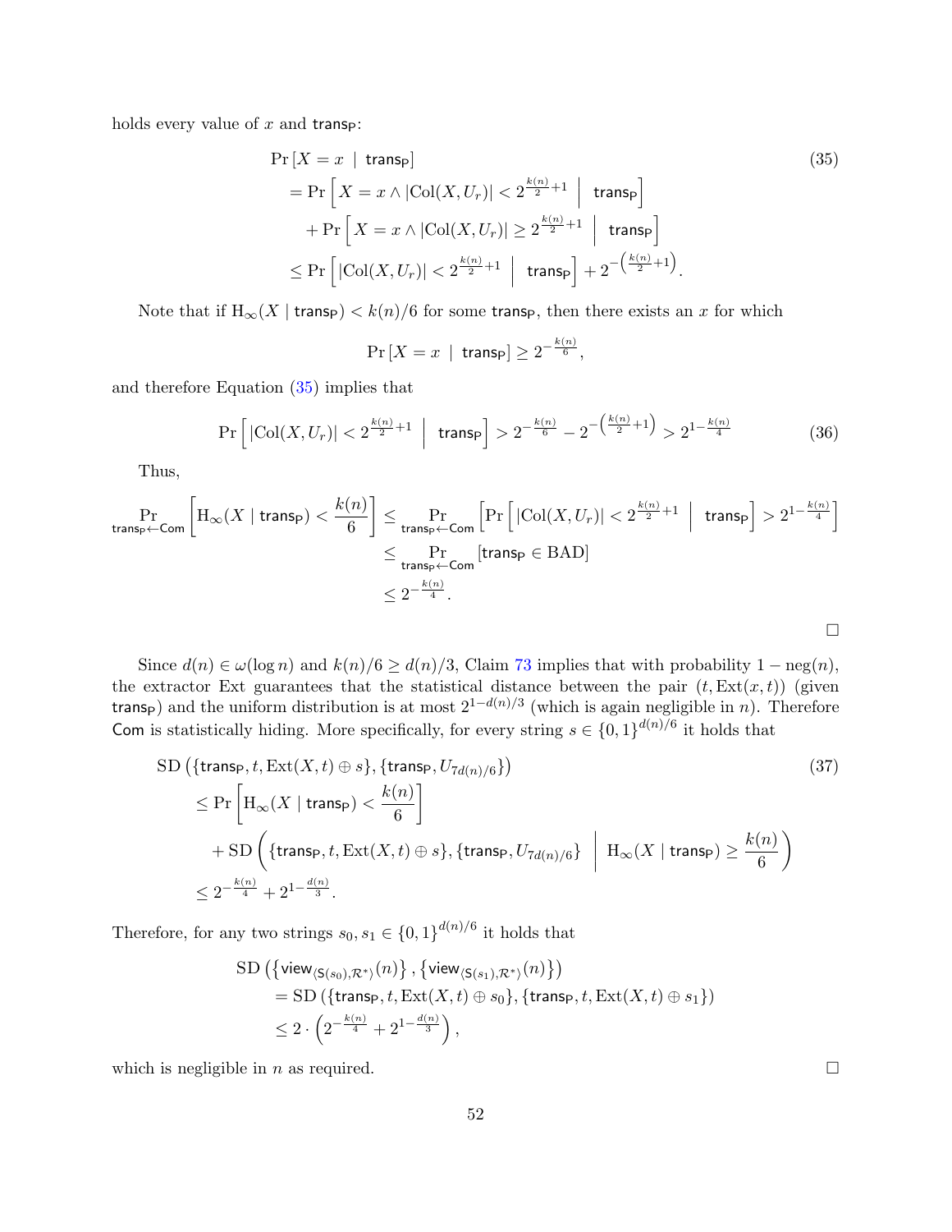holds every value of $x$ and $\mathsf{trans_P}$:

$$
\begin{aligned}
&\Pr\left[X = x \ \mid \ \mathsf{trans_P}\right] \\
&\quad = \Pr\left[X = x \wedge |\mathrm{Col}(X, U_r)| < 2^{\frac{k(n)}{2}+1} \ \middle| \ \mathsf{trans_P}\right] \\
&\qquad + \Pr\left[X = x \wedge |\mathrm{Col}(X, U_r)| \geq 2^{\frac{k(n)}{2}+1} \ \middle| \ \mathsf{trans_P}\right] \\
&\quad \leq \Pr\left[|\mathrm{Col}(X, U_r)| < 2^{\frac{k(n)}{2}+1} \ \middle| \ \mathsf{trans_P}\right] + 2^{-\left(\frac{k(n)}{2}+1\right)}.
\end{aligned} \tag{35}
$$

Note that if $\mathrm{H}_\infty(X \mid \mathsf{trans_P}) < k(n)/6$ for some $\mathsf{trans_P}$, then there exists an $x$ for which

$$
\Pr\left[X = x \ \mid \ \mathsf{trans_P}\right] \geq 2^{-\frac{k(n)}{6}},
$$

and therefore Equation (35) implies that

$$
\Pr\left[|\mathrm{Col}(X, U_r)| < 2^{\frac{k(n)}{2}+1} \ \middle| \ \mathsf{trans_P}\right] > 2^{-\frac{k(n)}{6}} - 2^{-\left(\frac{k(n)}{2}+1\right)} > 2^{1-\frac{k(n)}{4}} \tag{36}
$$

Thus,

$$
\begin{aligned}
\Pr_{\mathsf{trans_P} \leftarrow \mathsf{Com}}\left[\mathrm{H}_\infty(X \mid \mathsf{trans_P}) < \frac{k(n)}{6}\right] &\leq \Pr_{\mathsf{trans_P} \leftarrow \mathsf{Com}}\left[\Pr\left[|\mathrm{Col}(X, U_r)| < 2^{\frac{k(n)}{2}+1} \ \middle| \ \mathsf{trans_P}\right] > 2^{1-\frac{k(n)}{4}}\right] \\
&\leq \Pr_{\mathsf{trans_P} \leftarrow \mathsf{Com}}\left[\mathsf{trans_P} \in \mathrm{BAD}\right] \\
&\leq 2^{-\frac{k(n)}{4}}.
\end{aligned}
$$

□

Since $d(n) \in \omega(\log n)$ and $k(n)/6 \geq d(n)/3$, Claim 73 implies that with probability $1 - \mathrm{neg}(n)$, the extractor Ext guarantees that the statistical distance between the pair $(t, \mathrm{Ext}(x, t))$ (given $\mathsf{trans_P}$) and the uniform distribution is at most $2^{1-d(n)/3}$ (which is again negligible in $n$). Therefore $\mathsf{Com}$ is statistically hiding. More specifically, for every string $s \in \{0,1\}^{d(n)/6}$ it holds that

$$
\begin{aligned}
&\mathrm{SD}\left(\{\mathsf{trans_P}, t, \mathrm{Ext}(X, t) \oplus s\}, \{\mathsf{trans_P}, U_{7d(n)/6}\}\right) \\
&\quad \leq \Pr\left[\mathrm{H}_\infty(X \mid \mathsf{trans_P}) < \frac{k(n)}{6}\right] \\
&\qquad + \mathrm{SD}\left(\{\mathsf{trans_P}, t, \mathrm{Ext}(X, t) \oplus s\}, \{\mathsf{trans_P}, U_{7d(n)/6}\} \ \middle| \ \mathrm{H}_\infty(X \mid \mathsf{trans_P}) \geq \frac{k(n)}{6}\right) \\
&\quad \leq 2^{-\frac{k(n)}{4}} + 2^{1-\frac{d(n)}{3}}.
\end{aligned} \tag{37}
$$

Therefore, for any two strings $s_0, s_1 \in \{0,1\}^{d(n)/6}$ it holds that

$$
\begin{aligned}
&\mathrm{SD}\left(\left\{\mathsf{view}_{\langle \mathsf{S}(s_0), \mathcal{R}^* \rangle}(n)\right\}, \left\{\mathsf{view}_{\langle \mathsf{S}(s_1), \mathcal{R}^* \rangle}(n)\right\}\right) \\
&\quad = \mathrm{SD}\left(\{\mathsf{trans_P}, t, \mathrm{Ext}(X, t) \oplus s_0\}, \{\mathsf{trans_P}, t, \mathrm{Ext}(X, t) \oplus s_1\}\right) \\
&\quad \leq 2 \cdot \left(2^{-\frac{k(n)}{4}} + 2^{1-\frac{d(n)}{3}}\right),
\end{aligned}
$$

which is negligible in $n$ as required.

□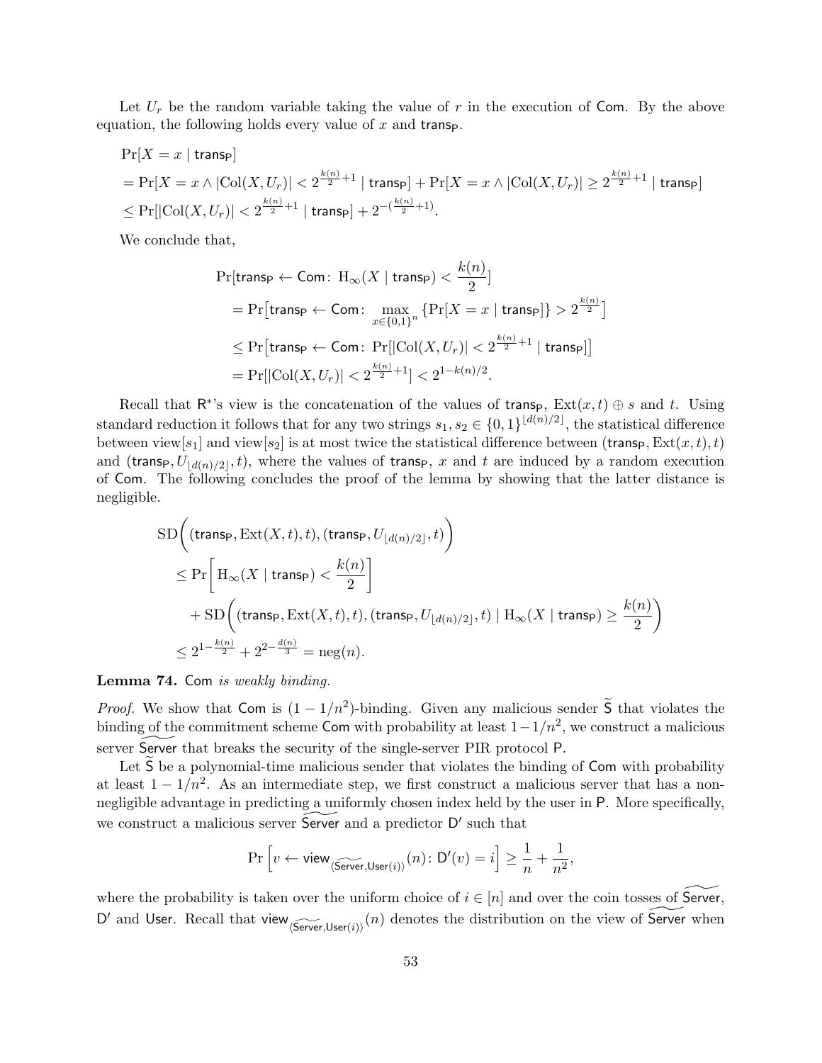Let $U_r$ be the random variable taking the value of $r$ in the execution of $\mathsf{Com}$. By the above equation, the following holds every value of $x$ and $\mathsf{trans_P}$.

$$
\begin{aligned}
&\Pr[X = x \mid \mathsf{trans_P}] \\
&= \Pr[X = x \wedge |\mathrm{Col}(X, U_r)| < 2^{\frac{k(n)}{2}+1} \mid \mathsf{trans_P}] + \Pr[X = x \wedge |\mathrm{Col}(X, U_r)| \geq 2^{\frac{k(n)}{2}+1} \mid \mathsf{trans_P}] \\
&\leq \Pr[|\mathrm{Col}(X, U_r)| < 2^{\frac{k(n)}{2}+1} \mid \mathsf{trans_P}] + 2^{-(\frac{k(n)}{2}+1)}.
\end{aligned}
$$

We conclude that,

$$
\begin{aligned}
&\Pr[\mathsf{trans_P} \leftarrow \mathsf{Com}\colon \mathrm{H}_\infty(X \mid \mathsf{trans_P}) < \frac{k(n)}{2}] \\
&= \Pr\big[\mathsf{trans_P} \leftarrow \mathsf{Com}\colon \max_{x \in \{0,1\}^n} \{\Pr[X = x \mid \mathsf{trans_P}]\} > 2^{\frac{k(n)}{2}}\big] \\
&\leq \Pr\big[\mathsf{trans_P} \leftarrow \mathsf{Com}\colon \Pr[|\mathrm{Col}(X, U_r)| < 2^{\frac{k(n)}{2}+1} \mid \mathsf{trans_P}]\big] \\
&= \Pr[|\mathrm{Col}(X, U_r)| < 2^{\frac{k(n)}{2}+1}] < 2^{1-k(n)/2}.
\end{aligned}
$$

Recall that $\mathsf{R}^*$'s view is the concatenation of the values of $\mathsf{trans_P}$, $\mathrm{Ext}(x,t) \oplus s$ and $t$. Using standard reduction it follows that for any two strings $s_1, s_2 \in \{0,1\}^{\lfloor d(n)/2 \rfloor}$, the statistical difference between $\mathrm{view}[s_1]$ and $\mathrm{view}[s_2]$ is at most twice the statistical difference between $(\mathsf{trans_P}, \mathrm{Ext}(x,t), t)$ and $(\mathsf{trans_P}, U_{\lfloor d(n)/2 \rfloor}, t)$, where the values of $\mathsf{trans_P}$, $x$ and $t$ are induced by a random execution of $\mathsf{Com}$. The following concludes the proof of the lemma by showing that the latter distance is negligible.

$$
\begin{aligned}
&\mathrm{SD}\Big((\mathsf{trans_P}, \mathrm{Ext}(X,t), t), (\mathsf{trans_P}, U_{\lfloor d(n)/2 \rfloor}, t)\Big) \\
&\leq \Pr\Big[\mathrm{H}_\infty(X \mid \mathsf{trans_P}) < \frac{k(n)}{2}\Big] \\
&\quad + \mathrm{SD}\Big((\mathsf{trans_P}, \mathrm{Ext}(X,t), t), (\mathsf{trans_P}, U_{\lfloor d(n)/2 \rfloor}, t) \mid \mathrm{H}_\infty(X \mid \mathsf{trans_P}) \geq \frac{k(n)}{2}\Big) \\
&\leq 2^{1-\frac{k(n)}{2}} + 2^{2-\frac{d(n)}{3}} = \mathrm{neg}(n).
\end{aligned}
$$

**Lemma 74.** $\mathsf{Com}$ *is weakly binding.*

*Proof.* We show that $\mathsf{Com}$ is $(1 - 1/n^2)$-binding. Given any malicious sender $\widetilde{\mathsf{S}}$ that violates the binding of the commitment scheme $\mathsf{Com}$ with probability at least $1 - 1/n^2$, we construct a malicious server $\widetilde{\mathsf{Server}}$ that breaks the security of the single-server PIR protocol $\mathsf{P}$.

Let $\widetilde{\mathsf{S}}$ be a polynomial-time malicious sender that violates the binding of $\mathsf{Com}$ with probability at least $1 - 1/n^2$. As an intermediate step, we first construct a malicious server that has a non-negligible advantage in predicting a uniformly chosen index held by the user in $\mathsf{P}$. More specifically, we construct a malicious server $\widetilde{\mathsf{Server}}$ and a predictor $\mathsf{D}'$ such that

$$
\Pr\left[v \leftarrow \mathsf{view}_{\langle \widetilde{\mathsf{Server}}, \mathsf{User}(i) \rangle}(n)\colon \mathsf{D}'(v) = i\right] \geq \frac{1}{n} + \frac{1}{n^2},
$$

where the probability is taken over the uniform choice of $i \in [n]$ and over the coin tosses of $\widetilde{\mathsf{Server}}$, $\mathsf{D}'$ and $\mathsf{User}$. Recall that $\mathsf{view}_{\langle \widetilde{\mathsf{Server}}, \mathsf{User}(i) \rangle}(n)$ denotes the distribution on the view of $\widetilde{\mathsf{Server}}$ when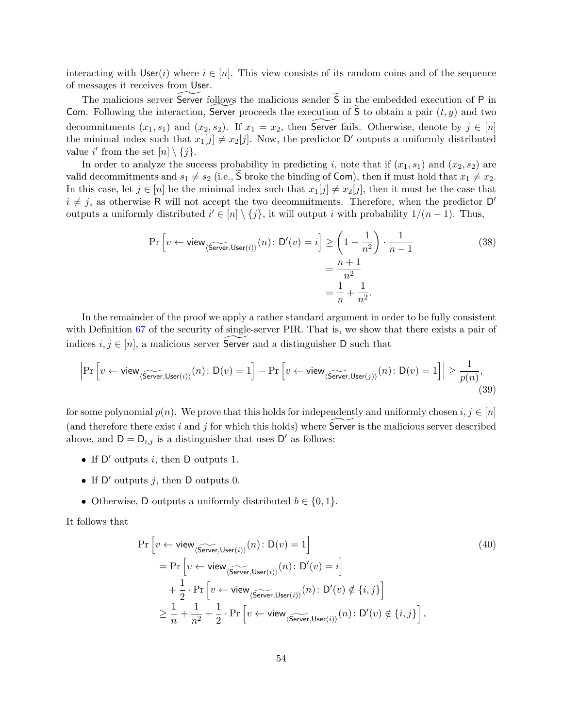interacting with $\mathsf{User}(i)$ where $i \in [n]$. This view consists of its random coins and of the sequence of messages it receives from $\mathsf{User}$.

The malicious server $\widetilde{\mathsf{Server}}$ follows the malicious sender $\widetilde{\mathsf{S}}$ in the embedded execution of $\mathsf{P}$ in $\mathsf{Com}$. Following the interaction, $\widetilde{\mathsf{Server}}$ proceeds the execution of $\widetilde{\mathsf{S}}$ to obtain a pair $(t, y)$ and two decommitments $(x_1, s_1)$ and $(x_2, s_2)$. If $x_1 = x_2$, then $\widetilde{\mathsf{Server}}$ fails. Otherwise, denote by $j \in [n]$ the minimal index such that $x_1[j] \neq x_2[j]$. Now, the predictor $\mathsf{D}'$ outputs a uniformly distributed value $i'$ from the set $[n] \setminus \{j\}$.

In order to analyze the success probability in predicting $i$, note that if $(x_1, s_1)$ and $(x_2, s_2)$ are valid decommitments and $s_1 \neq s_2$ (i.e., $\widetilde{\mathsf{S}}$ broke the binding of $\mathsf{Com}$), then it must hold that $x_1 \neq x_2$. In this case, let $j \in [n]$ be the minimal index such that $x_1[j] \neq x_2[j]$, then it must be the case that $i \neq j$, as otherwise $\mathsf{R}$ will not accept the two decommitments. Therefore, when the predictor $\mathsf{D}'$ outputs a uniformly distributed $i' \in [n] \setminus \{j\}$, it will output $i$ with probability $1/(n-1)$. Thus,

$$
\begin{aligned}
\Pr\left[v \leftarrow \mathsf{view}_{\langle \widetilde{\mathsf{Server}}, \mathsf{User}(i) \rangle}(n) \colon \mathsf{D}'(v) = i\right] &\geq \left(1 - \frac{1}{n^2}\right) \cdot \frac{1}{n-1} \\
&= \frac{n+1}{n^2} \\
&= \frac{1}{n} + \frac{1}{n^2}.
\end{aligned} \tag{38}
$$

In the remainder of the proof we apply a rather standard argument in order to be fully consistent with Definition 67 of the security of single-server PIR. That is, we show that there exists a pair of indices $i, j \in [n]$, a malicious server $\widetilde{\mathsf{Server}}$ and a distinguisher $\mathsf{D}$ such that

$$
\left|\Pr\left[v \leftarrow \mathsf{view}_{\langle \widetilde{\mathsf{Server}}, \mathsf{User}(i) \rangle}(n) \colon \mathsf{D}(v) = 1\right] - \Pr\left[v \leftarrow \mathsf{view}_{\langle \widetilde{\mathsf{Server}}, \mathsf{User}(j) \rangle}(n) \colon \mathsf{D}(v) = 1\right]\right| \geq \frac{1}{p(n)}, \tag{39}
$$

for some polynomial $p(n)$. We prove that this holds for independently and uniformly chosen $i, j \in [n]$ (and therefore there exist $i$ and $j$ for which this holds) where $\widetilde{\mathsf{Server}}$ is the malicious server described above, and $\mathsf{D} = \mathsf{D}_{i,j}$ is a distinguisher that uses $\mathsf{D}'$ as follows:

- If $\mathsf{D}'$ outputs $i$, then $\mathsf{D}$ outputs 1.
- If $\mathsf{D}'$ outputs $j$, then $\mathsf{D}$ outputs 0.
- Otherwise, $\mathsf{D}$ outputs a uniformly distributed $b \in \{0, 1\}$.

It follows that

$$
\begin{aligned}
&\Pr\left[v \leftarrow \mathsf{view}_{\langle \widetilde{\mathsf{Server}}, \mathsf{User}(i) \rangle}(n) \colon \mathsf{D}(v) = 1\right] \\
&\quad = \Pr\left[v \leftarrow \mathsf{view}_{\langle \widetilde{\mathsf{Server}}, \mathsf{User}(i) \rangle}(n) \colon \mathsf{D}'(v) = i\right] \\
&\quad\quad + \frac{1}{2} \cdot \Pr\left[v \leftarrow \mathsf{view}_{\langle \widetilde{\mathsf{Server}}, \mathsf{User}(i) \rangle}(n) \colon \mathsf{D}'(v) \notin \{i, j\}\right] \\
&\quad \geq \frac{1}{n} + \frac{1}{n^2} + \frac{1}{2} \cdot \Pr\left[v \leftarrow \mathsf{view}_{\langle \widetilde{\mathsf{Server}}, \mathsf{User}(i) \rangle}(n) \colon \mathsf{D}'(v) \notin \{i, j\}\right],
\end{aligned} \tag{40}
$$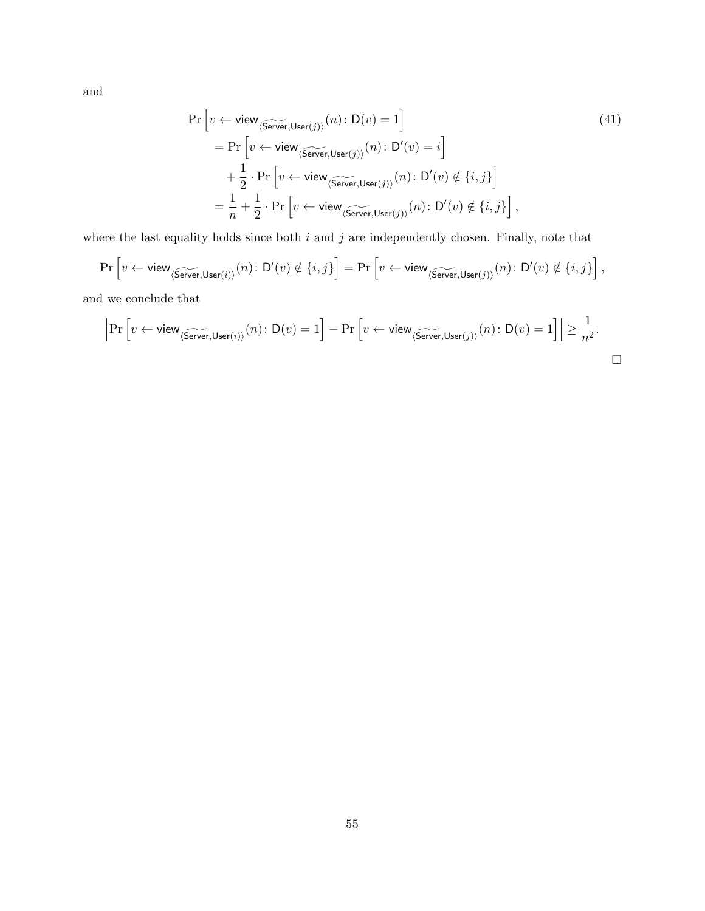and

$$
\begin{aligned}
&\Pr\left[v \leftarrow \mathsf{view}_{\langle \widetilde{\mathsf{Server}}, \mathsf{User}(j) \rangle}(n) \colon \mathsf{D}(v) = 1\right] \\
&\quad = \Pr\left[v \leftarrow \mathsf{view}_{\langle \widetilde{\mathsf{Server}}, \mathsf{User}(j) \rangle}(n) \colon \mathsf{D}'(v) = i\right] \\
&\qquad + \frac{1}{2} \cdot \Pr\left[v \leftarrow \mathsf{view}_{\langle \widetilde{\mathsf{Server}}, \mathsf{User}(j) \rangle}(n) \colon \mathsf{D}'(v) \notin \{i, j\}\right] \\
&\quad = \frac{1}{n} + \frac{1}{2} \cdot \Pr\left[v \leftarrow \mathsf{view}_{\langle \widetilde{\mathsf{Server}}, \mathsf{User}(j) \rangle}(n) \colon \mathsf{D}'(v) \notin \{i, j\}\right],
\end{aligned}
\tag{41}
$$

where the last equality holds since both $i$ and $j$ are independently chosen. Finally, note that

$$
\Pr\left[v \leftarrow \mathsf{view}_{\langle \widetilde{\mathsf{Server}}, \mathsf{User}(i) \rangle}(n) \colon \mathsf{D}'(v) \notin \{i, j\}\right] = \Pr\left[v \leftarrow \mathsf{view}_{\langle \widetilde{\mathsf{Server}}, \mathsf{User}(j) \rangle}(n) \colon \mathsf{D}'(v) \notin \{i, j\}\right],
$$

and we conclude that

$$
\left|\Pr\left[v \leftarrow \mathsf{view}_{\langle \widetilde{\mathsf{Server}}, \mathsf{User}(i) \rangle}(n) \colon \mathsf{D}(v) = 1\right] - \Pr\left[v \leftarrow \mathsf{view}_{\langle \widetilde{\mathsf{Server}}, \mathsf{User}(j) \rangle}(n) \colon \mathsf{D}(v) = 1\right]\right| \geq \frac{1}{n^2}.
$$

□